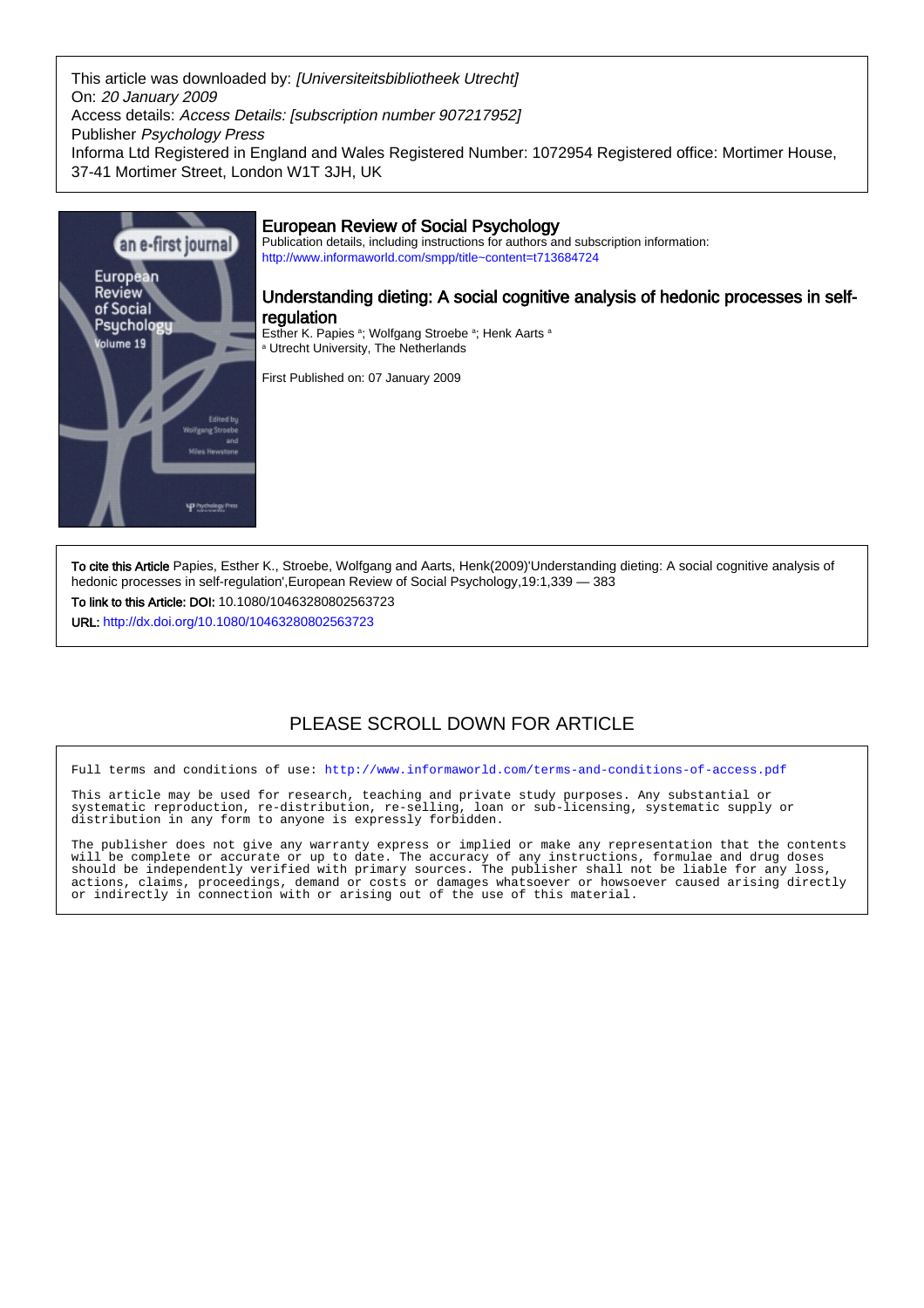This article was downloaded by: *[Universiteitsbibliotheek Utrecht]*
On: *20 January 2009*
Access details: *Access Details: [subscription number 907217952]*
Publisher *Psychology Press*
Informa Ltd Registered in England and Wales Registered Number: 1072954 Registered office: Mortimer House, 37-41 Mortimer Street, London W1T 3JH, UK

# European Review of Social Psychology

Publication details, including instructions for authors and subscription information:
http://www.informaworld.com/smpp/title~content=t713684724

## Understanding dieting: A social cognitive analysis of hedonic processes in self-regulation

Esther K. Papies [a]; Wolfgang Stroebe [a]; Henk Aarts [a]

[a] Utrecht University, The Netherlands

First Published on: 07 January 2009

**To cite this Article** Papies, Esther K., Stroebe, Wolfgang and Aarts, Henk(2009)'Understanding dieting: A social cognitive analysis of hedonic processes in self-regulation',European Review of Social Psychology,19:1,339 — 383

**To link to this Article: DOI:** 10.1080/10463280802563723

**URL:** http://dx.doi.org/10.1080/10463280802563723

PLEASE SCROLL DOWN FOR ARTICLE

Full terms and conditions of use: http://www.informaworld.com/terms-and-conditions-of-access.pdf

This article may be used for research, teaching and private study purposes. Any substantial or systematic reproduction, re-distribution, re-selling, loan or sub-licensing, systematic supply or distribution in any form to anyone is expressly forbidden.

The publisher does not give any warranty express or implied or make any representation that the contents will be complete or accurate or up to date. The accuracy of any instructions, formulae and drug doses should be independently verified with primary sources. The publisher shall not be liable for any loss, actions, claims, proceedings, demand or costs or damages whatsoever or howsoever caused arising directly or indirectly in connection with or arising out of the use of this material.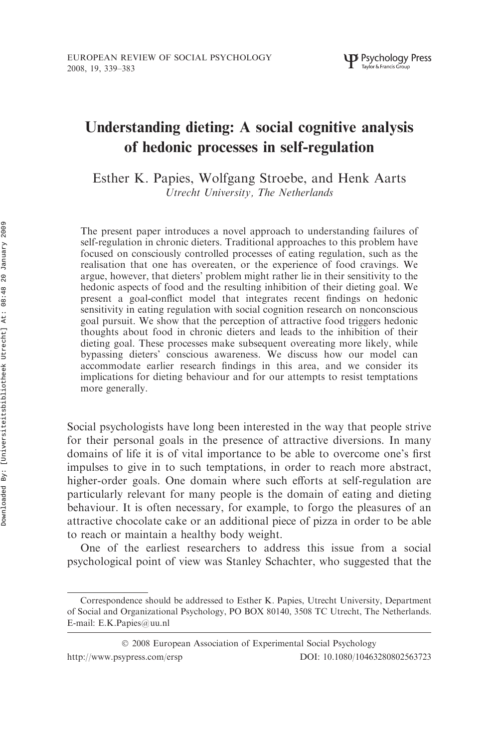# Understanding dieting: A social cognitive analysis of hedonic processes in self-regulation

Esther K. Papies, Wolfgang Stroebe, and Henk Aarts
*Utrecht University, The Netherlands*

The present paper introduces a novel approach to understanding failures of self-regulation in chronic dieters. Traditional approaches to this problem have focused on consciously controlled processes of eating regulation, such as the realisation that one has overeaten, or the experience of food cravings. We argue, however, that dieters' problem might rather lie in their sensitivity to the hedonic aspects of food and the resulting inhibition of their dieting goal. We present a goal-conflict model that integrates recent findings on hedonic sensitivity in eating regulation with social cognition research on nonconscious goal pursuit. We show that the perception of attractive food triggers hedonic thoughts about food in chronic dieters and leads to the inhibition of their dieting goal. These processes make subsequent overeating more likely, while bypassing dieters' conscious awareness. We discuss how our model can accommodate earlier research findings in this area, and we consider its implications for dieting behaviour and for our attempts to resist temptations more generally.

Social psychologists have long been interested in the way that people strive for their personal goals in the presence of attractive diversions. In many domains of life it is of vital importance to be able to overcome one's first impulses to give in to such temptations, in order to reach more abstract, higher-order goals. One domain where such efforts at self-regulation are particularly relevant for many people is the domain of eating and dieting behaviour. It is often necessary, for example, to forgo the pleasures of an attractive chocolate cake or an additional piece of pizza in order to be able to reach or maintain a healthy body weight.

One of the earliest researchers to address this issue from a social psychological point of view was Stanley Schachter, who suggested that the

Correspondence should be addressed to Esther K. Papies, Utrecht University, Department of Social and Organizational Psychology, PO BOX 80140, 3508 TC Utrecht, The Netherlands. E-mail: E.K.Papies@uu.nl

© 2008 European Association of Experimental Social Psychology
http://www.psypress.com/ersp DOI: 10.1080/10463280802563723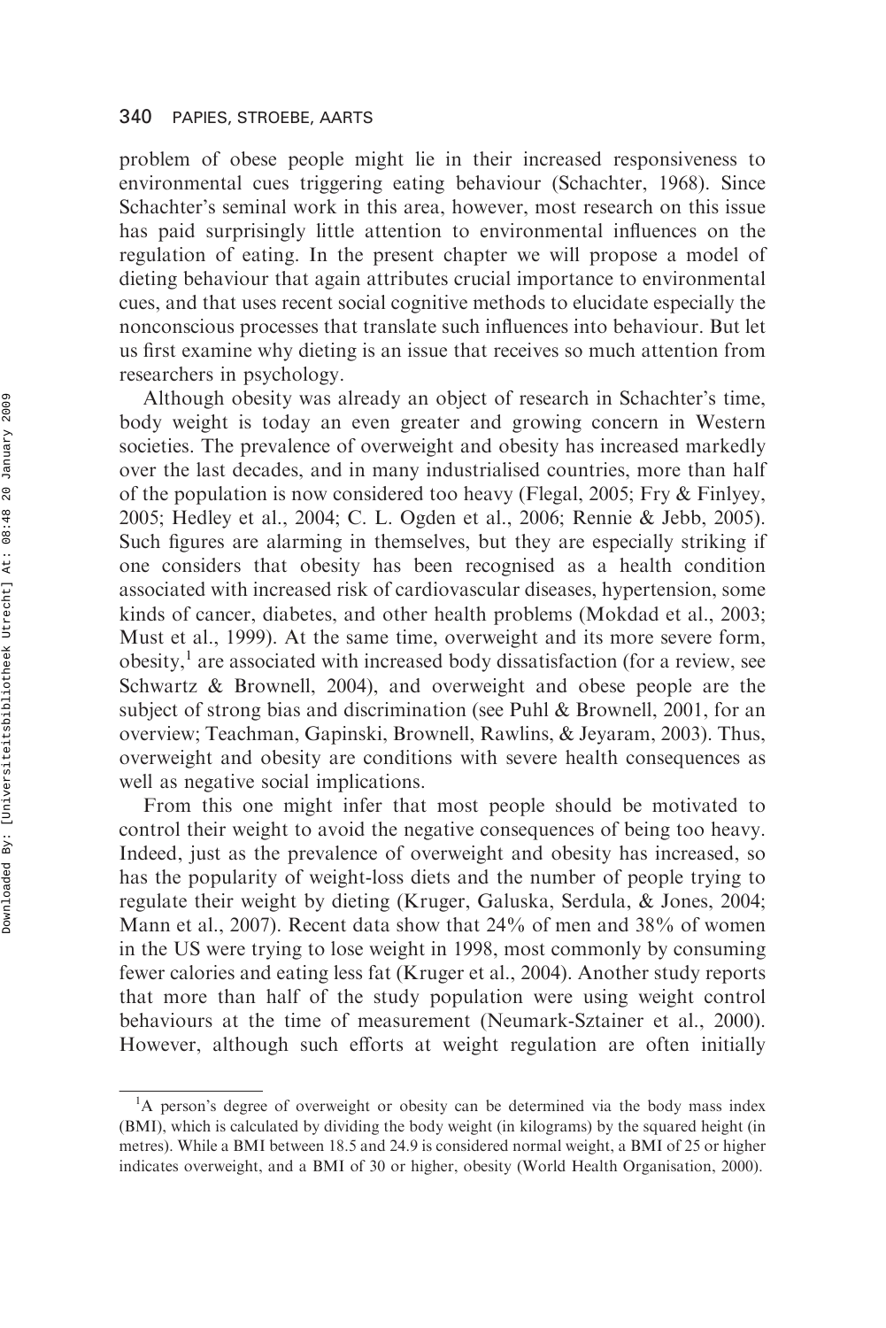problem of obese people might lie in their increased responsiveness to environmental cues triggering eating behaviour (Schachter, 1968). Since Schachter's seminal work in this area, however, most research on this issue has paid surprisingly little attention to environmental influences on the regulation of eating. In the present chapter we will propose a model of dieting behaviour that again attributes crucial importance to environmental cues, and that uses recent social cognitive methods to elucidate especially the nonconscious processes that translate such influences into behaviour. But let us first examine why dieting is an issue that receives so much attention from researchers in psychology.

Although obesity was already an object of research in Schachter's time, body weight is today an even greater and growing concern in Western societies. The prevalence of overweight and obesity has increased markedly over the last decades, and in many industrialised countries, more than half of the population is now considered too heavy (Flegal, 2005; Fry & Finlyey, 2005; Hedley et al., 2004; C. L. Ogden et al., 2006; Rennie & Jebb, 2005). Such figures are alarming in themselves, but they are especially striking if one considers that obesity has been recognised as a health condition associated with increased risk of cardiovascular diseases, hypertension, some kinds of cancer, diabetes, and other health problems (Mokdad et al., 2003; Must et al., 1999). At the same time, overweight and its more severe form, obesity,[1] are associated with increased body dissatisfaction (for a review, see Schwartz & Brownell, 2004), and overweight and obese people are the subject of strong bias and discrimination (see Puhl & Brownell, 2001, for an overview; Teachman, Gapinski, Brownell, Rawlins, & Jeyaram, 2003). Thus, overweight and obesity are conditions with severe health consequences as well as negative social implications.

From this one might infer that most people should be motivated to control their weight to avoid the negative consequences of being too heavy. Indeed, just as the prevalence of overweight and obesity has increased, so has the popularity of weight-loss diets and the number of people trying to regulate their weight by dieting (Kruger, Galuska, Serdula, & Jones, 2004; Mann et al., 2007). Recent data show that 24% of men and 38% of women in the US were trying to lose weight in 1998, most commonly by consuming fewer calories and eating less fat (Kruger et al., 2004). Another study reports that more than half of the study population were using weight control behaviours at the time of measurement (Neumark-Sztainer et al., 2000). However, although such efforts at weight regulation are often initially

[1] A person's degree of overweight or obesity can be determined via the body mass index (BMI), which is calculated by dividing the body weight (in kilograms) by the squared height (in metres). While a BMI between 18.5 and 24.9 is considered normal weight, a BMI of 25 or higher indicates overweight, and a BMI of 30 or higher, obesity (World Health Organisation, 2000).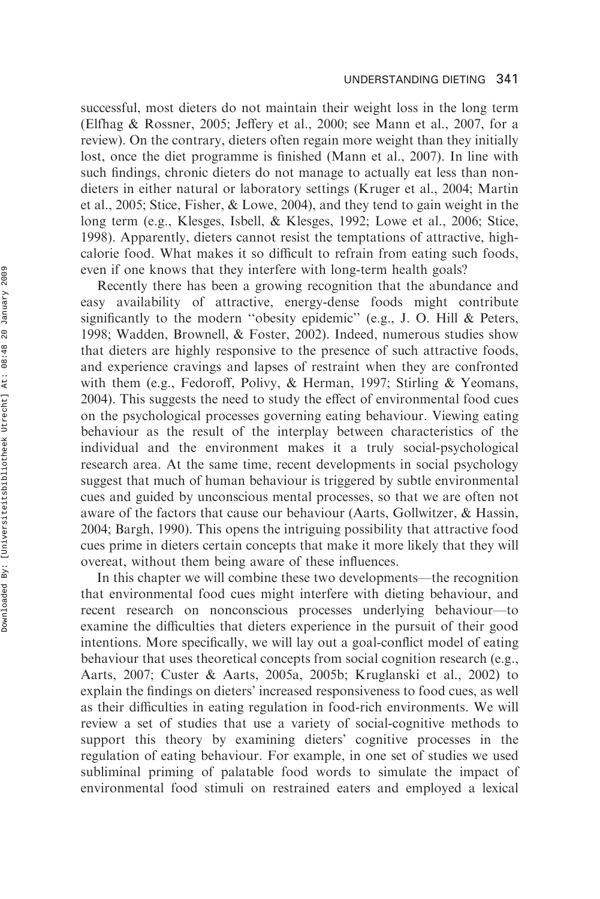successful, most dieters do not maintain their weight loss in the long term (Elfhag & Rossner, 2005; Jeffery et al., 2000; see Mann et al., 2007, for a review). On the contrary, dieters often regain more weight than they initially lost, once the diet programme is finished (Mann et al., 2007). In line with such findings, chronic dieters do not manage to actually eat less than non-dieters in either natural or laboratory settings (Kruger et al., 2004; Martin et al., 2005; Stice, Fisher, & Lowe, 2004), and they tend to gain weight in the long term (e.g., Klesges, Isbell, & Klesges, 1992; Lowe et al., 2006; Stice, 1998). Apparently, dieters cannot resist the temptations of attractive, high-calorie food. What makes it so difficult to refrain from eating such foods, even if one knows that they interfere with long-term health goals?

Recently there has been a growing recognition that the abundance and easy availability of attractive, energy-dense foods might contribute significantly to the modern "obesity epidemic" (e.g., J. O. Hill & Peters, 1998; Wadden, Brownell, & Foster, 2002). Indeed, numerous studies show that dieters are highly responsive to the presence of such attractive foods, and experience cravings and lapses of restraint when they are confronted with them (e.g., Fedoroff, Polivy, & Herman, 1997; Stirling & Yeomans, 2004). This suggests the need to study the effect of environmental food cues on the psychological processes governing eating behaviour. Viewing eating behaviour as the result of the interplay between characteristics of the individual and the environment makes it a truly social-psychological research area. At the same time, recent developments in social psychology suggest that much of human behaviour is triggered by subtle environmental cues and guided by unconscious mental processes, so that we are often not aware of the factors that cause our behaviour (Aarts, Gollwitzer, & Hassin, 2004; Bargh, 1990). This opens the intriguing possibility that attractive food cues prime in dieters certain concepts that make it more likely that they will overeat, without them being aware of these influences.

In this chapter we will combine these two developments—the recognition that environmental food cues might interfere with dieting behaviour, and recent research on nonconscious processes underlying behaviour—to examine the difficulties that dieters experience in the pursuit of their good intentions. More specifically, we will lay out a goal-conflict model of eating behaviour that uses theoretical concepts from social cognition research (e.g., Aarts, 2007; Custer & Aarts, 2005a, 2005b; Kruglanski et al., 2002) to explain the findings on dieters' increased responsiveness to food cues, as well as their difficulties in eating regulation in food-rich environments. We will review a set of studies that use a variety of social-cognitive methods to support this theory by examining dieters' cognitive processes in the regulation of eating behaviour. For example, in one set of studies we used subliminal priming of palatable food words to simulate the impact of environmental food stimuli on restrained eaters and employed a lexical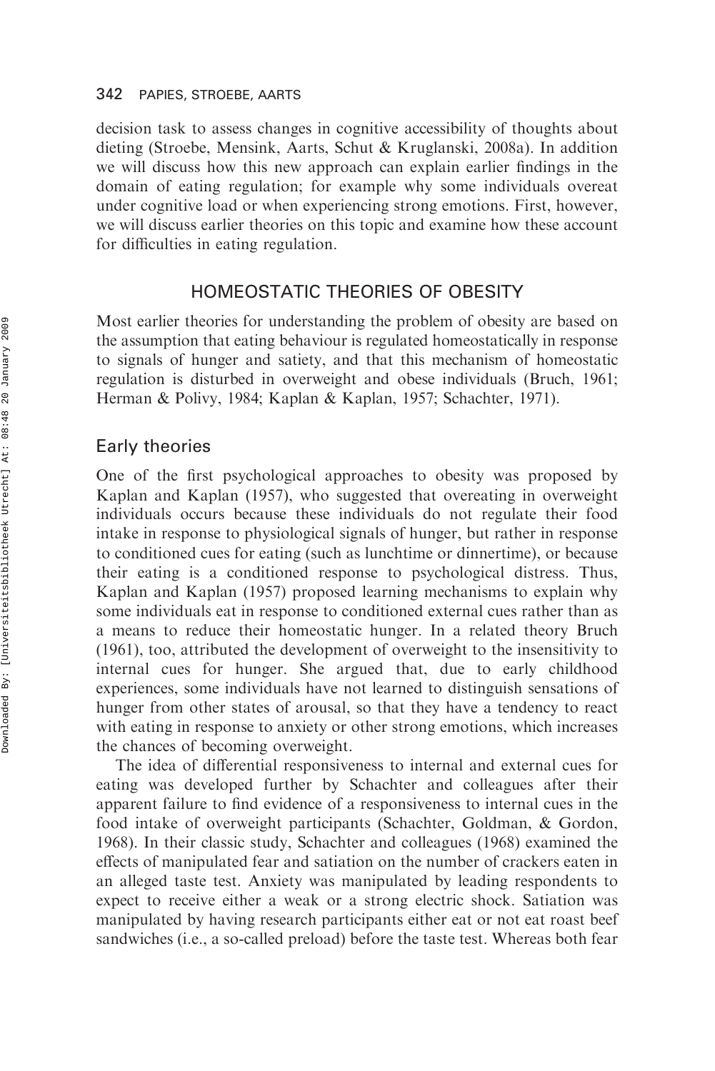decision task to assess changes in cognitive accessibility of thoughts about dieting (Stroebe, Mensink, Aarts, Schut & Kruglanski, 2008a). In addition we will discuss how this new approach can explain earlier findings in the domain of eating regulation; for example why some individuals overeat under cognitive load or when experiencing strong emotions. First, however, we will discuss earlier theories on this topic and examine how these account for difficulties in eating regulation.

## HOMEOSTATIC THEORIES OF OBESITY

Most earlier theories for understanding the problem of obesity are based on the assumption that eating behaviour is regulated homeostatically in response to signals of hunger and satiety, and that this mechanism of homeostatic regulation is disturbed in overweight and obese individuals (Bruch, 1961; Herman & Polivy, 1984; Kaplan & Kaplan, 1957; Schachter, 1971).

### Early theories

One of the first psychological approaches to obesity was proposed by Kaplan and Kaplan (1957), who suggested that overeating in overweight individuals occurs because these individuals do not regulate their food intake in response to physiological signals of hunger, but rather in response to conditioned cues for eating (such as lunchtime or dinnertime), or because their eating is a conditioned response to psychological distress. Thus, Kaplan and Kaplan (1957) proposed learning mechanisms to explain why some individuals eat in response to conditioned external cues rather than as a means to reduce their homeostatic hunger. In a related theory Bruch (1961), too, attributed the development of overweight to the insensitivity to internal cues for hunger. She argued that, due to early childhood experiences, some individuals have not learned to distinguish sensations of hunger from other states of arousal, so that they have a tendency to react with eating in response to anxiety or other strong emotions, which increases the chances of becoming overweight.

The idea of differential responsiveness to internal and external cues for eating was developed further by Schachter and colleagues after their apparent failure to find evidence of a responsiveness to internal cues in the food intake of overweight participants (Schachter, Goldman, & Gordon, 1968). In their classic study, Schachter and colleagues (1968) examined the effects of manipulated fear and satiation on the number of crackers eaten in an alleged taste test. Anxiety was manipulated by leading respondents to expect to receive either a weak or a strong electric shock. Satiation was manipulated by having research participants either eat or not eat roast beef sandwiches (i.e., a so-called preload) before the taste test. Whereas both fear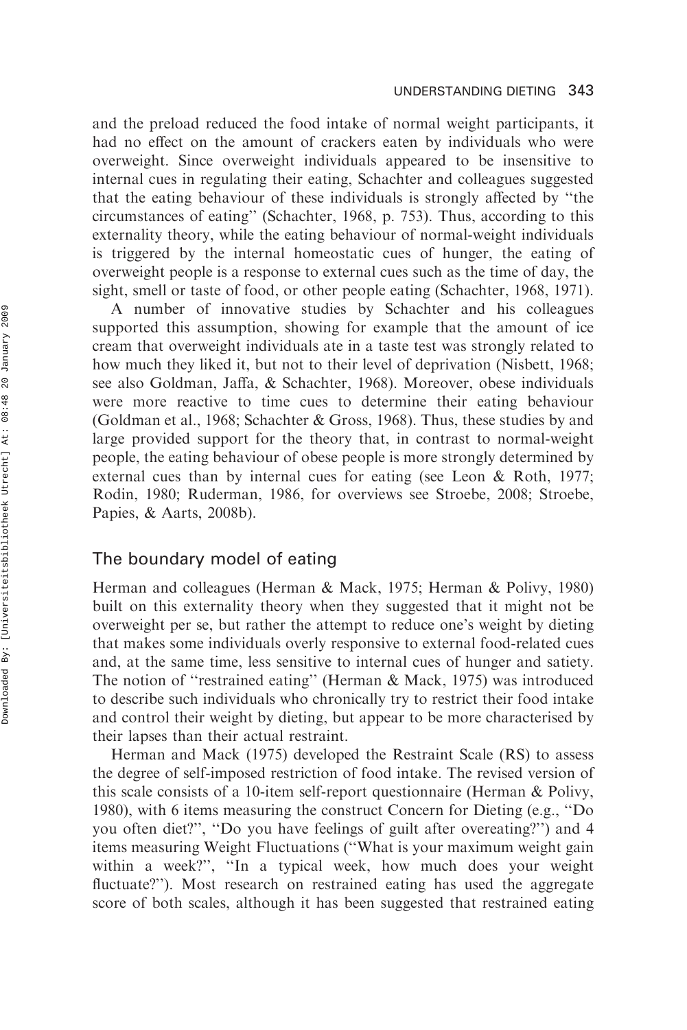and the preload reduced the food intake of normal weight participants, it had no effect on the amount of crackers eaten by individuals who were overweight. Since overweight individuals appeared to be insensitive to internal cues in regulating their eating, Schachter and colleagues suggested that the eating behaviour of these individuals is strongly affected by "the circumstances of eating" (Schachter, 1968, p. 753). Thus, according to this externality theory, while the eating behaviour of normal-weight individuals is triggered by the internal homeostatic cues of hunger, the eating of overweight people is a response to external cues such as the time of day, the sight, smell or taste of food, or other people eating (Schachter, 1968, 1971).

A number of innovative studies by Schachter and his colleagues supported this assumption, showing for example that the amount of ice cream that overweight individuals ate in a taste test was strongly related to how much they liked it, but not to their level of deprivation (Nisbett, 1968; see also Goldman, Jaffa, & Schachter, 1968). Moreover, obese individuals were more reactive to time cues to determine their eating behaviour (Goldman et al., 1968; Schachter & Gross, 1968). Thus, these studies by and large provided support for the theory that, in contrast to normal-weight people, the eating behaviour of obese people is more strongly determined by external cues than by internal cues for eating (see Leon & Roth, 1977; Rodin, 1980; Ruderman, 1986, for overviews see Stroebe, 2008; Stroebe, Papies, & Aarts, 2008b).

## The boundary model of eating

Herman and colleagues (Herman & Mack, 1975; Herman & Polivy, 1980) built on this externality theory when they suggested that it might not be overweight per se, but rather the attempt to reduce one's weight by dieting that makes some individuals overly responsive to external food-related cues and, at the same time, less sensitive to internal cues of hunger and satiety. The notion of "restrained eating" (Herman & Mack, 1975) was introduced to describe such individuals who chronically try to restrict their food intake and control their weight by dieting, but appear to be more characterised by their lapses than their actual restraint.

Herman and Mack (1975) developed the Restraint Scale (RS) to assess the degree of self-imposed restriction of food intake. The revised version of this scale consists of a 10-item self-report questionnaire (Herman & Polivy, 1980), with 6 items measuring the construct Concern for Dieting (e.g., "Do you often diet?", "Do you have feelings of guilt after overeating?") and 4 items measuring Weight Fluctuations ("What is your maximum weight gain within a week?", "In a typical week, how much does your weight fluctuate?"). Most research on restrained eating has used the aggregate score of both scales, although it has been suggested that restrained eating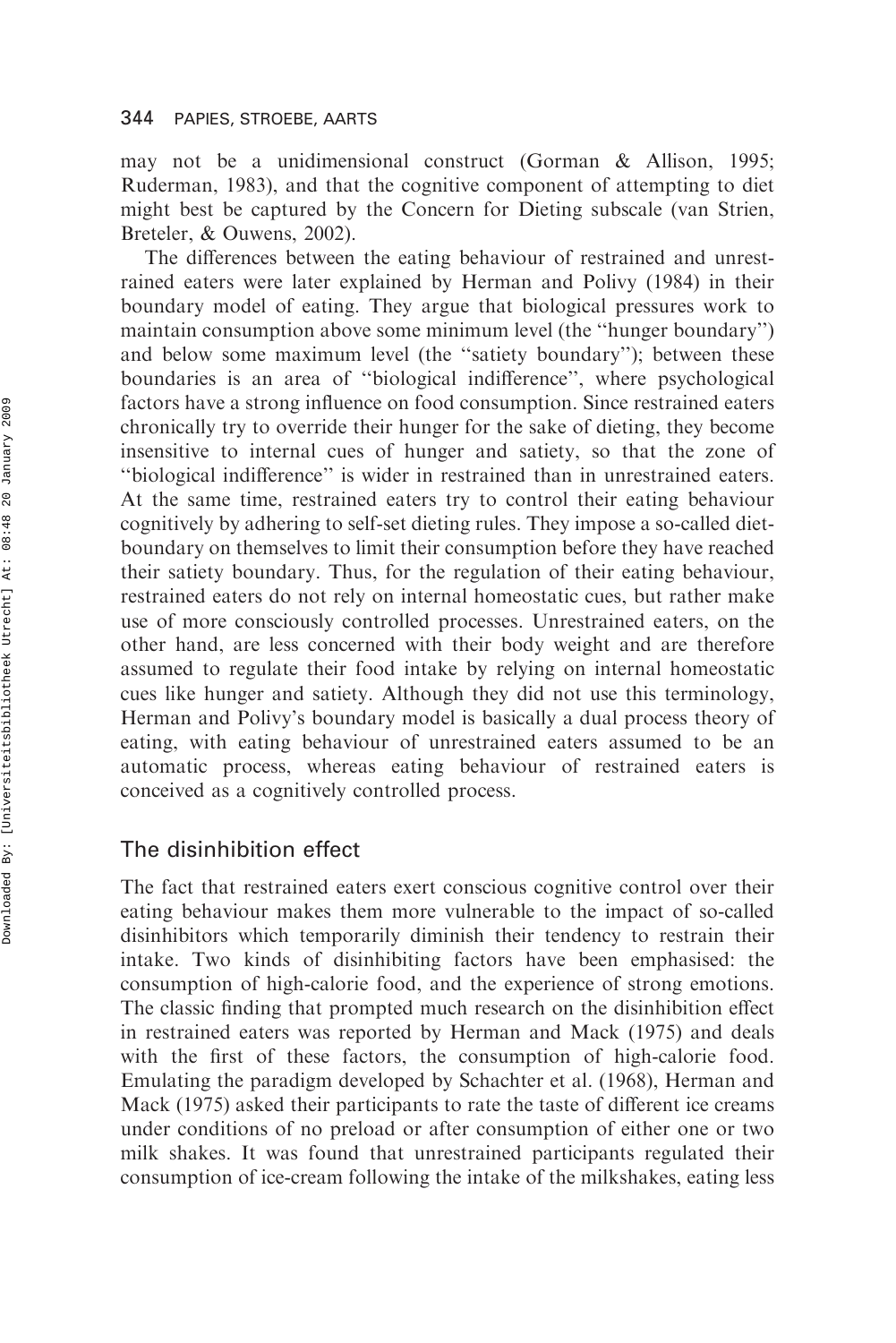may not be a unidimensional construct (Gorman & Allison, 1995; Ruderman, 1983), and that the cognitive component of attempting to diet might best be captured by the Concern for Dieting subscale (van Strien, Breteler, & Ouwens, 2002).

The differences between the eating behaviour of restrained and unrestrained eaters were later explained by Herman and Polivy (1984) in their boundary model of eating. They argue that biological pressures work to maintain consumption above some minimum level (the "hunger boundary") and below some maximum level (the "satiety boundary"); between these boundaries is an area of "biological indifference", where psychological factors have a strong influence on food consumption. Since restrained eaters chronically try to override their hunger for the sake of dieting, they become insensitive to internal cues of hunger and satiety, so that the zone of "biological indifference" is wider in restrained than in unrestrained eaters. At the same time, restrained eaters try to control their eating behaviour cognitively by adhering to self-set dieting rules. They impose a so-called diet-boundary on themselves to limit their consumption before they have reached their satiety boundary. Thus, for the regulation of their eating behaviour, restrained eaters do not rely on internal homeostatic cues, but rather make use of more consciously controlled processes. Unrestrained eaters, on the other hand, are less concerned with their body weight and are therefore assumed to regulate their food intake by relying on internal homeostatic cues like hunger and satiety. Although they did not use this terminology, Herman and Polivy's boundary model is basically a dual process theory of eating, with eating behaviour of unrestrained eaters assumed to be an automatic process, whereas eating behaviour of restrained eaters is conceived as a cognitively controlled process.

## The disinhibition effect

The fact that restrained eaters exert conscious cognitive control over their eating behaviour makes them more vulnerable to the impact of so-called disinhibitors which temporarily diminish their tendency to restrain their intake. Two kinds of disinhibiting factors have been emphasised: the consumption of high-calorie food, and the experience of strong emotions. The classic finding that prompted much research on the disinhibition effect in restrained eaters was reported by Herman and Mack (1975) and deals with the first of these factors, the consumption of high-calorie food. Emulating the paradigm developed by Schachter et al. (1968), Herman and Mack (1975) asked their participants to rate the taste of different ice creams under conditions of no preload or after consumption of either one or two milk shakes. It was found that unrestrained participants regulated their consumption of ice-cream following the intake of the milkshakes, eating less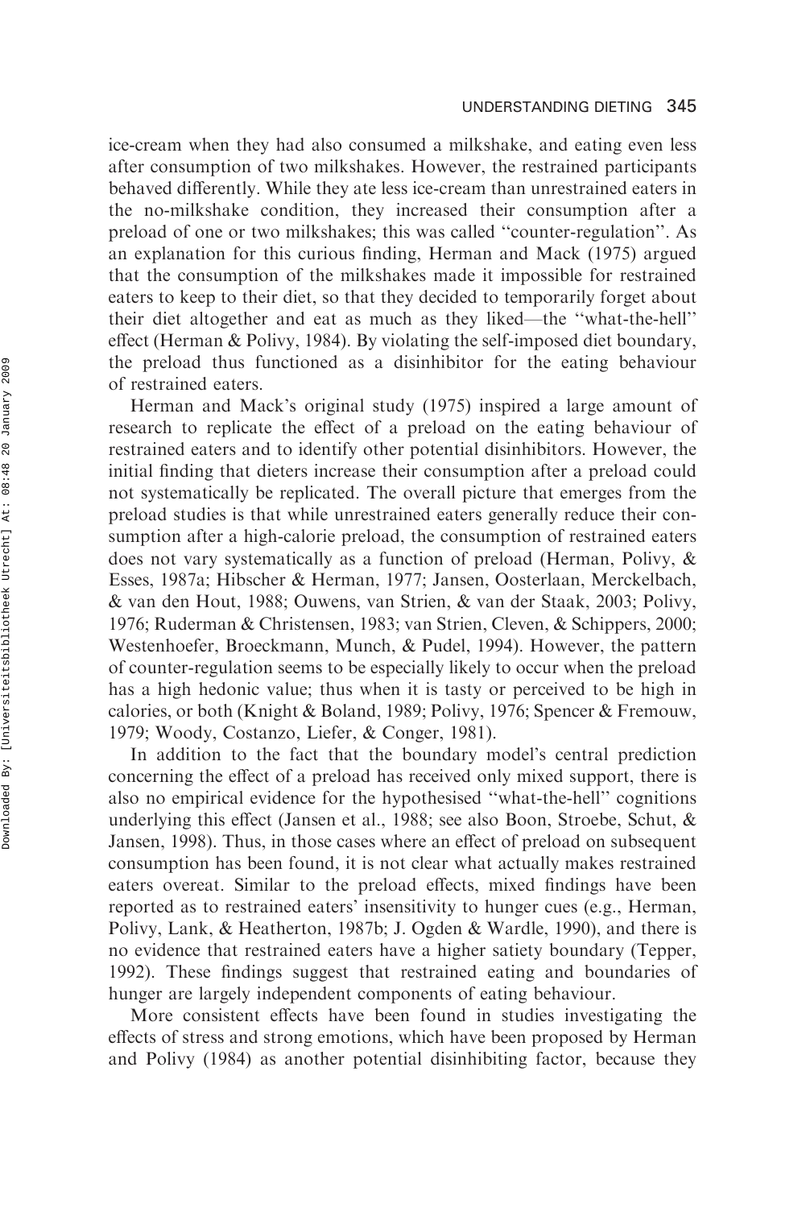ice-cream when they had also consumed a milkshake, and eating even less after consumption of two milkshakes. However, the restrained participants behaved differently. While they ate less ice-cream than unrestrained eaters in the no-milkshake condition, they increased their consumption after a preload of one or two milkshakes; this was called ''counter-regulation''. As an explanation for this curious finding, Herman and Mack (1975) argued that the consumption of the milkshakes made it impossible for restrained eaters to keep to their diet, so that they decided to temporarily forget about their diet altogether and eat as much as they liked—the ''what-the-hell'' effect (Herman & Polivy, 1984). By violating the self-imposed diet boundary, the preload thus functioned as a disinhibitor for the eating behaviour of restrained eaters.

Herman and Mack's original study (1975) inspired a large amount of research to replicate the effect of a preload on the eating behaviour of restrained eaters and to identify other potential disinhibitors. However, the initial finding that dieters increase their consumption after a preload could not systematically be replicated. The overall picture that emerges from the preload studies is that while unrestrained eaters generally reduce their consumption after a high-calorie preload, the consumption of restrained eaters does not vary systematically as a function of preload (Herman, Polivy, & Esses, 1987a; Hibscher & Herman, 1977; Jansen, Oosterlaan, Merckelbach, & van den Hout, 1988; Ouwens, van Strien, & van der Staak, 2003; Polivy, 1976; Ruderman & Christensen, 1983; van Strien, Cleven, & Schippers, 2000; Westenhoefer, Broeckmann, Munch, & Pudel, 1994). However, the pattern of counter-regulation seems to be especially likely to occur when the preload has a high hedonic value; thus when it is tasty or perceived to be high in calories, or both (Knight & Boland, 1989; Polivy, 1976; Spencer & Fremouw, 1979; Woody, Costanzo, Liefer, & Conger, 1981).

In addition to the fact that the boundary model's central prediction concerning the effect of a preload has received only mixed support, there is also no empirical evidence for the hypothesised ''what-the-hell'' cognitions underlying this effect (Jansen et al., 1988; see also Boon, Stroebe, Schut, & Jansen, 1998). Thus, in those cases where an effect of preload on subsequent consumption has been found, it is not clear what actually makes restrained eaters overeat. Similar to the preload effects, mixed findings have been reported as to restrained eaters' insensitivity to hunger cues (e.g., Herman, Polivy, Lank, & Heatherton, 1987b; J. Ogden & Wardle, 1990), and there is no evidence that restrained eaters have a higher satiety boundary (Tepper, 1992). These findings suggest that restrained eating and boundaries of hunger are largely independent components of eating behaviour.

More consistent effects have been found in studies investigating the effects of stress and strong emotions, which have been proposed by Herman and Polivy (1984) as another potential disinhibiting factor, because they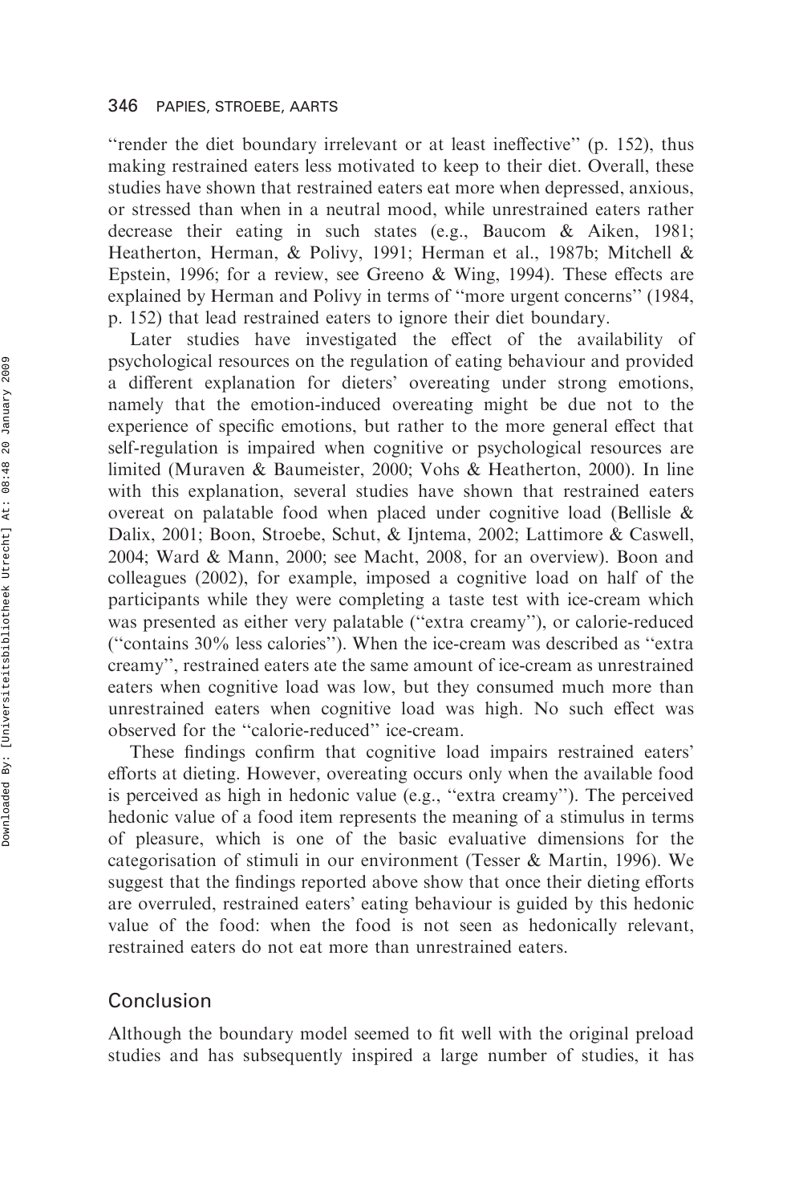"render the diet boundary irrelevant or at least ineffective" (p. 152), thus making restrained eaters less motivated to keep to their diet. Overall, these studies have shown that restrained eaters eat more when depressed, anxious, or stressed than when in a neutral mood, while unrestrained eaters rather decrease their eating in such states (e.g., Baucom & Aiken, 1981; Heatherton, Herman, & Polivy, 1991; Herman et al., 1987b; Mitchell & Epstein, 1996; for a review, see Greeno & Wing, 1994). These effects are explained by Herman and Polivy in terms of "more urgent concerns" (1984, p. 152) that lead restrained eaters to ignore their diet boundary.

Later studies have investigated the effect of the availability of psychological resources on the regulation of eating behaviour and provided a different explanation for dieters' overeating under strong emotions, namely that the emotion-induced overeating might be due not to the experience of specific emotions, but rather to the more general effect that self-regulation is impaired when cognitive or psychological resources are limited (Muraven & Baumeister, 2000; Vohs & Heatherton, 2000). In line with this explanation, several studies have shown that restrained eaters overeat on palatable food when placed under cognitive load (Bellisle & Dalix, 2001; Boon, Stroebe, Schut, & Ijntema, 2002; Lattimore & Caswell, 2004; Ward & Mann, 2000; see Macht, 2008, for an overview). Boon and colleagues (2002), for example, imposed a cognitive load on half of the participants while they were completing a taste test with ice-cream which was presented as either very palatable ("extra creamy"), or calorie-reduced ("contains 30% less calories"). When the ice-cream was described as "extra creamy", restrained eaters ate the same amount of ice-cream as unrestrained eaters when cognitive load was low, but they consumed much more than unrestrained eaters when cognitive load was high. No such effect was observed for the "calorie-reduced" ice-cream.

These findings confirm that cognitive load impairs restrained eaters' efforts at dieting. However, overeating occurs only when the available food is perceived as high in hedonic value (e.g., "extra creamy"). The perceived hedonic value of a food item represents the meaning of a stimulus in terms of pleasure, which is one of the basic evaluative dimensions for the categorisation of stimuli in our environment (Tesser & Martin, 1996). We suggest that the findings reported above show that once their dieting efforts are overruled, restrained eaters' eating behaviour is guided by this hedonic value of the food: when the food is not seen as hedonically relevant, restrained eaters do not eat more than unrestrained eaters.

## Conclusion

Although the boundary model seemed to fit well with the original preload studies and has subsequently inspired a large number of studies, it has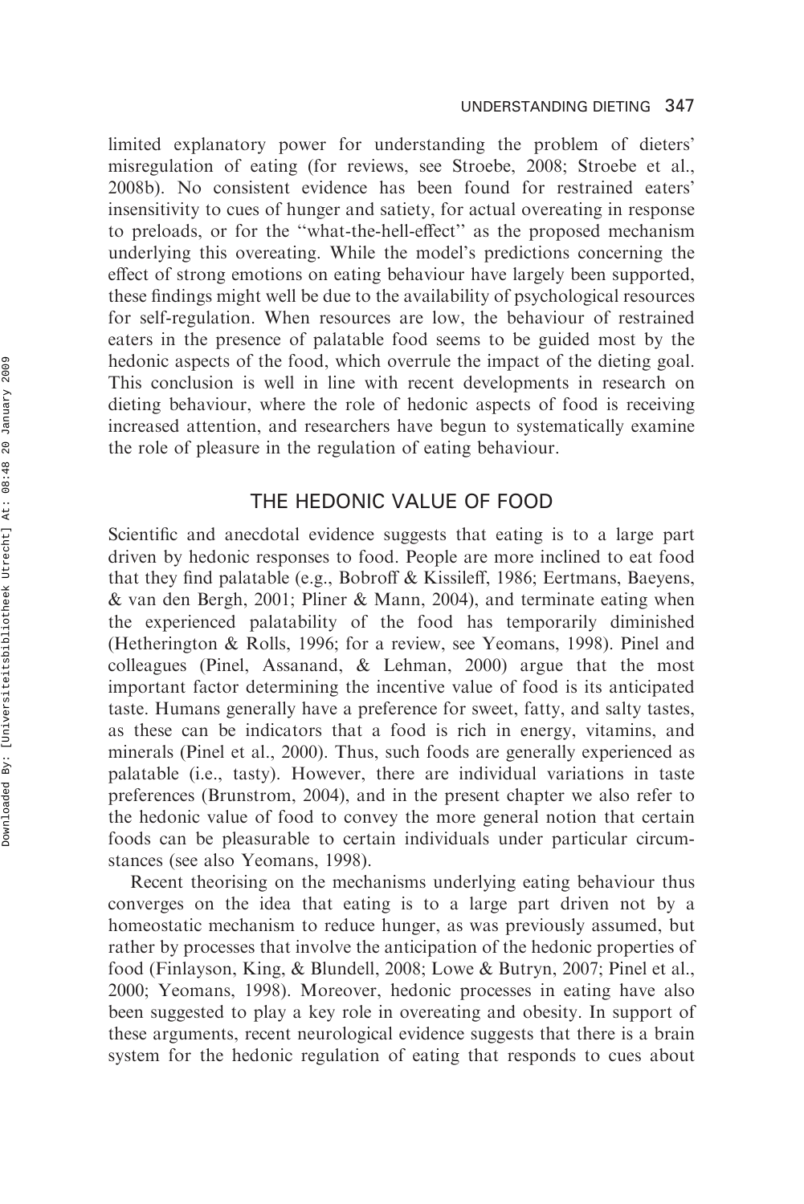limited explanatory power for understanding the problem of dieters' misregulation of eating (for reviews, see Stroebe, 2008; Stroebe et al., 2008b). No consistent evidence has been found for restrained eaters' insensitivity to cues of hunger and satiety, for actual overeating in response to preloads, or for the "what-the-hell-effect" as the proposed mechanism underlying this overeating. While the model's predictions concerning the effect of strong emotions on eating behaviour have largely been supported, these findings might well be due to the availability of psychological resources for self-regulation. When resources are low, the behaviour of restrained eaters in the presence of palatable food seems to be guided most by the hedonic aspects of the food, which overrule the impact of the dieting goal. This conclusion is well in line with recent developments in research on dieting behaviour, where the role of hedonic aspects of food is receiving increased attention, and researchers have begun to systematically examine the role of pleasure in the regulation of eating behaviour.

## THE HEDONIC VALUE OF FOOD

Scientific and anecdotal evidence suggests that eating is to a large part driven by hedonic responses to food. People are more inclined to eat food that they find palatable (e.g., Bobroff & Kissileff, 1986; Eertmans, Baeyens, & van den Bergh, 2001; Pliner & Mann, 2004), and terminate eating when the experienced palatability of the food has temporarily diminished (Hetherington & Rolls, 1996; for a review, see Yeomans, 1998). Pinel and colleagues (Pinel, Assanand, & Lehman, 2000) argue that the most important factor determining the incentive value of food is its anticipated taste. Humans generally have a preference for sweet, fatty, and salty tastes, as these can be indicators that a food is rich in energy, vitamins, and minerals (Pinel et al., 2000). Thus, such foods are generally experienced as palatable (i.e., tasty). However, there are individual variations in taste preferences (Brunstrom, 2004), and in the present chapter we also refer to the hedonic value of food to convey the more general notion that certain foods can be pleasurable to certain individuals under particular circumstances (see also Yeomans, 1998).

Recent theorising on the mechanisms underlying eating behaviour thus converges on the idea that eating is to a large part driven not by a homeostatic mechanism to reduce hunger, as was previously assumed, but rather by processes that involve the anticipation of the hedonic properties of food (Finlayson, King, & Blundell, 2008; Lowe & Butryn, 2007; Pinel et al., 2000; Yeomans, 1998). Moreover, hedonic processes in eating have also been suggested to play a key role in overeating and obesity. In support of these arguments, recent neurological evidence suggests that there is a brain system for the hedonic regulation of eating that responds to cues about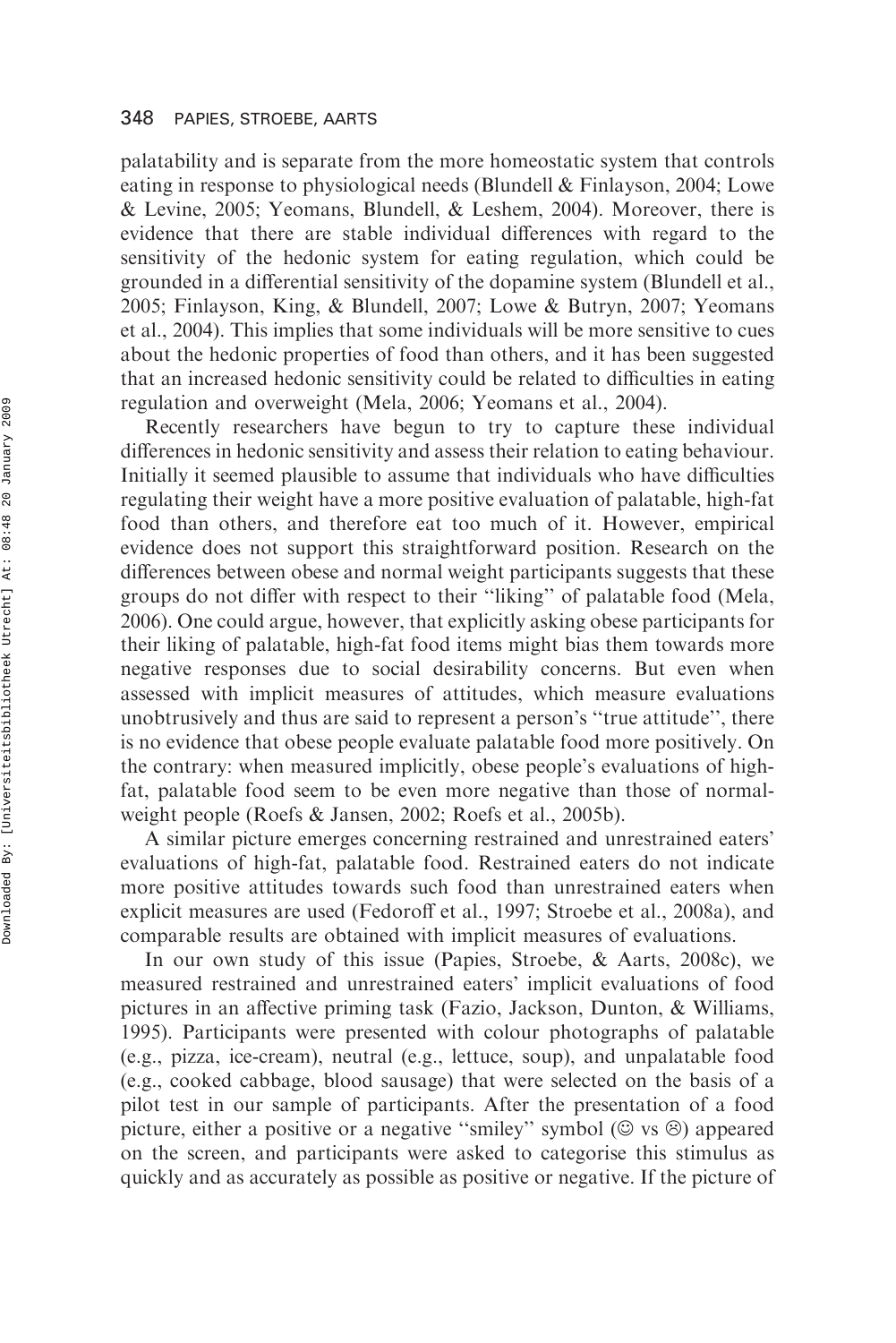palatability and is separate from the more homeostatic system that controls eating in response to physiological needs (Blundell & Finlayson, 2004; Lowe & Levine, 2005; Yeomans, Blundell, & Leshem, 2004). Moreover, there is evidence that there are stable individual differences with regard to the sensitivity of the hedonic system for eating regulation, which could be grounded in a differential sensitivity of the dopamine system (Blundell et al., 2005; Finlayson, King, & Blundell, 2007; Lowe & Butryn, 2007; Yeomans et al., 2004). This implies that some individuals will be more sensitive to cues about the hedonic properties of food than others, and it has been suggested that an increased hedonic sensitivity could be related to difficulties in eating regulation and overweight (Mela, 2006; Yeomans et al., 2004).

Recently researchers have begun to try to capture these individual differences in hedonic sensitivity and assess their relation to eating behaviour. Initially it seemed plausible to assume that individuals who have difficulties regulating their weight have a more positive evaluation of palatable, high-fat food than others, and therefore eat too much of it. However, empirical evidence does not support this straightforward position. Research on the differences between obese and normal weight participants suggests that these groups do not differ with respect to their ''liking'' of palatable food (Mela, 2006). One could argue, however, that explicitly asking obese participants for their liking of palatable, high-fat food items might bias them towards more negative responses due to social desirability concerns. But even when assessed with implicit measures of attitudes, which measure evaluations unobtrusively and thus are said to represent a person's ''true attitude'', there is no evidence that obese people evaluate palatable food more positively. On the contrary: when measured implicitly, obese people's evaluations of high-fat, palatable food seem to be even more negative than those of normal-weight people (Roefs & Jansen, 2002; Roefs et al., 2005b).

A similar picture emerges concerning restrained and unrestrained eaters' evaluations of high-fat, palatable food. Restrained eaters do not indicate more positive attitudes towards such food than unrestrained eaters when explicit measures are used (Fedoroff et al., 1997; Stroebe et al., 2008a), and comparable results are obtained with implicit measures of evaluations.

In our own study of this issue (Papies, Stroebe, & Aarts, 2008c), we measured restrained and unrestrained eaters' implicit evaluations of food pictures in an affective priming task (Fazio, Jackson, Dunton, & Williams, 1995). Participants were presented with colour photographs of palatable (e.g., pizza, ice-cream), neutral (e.g., lettuce, soup), and unpalatable food (e.g., cooked cabbage, blood sausage) that were selected on the basis of a pilot test in our sample of participants. After the presentation of a food picture, either a positive or a negative ''smiley'' symbol (☺ vs ☹) appeared on the screen, and participants were asked to categorise this stimulus as quickly and as accurately as possible as positive or negative. If the picture of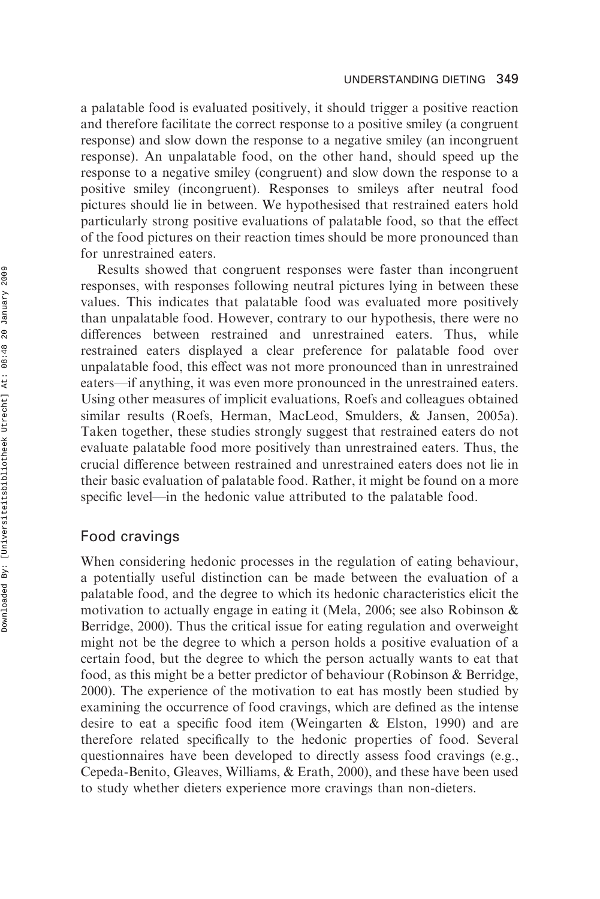a palatable food is evaluated positively, it should trigger a positive reaction and therefore facilitate the correct response to a positive smiley (a congruent response) and slow down the response to a negative smiley (an incongruent response). An unpalatable food, on the other hand, should speed up the response to a negative smiley (congruent) and slow down the response to a positive smiley (incongruent). Responses to smileys after neutral food pictures should lie in between. We hypothesised that restrained eaters hold particularly strong positive evaluations of palatable food, so that the effect of the food pictures on their reaction times should be more pronounced than for unrestrained eaters.

Results showed that congruent responses were faster than incongruent responses, with responses following neutral pictures lying in between these values. This indicates that palatable food was evaluated more positively than unpalatable food. However, contrary to our hypothesis, there were no differences between restrained and unrestrained eaters. Thus, while restrained eaters displayed a clear preference for palatable food over unpalatable food, this effect was not more pronounced than in unrestrained eaters—if anything, it was even more pronounced in the unrestrained eaters. Using other measures of implicit evaluations, Roefs and colleagues obtained similar results (Roefs, Herman, MacLeod, Smulders, & Jansen, 2005a). Taken together, these studies strongly suggest that restrained eaters do not evaluate palatable food more positively than unrestrained eaters. Thus, the crucial difference between restrained and unrestrained eaters does not lie in their basic evaluation of palatable food. Rather, it might be found on a more specific level—in the hedonic value attributed to the palatable food.

## Food cravings

When considering hedonic processes in the regulation of eating behaviour, a potentially useful distinction can be made between the evaluation of a palatable food, and the degree to which its hedonic characteristics elicit the motivation to actually engage in eating it (Mela, 2006; see also Robinson & Berridge, 2000). Thus the critical issue for eating regulation and overweight might not be the degree to which a person holds a positive evaluation of a certain food, but the degree to which the person actually wants to eat that food, as this might be a better predictor of behaviour (Robinson & Berridge, 2000). The experience of the motivation to eat has mostly been studied by examining the occurrence of food cravings, which are defined as the intense desire to eat a specific food item (Weingarten & Elston, 1990) and are therefore related specifically to the hedonic properties of food. Several questionnaires have been developed to directly assess food cravings (e.g., Cepeda-Benito, Gleaves, Williams, & Erath, 2000), and these have been used to study whether dieters experience more cravings than non-dieters.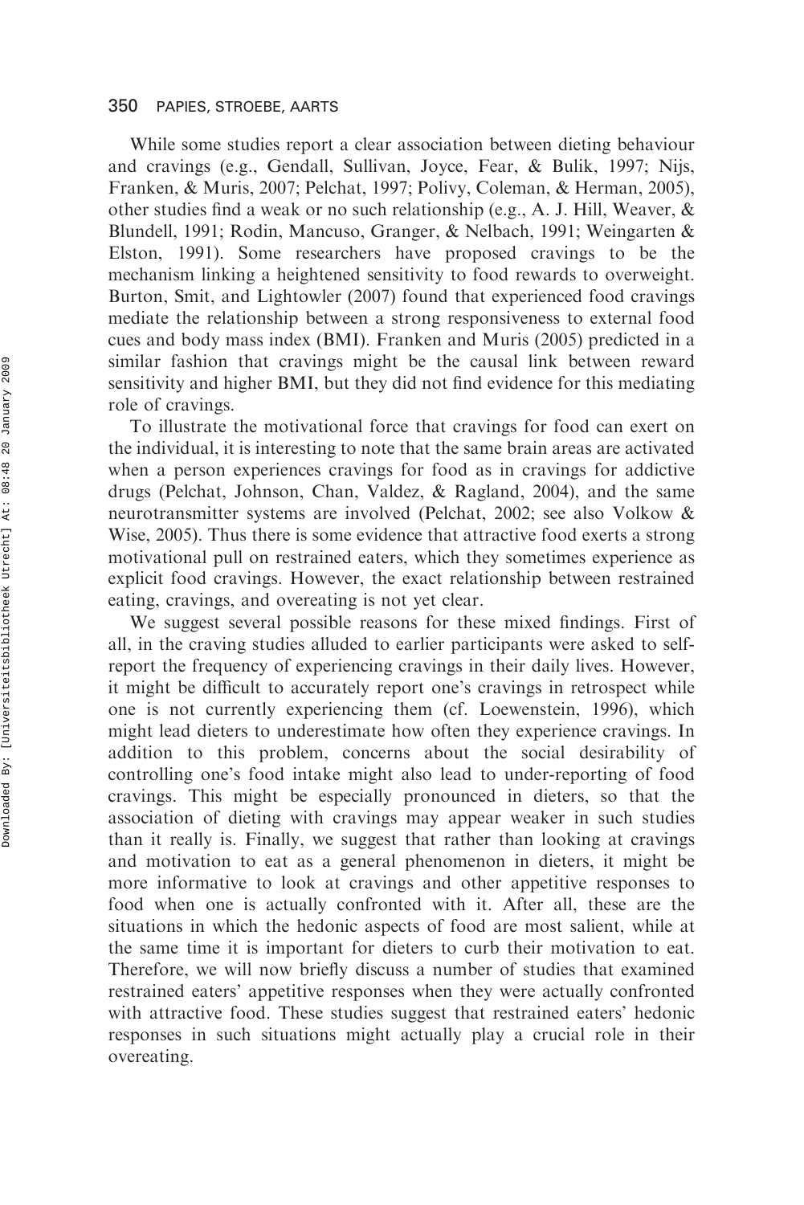While some studies report a clear association between dieting behaviour and cravings (e.g., Gendall, Sullivan, Joyce, Fear, & Bulik, 1997; Nijs, Franken, & Muris, 2007; Pelchat, 1997; Polivy, Coleman, & Herman, 2005), other studies find a weak or no such relationship (e.g., A. J. Hill, Weaver, & Blundell, 1991; Rodin, Mancuso, Granger, & Nelbach, 1991; Weingarten & Elston, 1991). Some researchers have proposed cravings to be the mechanism linking a heightened sensitivity to food rewards to overweight. Burton, Smit, and Lightowler (2007) found that experienced food cravings mediate the relationship between a strong responsiveness to external food cues and body mass index (BMI). Franken and Muris (2005) predicted in a similar fashion that cravings might be the causal link between reward sensitivity and higher BMI, but they did not find evidence for this mediating role of cravings.

To illustrate the motivational force that cravings for food can exert on the individual, it is interesting to note that the same brain areas are activated when a person experiences cravings for food as in cravings for addictive drugs (Pelchat, Johnson, Chan, Valdez, & Ragland, 2004), and the same neurotransmitter systems are involved (Pelchat, 2002; see also Volkow & Wise, 2005). Thus there is some evidence that attractive food exerts a strong motivational pull on restrained eaters, which they sometimes experience as explicit food cravings. However, the exact relationship between restrained eating, cravings, and overeating is not yet clear.

We suggest several possible reasons for these mixed findings. First of all, in the craving studies alluded to earlier participants were asked to self-report the frequency of experiencing cravings in their daily lives. However, it might be difficult to accurately report one's cravings in retrospect while one is not currently experiencing them (cf. Loewenstein, 1996), which might lead dieters to underestimate how often they experience cravings. In addition to this problem, concerns about the social desirability of controlling one's food intake might also lead to under-reporting of food cravings. This might be especially pronounced in dieters, so that the association of dieting with cravings may appear weaker in such studies than it really is. Finally, we suggest that rather than looking at cravings and motivation to eat as a general phenomenon in dieters, it might be more informative to look at cravings and other appetitive responses to food when one is actually confronted with it. After all, these are the situations in which the hedonic aspects of food are most salient, while at the same time it is important for dieters to curb their motivation to eat. Therefore, we will now briefly discuss a number of studies that examined restrained eaters' appetitive responses when they were actually confronted with attractive food. These studies suggest that restrained eaters' hedonic responses in such situations might actually play a crucial role in their overeating.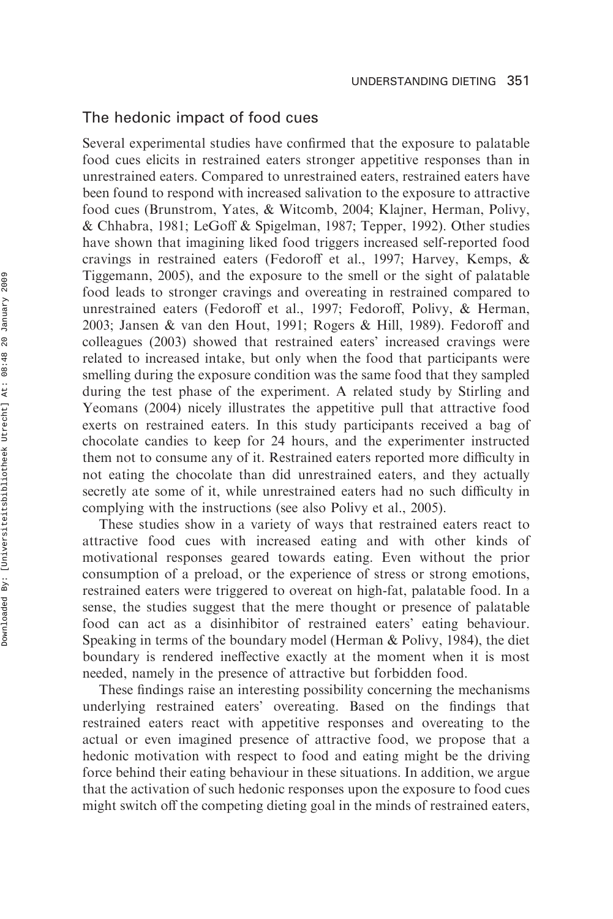## The hedonic impact of food cues

Several experimental studies have confirmed that the exposure to palatable food cues elicits in restrained eaters stronger appetitive responses than in unrestrained eaters. Compared to unrestrained eaters, restrained eaters have been found to respond with increased salivation to the exposure to attractive food cues (Brunstrom, Yates, & Witcomb, 2004; Klajner, Herman, Polivy, & Chhabra, 1981; LeGoff & Spigelman, 1987; Tepper, 1992). Other studies have shown that imagining liked food triggers increased self-reported food cravings in restrained eaters (Fedoroff et al., 1997; Harvey, Kemps, & Tiggemann, 2005), and the exposure to the smell or the sight of palatable food leads to stronger cravings and overeating in restrained compared to unrestrained eaters (Fedoroff et al., 1997; Fedoroff, Polivy, & Herman, 2003; Jansen & van den Hout, 1991; Rogers & Hill, 1989). Fedoroff and colleagues (2003) showed that restrained eaters' increased cravings were related to increased intake, but only when the food that participants were smelling during the exposure condition was the same food that they sampled during the test phase of the experiment. A related study by Stirling and Yeomans (2004) nicely illustrates the appetitive pull that attractive food exerts on restrained eaters. In this study participants received a bag of chocolate candies to keep for 24 hours, and the experimenter instructed them not to consume any of it. Restrained eaters reported more difficulty in not eating the chocolate than did unrestrained eaters, and they actually secretly ate some of it, while unrestrained eaters had no such difficulty in complying with the instructions (see also Polivy et al., 2005).

These studies show in a variety of ways that restrained eaters react to attractive food cues with increased eating and with other kinds of motivational responses geared towards eating. Even without the prior consumption of a preload, or the experience of stress or strong emotions, restrained eaters were triggered to overeat on high-fat, palatable food. In a sense, the studies suggest that the mere thought or presence of palatable food can act as a disinhibitor of restrained eaters' eating behaviour. Speaking in terms of the boundary model (Herman & Polivy, 1984), the diet boundary is rendered ineffective exactly at the moment when it is most needed, namely in the presence of attractive but forbidden food.

These findings raise an interesting possibility concerning the mechanisms underlying restrained eaters' overeating. Based on the findings that restrained eaters react with appetitive responses and overeating to the actual or even imagined presence of attractive food, we propose that a hedonic motivation with respect to food and eating might be the driving force behind their eating behaviour in these situations. In addition, we argue that the activation of such hedonic responses upon the exposure to food cues might switch off the competing dieting goal in the minds of restrained eaters,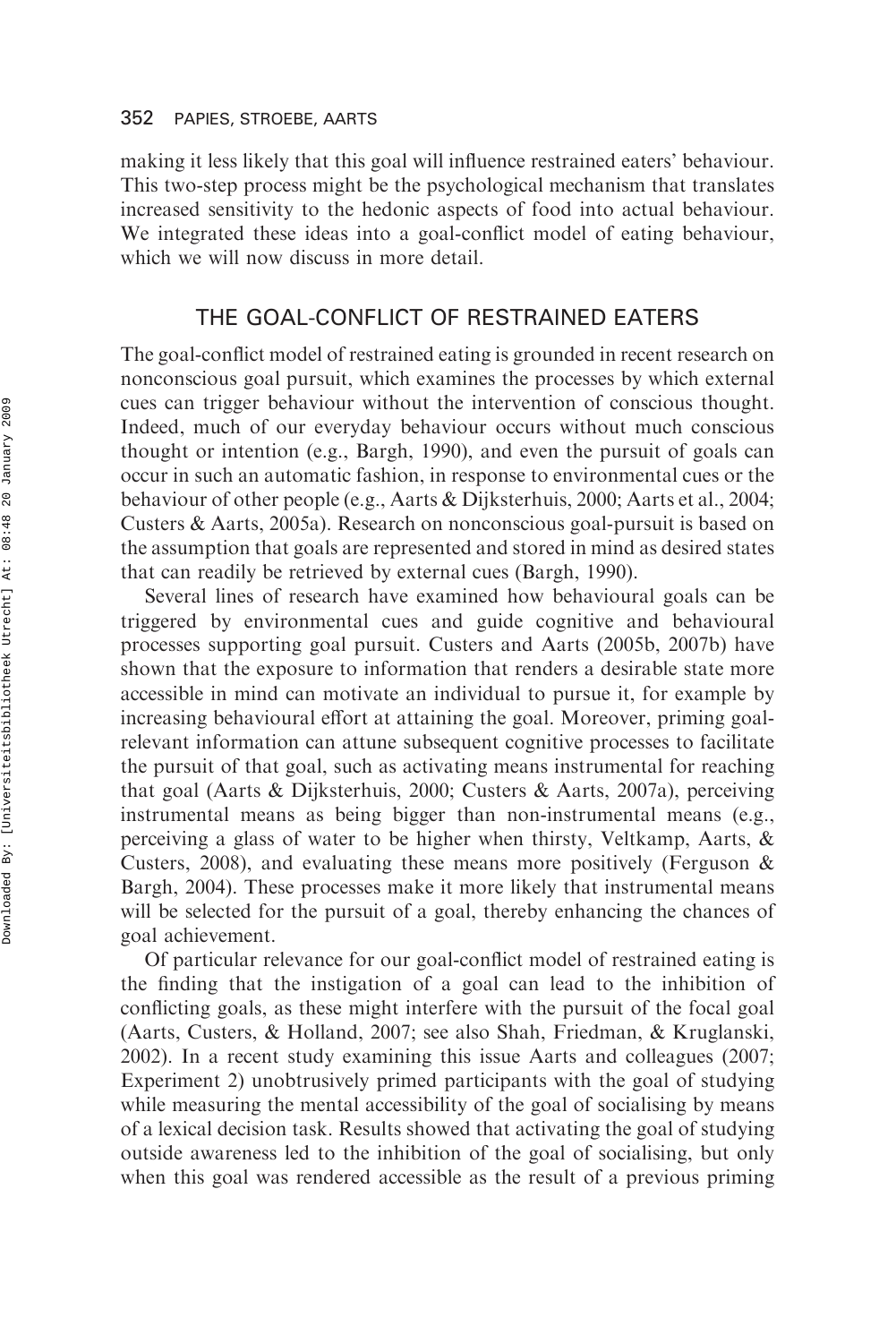making it less likely that this goal will influence restrained eaters' behaviour. This two-step process might be the psychological mechanism that translates increased sensitivity to the hedonic aspects of food into actual behaviour. We integrated these ideas into a goal-conflict model of eating behaviour, which we will now discuss in more detail.

## THE GOAL-CONFLICT OF RESTRAINED EATERS

The goal-conflict model of restrained eating is grounded in recent research on nonconscious goal pursuit, which examines the processes by which external cues can trigger behaviour without the intervention of conscious thought. Indeed, much of our everyday behaviour occurs without much conscious thought or intention (e.g., Bargh, 1990), and even the pursuit of goals can occur in such an automatic fashion, in response to environmental cues or the behaviour of other people (e.g., Aarts & Dijksterhuis, 2000; Aarts et al., 2004; Custers & Aarts, 2005a). Research on nonconscious goal-pursuit is based on the assumption that goals are represented and stored in mind as desired states that can readily be retrieved by external cues (Bargh, 1990).

Several lines of research have examined how behavioural goals can be triggered by environmental cues and guide cognitive and behavioural processes supporting goal pursuit. Custers and Aarts (2005b, 2007b) have shown that the exposure to information that renders a desirable state more accessible in mind can motivate an individual to pursue it, for example by increasing behavioural effort at attaining the goal. Moreover, priming goal-relevant information can attune subsequent cognitive processes to facilitate the pursuit of that goal, such as activating means instrumental for reaching that goal (Aarts & Dijksterhuis, 2000; Custers & Aarts, 2007a), perceiving instrumental means as being bigger than non-instrumental means (e.g., perceiving a glass of water to be higher when thirsty, Veltkamp, Aarts, & Custers, 2008), and evaluating these means more positively (Ferguson & Bargh, 2004). These processes make it more likely that instrumental means will be selected for the pursuit of a goal, thereby enhancing the chances of goal achievement.

Of particular relevance for our goal-conflict model of restrained eating is the finding that the instigation of a goal can lead to the inhibition of conflicting goals, as these might interfere with the pursuit of the focal goal (Aarts, Custers, & Holland, 2007; see also Shah, Friedman, & Kruglanski, 2002). In a recent study examining this issue Aarts and colleagues (2007; Experiment 2) unobtrusively primed participants with the goal of studying while measuring the mental accessibility of the goal of socialising by means of a lexical decision task. Results showed that activating the goal of studying outside awareness led to the inhibition of the goal of socialising, but only when this goal was rendered accessible as the result of a previous priming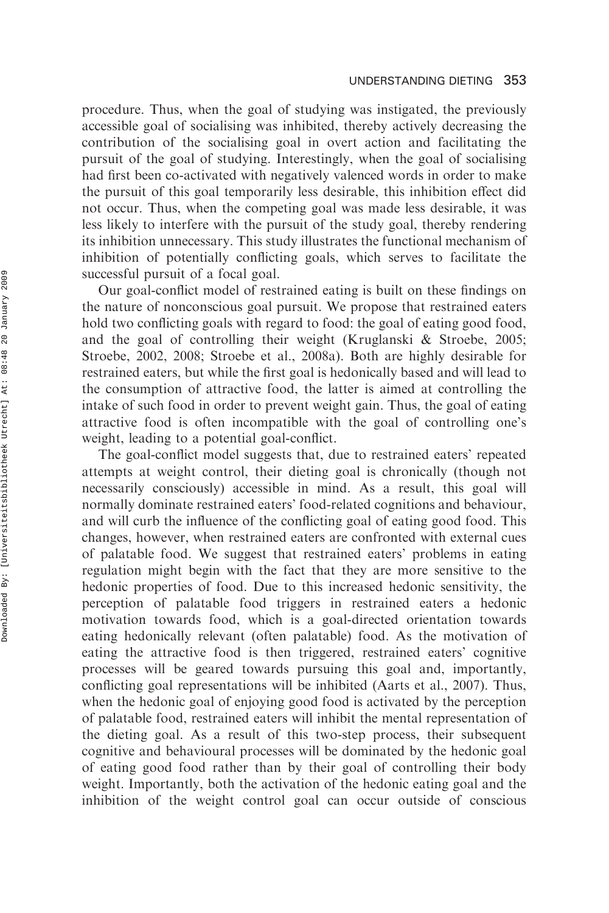procedure. Thus, when the goal of studying was instigated, the previously accessible goal of socialising was inhibited, thereby actively decreasing the contribution of the socialising goal in overt action and facilitating the pursuit of the goal of studying. Interestingly, when the goal of socialising had first been co-activated with negatively valenced words in order to make the pursuit of this goal temporarily less desirable, this inhibition effect did not occur. Thus, when the competing goal was made less desirable, it was less likely to interfere with the pursuit of the study goal, thereby rendering its inhibition unnecessary. This study illustrates the functional mechanism of inhibition of potentially conflicting goals, which serves to facilitate the successful pursuit of a focal goal.

Our goal-conflict model of restrained eating is built on these findings on the nature of nonconscious goal pursuit. We propose that restrained eaters hold two conflicting goals with regard to food: the goal of eating good food, and the goal of controlling their weight (Kruglanski & Stroebe, 2005; Stroebe, 2002, 2008; Stroebe et al., 2008a). Both are highly desirable for restrained eaters, but while the first goal is hedonically based and will lead to the consumption of attractive food, the latter is aimed at controlling the intake of such food in order to prevent weight gain. Thus, the goal of eating attractive food is often incompatible with the goal of controlling one's weight, leading to a potential goal-conflict.

The goal-conflict model suggests that, due to restrained eaters' repeated attempts at weight control, their dieting goal is chronically (though not necessarily consciously) accessible in mind. As a result, this goal will normally dominate restrained eaters' food-related cognitions and behaviour, and will curb the influence of the conflicting goal of eating good food. This changes, however, when restrained eaters are confronted with external cues of palatable food. We suggest that restrained eaters' problems in eating regulation might begin with the fact that they are more sensitive to the hedonic properties of food. Due to this increased hedonic sensitivity, the perception of palatable food triggers in restrained eaters a hedonic motivation towards food, which is a goal-directed orientation towards eating hedonically relevant (often palatable) food. As the motivation of eating the attractive food is then triggered, restrained eaters' cognitive processes will be geared towards pursuing this goal and, importantly, conflicting goal representations will be inhibited (Aarts et al., 2007). Thus, when the hedonic goal of enjoying good food is activated by the perception of palatable food, restrained eaters will inhibit the mental representation of the dieting goal. As a result of this two-step process, their subsequent cognitive and behavioural processes will be dominated by the hedonic goal of eating good food rather than by their goal of controlling their body weight. Importantly, both the activation of the hedonic eating goal and the inhibition of the weight control goal can occur outside of conscious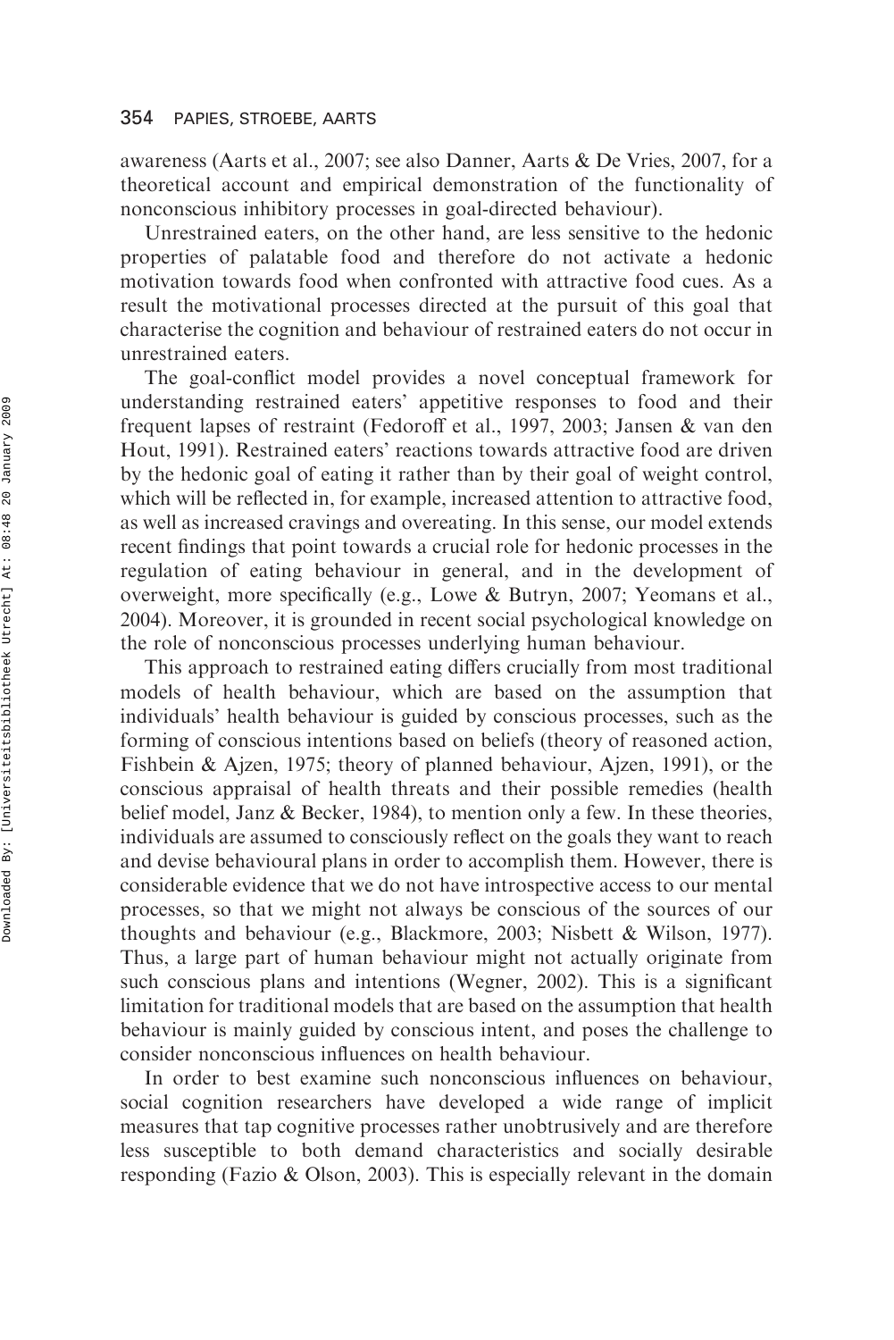awareness (Aarts et al., 2007; see also Danner, Aarts & De Vries, 2007, for a theoretical account and empirical demonstration of the functionality of nonconscious inhibitory processes in goal-directed behaviour).

Unrestrained eaters, on the other hand, are less sensitive to the hedonic properties of palatable food and therefore do not activate a hedonic motivation towards food when confronted with attractive food cues. As a result the motivational processes directed at the pursuit of this goal that characterise the cognition and behaviour of restrained eaters do not occur in unrestrained eaters.

The goal-conflict model provides a novel conceptual framework for understanding restrained eaters' appetitive responses to food and their frequent lapses of restraint (Fedoroff et al., 1997, 2003; Jansen & van den Hout, 1991). Restrained eaters' reactions towards attractive food are driven by the hedonic goal of eating it rather than by their goal of weight control, which will be reflected in, for example, increased attention to attractive food, as well as increased cravings and overeating. In this sense, our model extends recent findings that point towards a crucial role for hedonic processes in the regulation of eating behaviour in general, and in the development of overweight, more specifically (e.g., Lowe & Butryn, 2007; Yeomans et al., 2004). Moreover, it is grounded in recent social psychological knowledge on the role of nonconscious processes underlying human behaviour.

This approach to restrained eating differs crucially from most traditional models of health behaviour, which are based on the assumption that individuals' health behaviour is guided by conscious processes, such as the forming of conscious intentions based on beliefs (theory of reasoned action, Fishbein & Ajzen, 1975; theory of planned behaviour, Ajzen, 1991), or the conscious appraisal of health threats and their possible remedies (health belief model, Janz & Becker, 1984), to mention only a few. In these theories, individuals are assumed to consciously reflect on the goals they want to reach and devise behavioural plans in order to accomplish them. However, there is considerable evidence that we do not have introspective access to our mental processes, so that we might not always be conscious of the sources of our thoughts and behaviour (e.g., Blackmore, 2003; Nisbett & Wilson, 1977). Thus, a large part of human behaviour might not actually originate from such conscious plans and intentions (Wegner, 2002). This is a significant limitation for traditional models that are based on the assumption that health behaviour is mainly guided by conscious intent, and poses the challenge to consider nonconscious influences on health behaviour.

In order to best examine such nonconscious influences on behaviour, social cognition researchers have developed a wide range of implicit measures that tap cognitive processes rather unobtrusively and are therefore less susceptible to both demand characteristics and socially desirable responding (Fazio & Olson, 2003). This is especially relevant in the domain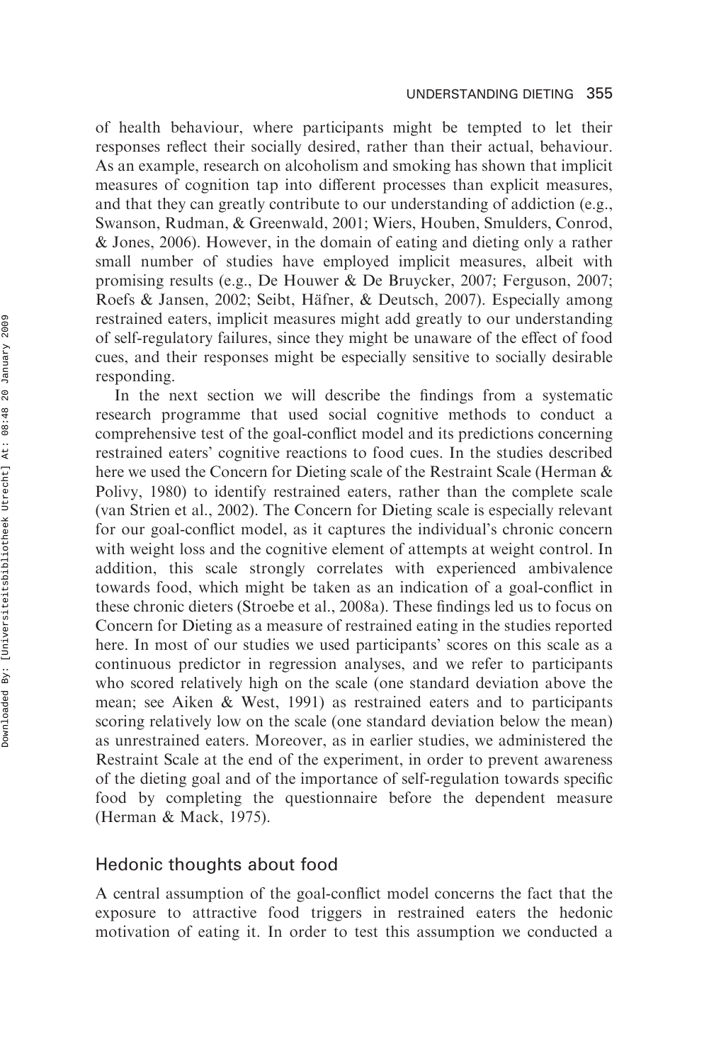of health behaviour, where participants might be tempted to let their responses reflect their socially desired, rather than their actual, behaviour. As an example, research on alcoholism and smoking has shown that implicit measures of cognition tap into different processes than explicit measures, and that they can greatly contribute to our understanding of addiction (e.g., Swanson, Rudman, & Greenwald, 2001; Wiers, Houben, Smulders, Conrod, & Jones, 2006). However, in the domain of eating and dieting only a rather small number of studies have employed implicit measures, albeit with promising results (e.g., De Houwer & De Bruycker, 2007; Ferguson, 2007; Roefs & Jansen, 2002; Seibt, Häfner, & Deutsch, 2007). Especially among restrained eaters, implicit measures might add greatly to our understanding of self-regulatory failures, since they might be unaware of the effect of food cues, and their responses might be especially sensitive to socially desirable responding.

In the next section we will describe the findings from a systematic research programme that used social cognitive methods to conduct a comprehensive test of the goal-conflict model and its predictions concerning restrained eaters' cognitive reactions to food cues. In the studies described here we used the Concern for Dieting scale of the Restraint Scale (Herman & Polivy, 1980) to identify restrained eaters, rather than the complete scale (van Strien et al., 2002). The Concern for Dieting scale is especially relevant for our goal-conflict model, as it captures the individual's chronic concern with weight loss and the cognitive element of attempts at weight control. In addition, this scale strongly correlates with experienced ambivalence towards food, which might be taken as an indication of a goal-conflict in these chronic dieters (Stroebe et al., 2008a). These findings led us to focus on Concern for Dieting as a measure of restrained eating in the studies reported here. In most of our studies we used participants' scores on this scale as a continuous predictor in regression analyses, and we refer to participants who scored relatively high on the scale (one standard deviation above the mean; see Aiken & West, 1991) as restrained eaters and to participants scoring relatively low on the scale (one standard deviation below the mean) as unrestrained eaters. Moreover, as in earlier studies, we administered the Restraint Scale at the end of the experiment, in order to prevent awareness of the dieting goal and of the importance of self-regulation towards specific food by completing the questionnaire before the dependent measure (Herman & Mack, 1975).

## Hedonic thoughts about food

A central assumption of the goal-conflict model concerns the fact that the exposure to attractive food triggers in restrained eaters the hedonic motivation of eating it. In order to test this assumption we conducted a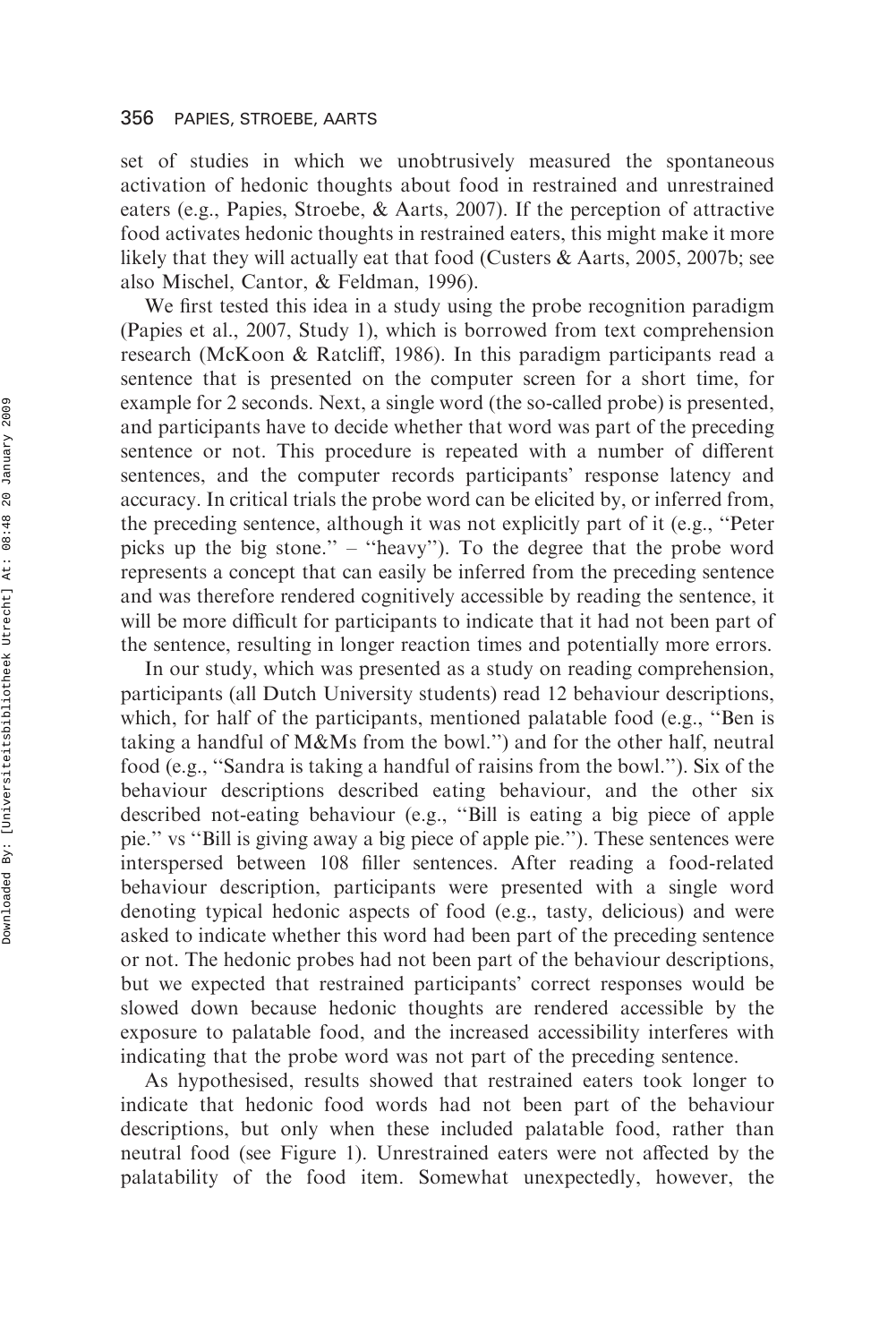set of studies in which we unobtrusively measured the spontaneous activation of hedonic thoughts about food in restrained and unrestrained eaters (e.g., Papies, Stroebe, & Aarts, 2007). If the perception of attractive food activates hedonic thoughts in restrained eaters, this might make it more likely that they will actually eat that food (Custers & Aarts, 2005, 2007b; see also Mischel, Cantor, & Feldman, 1996).

We first tested this idea in a study using the probe recognition paradigm (Papies et al., 2007, Study 1), which is borrowed from text comprehension research (McKoon & Ratcliff, 1986). In this paradigm participants read a sentence that is presented on the computer screen for a short time, for example for 2 seconds. Next, a single word (the so-called probe) is presented, and participants have to decide whether that word was part of the preceding sentence or not. This procedure is repeated with a number of different sentences, and the computer records participants' response latency and accuracy. In critical trials the probe word can be elicited by, or inferred from, the preceding sentence, although it was not explicitly part of it (e.g., "Peter picks up the big stone." – "heavy"). To the degree that the probe word represents a concept that can easily be inferred from the preceding sentence and was therefore rendered cognitively accessible by reading the sentence, it will be more difficult for participants to indicate that it had not been part of the sentence, resulting in longer reaction times and potentially more errors.

In our study, which was presented as a study on reading comprehension, participants (all Dutch University students) read 12 behaviour descriptions, which, for half of the participants, mentioned palatable food (e.g., "Ben is taking a handful of M&Ms from the bowl.") and for the other half, neutral food (e.g., "Sandra is taking a handful of raisins from the bowl."). Six of the behaviour descriptions described eating behaviour, and the other six described not-eating behaviour (e.g., "Bill is eating a big piece of apple pie." vs "Bill is giving away a big piece of apple pie."). These sentences were interspersed between 108 filler sentences. After reading a food-related behaviour description, participants were presented with a single word denoting typical hedonic aspects of food (e.g., tasty, delicious) and were asked to indicate whether this word had been part of the preceding sentence or not. The hedonic probes had not been part of the behaviour descriptions, but we expected that restrained participants' correct responses would be slowed down because hedonic thoughts are rendered accessible by the exposure to palatable food, and the increased accessibility interferes with indicating that the probe word was not part of the preceding sentence.

As hypothesised, results showed that restrained eaters took longer to indicate that hedonic food words had not been part of the behaviour descriptions, but only when these included palatable food, rather than neutral food (see Figure 1). Unrestrained eaters were not affected by the palatability of the food item. Somewhat unexpectedly, however, the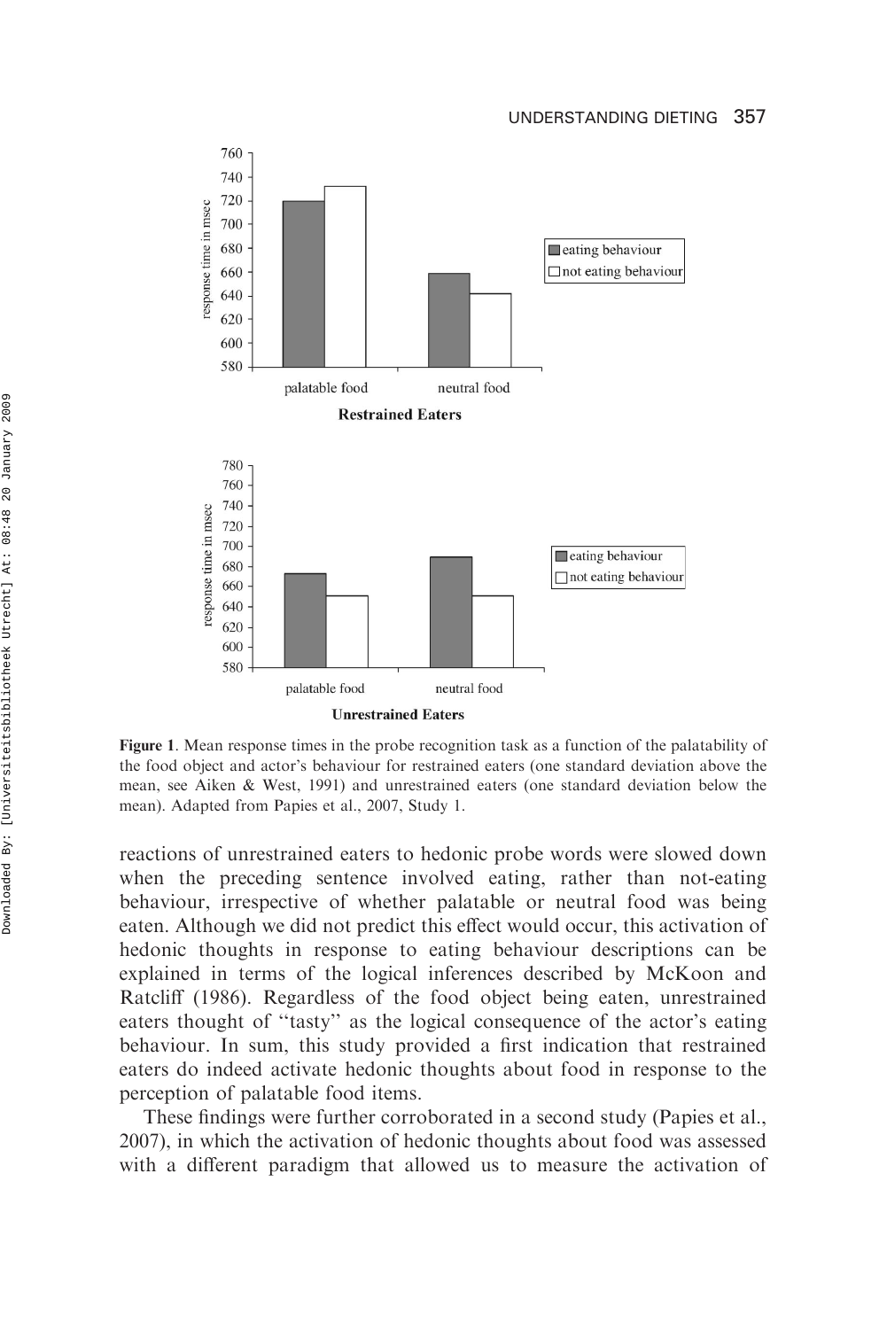Figure 1. Mean response times in the probe recognition task as a function of the palatability of the food object and actor's behaviour for restrained eaters (one standard deviation above the mean, see Aiken & West, 1991) and unrestrained eaters (one standard deviation below the mean). Adapted from Papies et al., 2007, Study 1.

reactions of unrestrained eaters to hedonic probe words were slowed down when the preceding sentence involved eating, rather than not-eating behaviour, irrespective of whether palatable or neutral food was being eaten. Although we did not predict this effect would occur, this activation of hedonic thoughts in response to eating behaviour descriptions can be explained in terms of the logical inferences described by McKoon and Ratcliff (1986). Regardless of the food object being eaten, unrestrained eaters thought of "tasty" as the logical consequence of the actor's eating behaviour. In sum, this study provided a first indication that restrained eaters do indeed activate hedonic thoughts about food in response to the perception of palatable food items.

These findings were further corroborated in a second study (Papies et al., 2007), in which the activation of hedonic thoughts about food was assessed with a different paradigm that allowed us to measure the activation of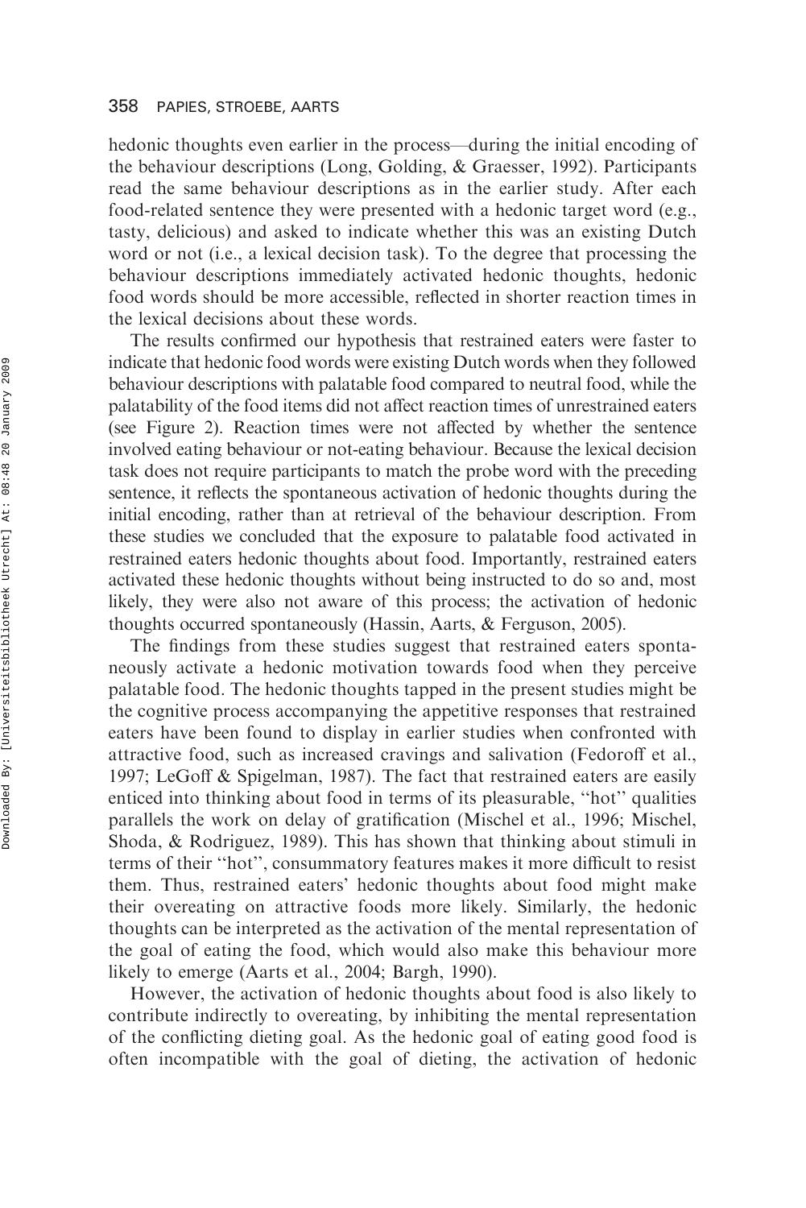hedonic thoughts even earlier in the process—during the initial encoding of the behaviour descriptions (Long, Golding, & Graesser, 1992). Participants read the same behaviour descriptions as in the earlier study. After each food-related sentence they were presented with a hedonic target word (e.g., tasty, delicious) and asked to indicate whether this was an existing Dutch word or not (i.e., a lexical decision task). To the degree that processing the behaviour descriptions immediately activated hedonic thoughts, hedonic food words should be more accessible, reflected in shorter reaction times in the lexical decisions about these words.

The results confirmed our hypothesis that restrained eaters were faster to indicate that hedonic food words were existing Dutch words when they followed behaviour descriptions with palatable food compared to neutral food, while the palatability of the food items did not affect reaction times of unrestrained eaters (see Figure 2). Reaction times were not affected by whether the sentence involved eating behaviour or not-eating behaviour. Because the lexical decision task does not require participants to match the probe word with the preceding sentence, it reflects the spontaneous activation of hedonic thoughts during the initial encoding, rather than at retrieval of the behaviour description. From these studies we concluded that the exposure to palatable food activated in restrained eaters hedonic thoughts about food. Importantly, restrained eaters activated these hedonic thoughts without being instructed to do so and, most likely, they were also not aware of this process; the activation of hedonic thoughts occurred spontaneously (Hassin, Aarts, & Ferguson, 2005).

The findings from these studies suggest that restrained eaters spontaneously activate a hedonic motivation towards food when they perceive palatable food. The hedonic thoughts tapped in the present studies might be the cognitive process accompanying the appetitive responses that restrained eaters have been found to display in earlier studies when confronted with attractive food, such as increased cravings and salivation (Fedoroff et al., 1997; LeGoff & Spigelman, 1987). The fact that restrained eaters are easily enticed into thinking about food in terms of its pleasurable, "hot" qualities parallels the work on delay of gratification (Mischel et al., 1996; Mischel, Shoda, & Rodriguez, 1989). This has shown that thinking about stimuli in terms of their "hot", consummatory features makes it more difficult to resist them. Thus, restrained eaters' hedonic thoughts about food might make their overeating on attractive foods more likely. Similarly, the hedonic thoughts can be interpreted as the activation of the mental representation of the goal of eating the food, which would also make this behaviour more likely to emerge (Aarts et al., 2004; Bargh, 1990).

However, the activation of hedonic thoughts about food is also likely to contribute indirectly to overeating, by inhibiting the mental representation of the conflicting dieting goal. As the hedonic goal of eating good food is often incompatible with the goal of dieting, the activation of hedonic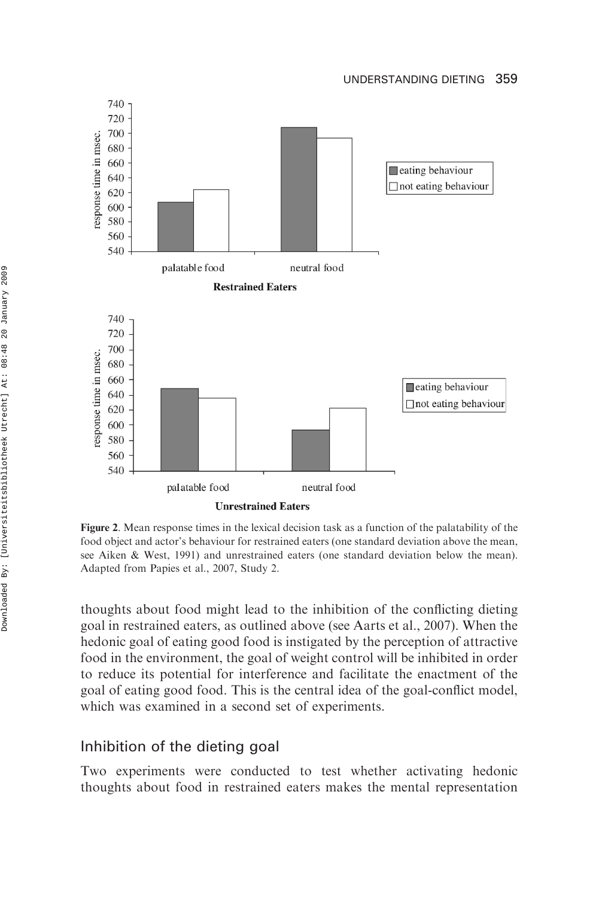**Figure 2**. Mean response times in the lexical decision task as a function of the palatability of the food object and actor's behaviour for restrained eaters (one standard deviation above the mean, see Aiken & West, 1991) and unrestrained eaters (one standard deviation below the mean). Adapted from Papies et al., 2007, Study 2.

thoughts about food might lead to the inhibition of the conflicting dieting goal in restrained eaters, as outlined above (see Aarts et al., 2007). When the hedonic goal of eating good food is instigated by the perception of attractive food in the environment, the goal of weight control will be inhibited in order to reduce its potential for interference and facilitate the enactment of the goal of eating good food. This is the central idea of the goal-conflict model, which was examined in a second set of experiments.

## Inhibition of the dieting goal

Two experiments were conducted to test whether activating hedonic thoughts about food in restrained eaters makes the mental representation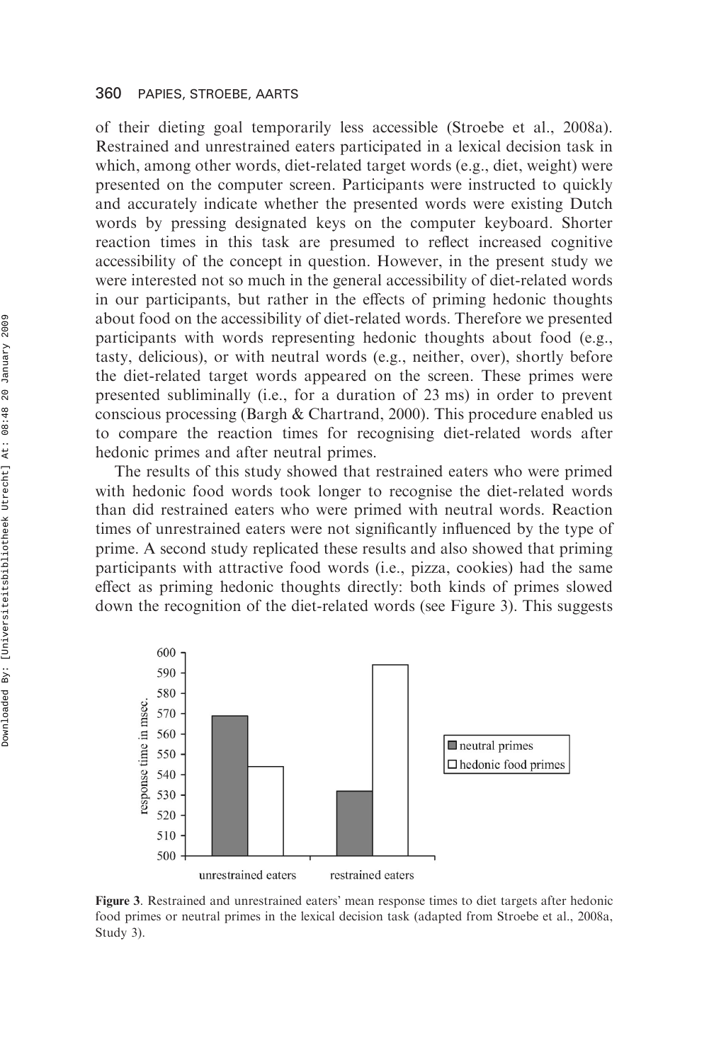of their dieting goal temporarily less accessible (Stroebe et al., 2008a). Restrained and unrestrained eaters participated in a lexical decision task in which, among other words, diet-related target words (e.g., diet, weight) were presented on the computer screen. Participants were instructed to quickly and accurately indicate whether the presented words were existing Dutch words by pressing designated keys on the computer keyboard. Shorter reaction times in this task are presumed to reflect increased cognitive accessibility of the concept in question. However, in the present study we were interested not so much in the general accessibility of diet-related words in our participants, but rather in the effects of priming hedonic thoughts about food on the accessibility of diet-related words. Therefore we presented participants with words representing hedonic thoughts about food (e.g., tasty, delicious), or with neutral words (e.g., neither, over), shortly before the diet-related target words appeared on the screen. These primes were presented subliminally (i.e., for a duration of 23 ms) in order to prevent conscious processing (Bargh & Chartrand, 2000). This procedure enabled us to compare the reaction times for recognising diet-related words after hedonic primes and after neutral primes.

The results of this study showed that restrained eaters who were primed with hedonic food words took longer to recognise the diet-related words than did restrained eaters who were primed with neutral words. Reaction times of unrestrained eaters were not significantly influenced by the type of prime. A second study replicated these results and also showed that priming participants with attractive food words (i.e., pizza, cookies) had the same effect as priming hedonic thoughts directly: both kinds of primes slowed down the recognition of the diet-related words (see Figure 3). This suggests

**Figure 3**. Restrained and unrestrained eaters' mean response times to diet targets after hedonic food primes or neutral primes in the lexical decision task (adapted from Stroebe et al., 2008a, Study 3).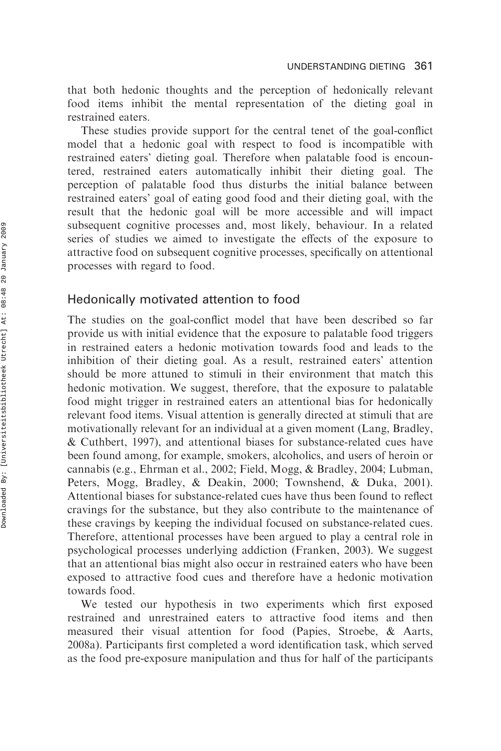that both hedonic thoughts and the perception of hedonically relevant food items inhibit the mental representation of the dieting goal in restrained eaters.

These studies provide support for the central tenet of the goal-conflict model that a hedonic goal with respect to food is incompatible with restrained eaters' dieting goal. Therefore when palatable food is encountered, restrained eaters automatically inhibit their dieting goal. The perception of palatable food thus disturbs the initial balance between restrained eaters' goal of eating good food and their dieting goal, with the result that the hedonic goal will be more accessible and will impact subsequent cognitive processes and, most likely, behaviour. In a related series of studies we aimed to investigate the effects of the exposure to attractive food on subsequent cognitive processes, specifically on attentional processes with regard to food.

## Hedonically motivated attention to food

The studies on the goal-conflict model that have been described so far provide us with initial evidence that the exposure to palatable food triggers in restrained eaters a hedonic motivation towards food and leads to the inhibition of their dieting goal. As a result, restrained eaters' attention should be more attuned to stimuli in their environment that match this hedonic motivation. We suggest, therefore, that the exposure to palatable food might trigger in restrained eaters an attentional bias for hedonically relevant food items. Visual attention is generally directed at stimuli that are motivationally relevant for an individual at a given moment (Lang, Bradley, & Cuthbert, 1997), and attentional biases for substance-related cues have been found among, for example, smokers, alcoholics, and users of heroin or cannabis (e.g., Ehrman et al., 2002; Field, Mogg, & Bradley, 2004; Lubman, Peters, Mogg, Bradley, & Deakin, 2000; Townshend, & Duka, 2001). Attentional biases for substance-related cues have thus been found to reflect cravings for the substance, but they also contribute to the maintenance of these cravings by keeping the individual focused on substance-related cues. Therefore, attentional processes have been argued to play a central role in psychological processes underlying addiction (Franken, 2003). We suggest that an attentional bias might also occur in restrained eaters who have been exposed to attractive food cues and therefore have a hedonic motivation towards food.

We tested our hypothesis in two experiments which first exposed restrained and unrestrained eaters to attractive food items and then measured their visual attention for food (Papies, Stroebe, & Aarts, 2008a). Participants first completed a word identification task, which served as the food pre-exposure manipulation and thus for half of the participants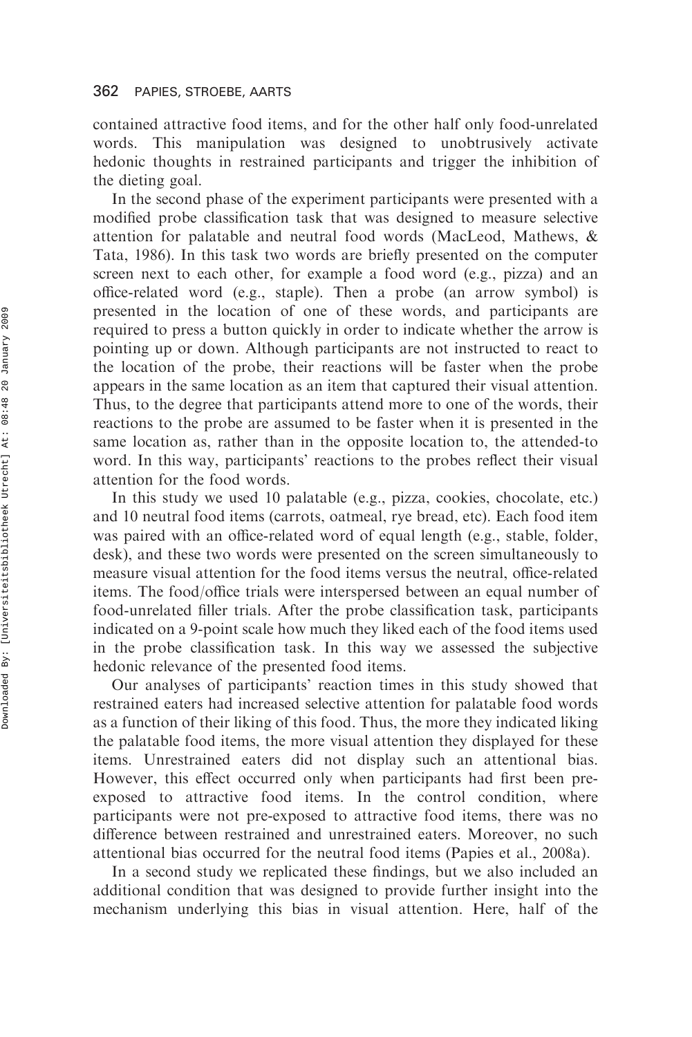contained attractive food items, and for the other half only food-unrelated words. This manipulation was designed to unobtrusively activate hedonic thoughts in restrained participants and trigger the inhibition of the dieting goal.

In the second phase of the experiment participants were presented with a modified probe classification task that was designed to measure selective attention for palatable and neutral food words (MacLeod, Mathews, & Tata, 1986). In this task two words are briefly presented on the computer screen next to each other, for example a food word (e.g., pizza) and an office-related word (e.g., staple). Then a probe (an arrow symbol) is presented in the location of one of these words, and participants are required to press a button quickly in order to indicate whether the arrow is pointing up or down. Although participants are not instructed to react to the location of the probe, their reactions will be faster when the probe appears in the same location as an item that captured their visual attention. Thus, to the degree that participants attend more to one of the words, their reactions to the probe are assumed to be faster when it is presented in the same location as, rather than in the opposite location to, the attended-to word. In this way, participants' reactions to the probes reflect their visual attention for the food words.

In this study we used 10 palatable (e.g., pizza, cookies, chocolate, etc.) and 10 neutral food items (carrots, oatmeal, rye bread, etc). Each food item was paired with an office-related word of equal length (e.g., stable, folder, desk), and these two words were presented on the screen simultaneously to measure visual attention for the food items versus the neutral, office-related items. The food/office trials were interspersed between an equal number of food-unrelated filler trials. After the probe classification task, participants indicated on a 9-point scale how much they liked each of the food items used in the probe classification task. In this way we assessed the subjective hedonic relevance of the presented food items.

Our analyses of participants' reaction times in this study showed that restrained eaters had increased selective attention for palatable food words as a function of their liking of this food. Thus, the more they indicated liking the palatable food items, the more visual attention they displayed for these items. Unrestrained eaters did not display such an attentional bias. However, this effect occurred only when participants had first been pre-exposed to attractive food items. In the control condition, where participants were not pre-exposed to attractive food items, there was no difference between restrained and unrestrained eaters. Moreover, no such attentional bias occurred for the neutral food items (Papies et al., 2008a).

In a second study we replicated these findings, but we also included an additional condition that was designed to provide further insight into the mechanism underlying this bias in visual attention. Here, half of the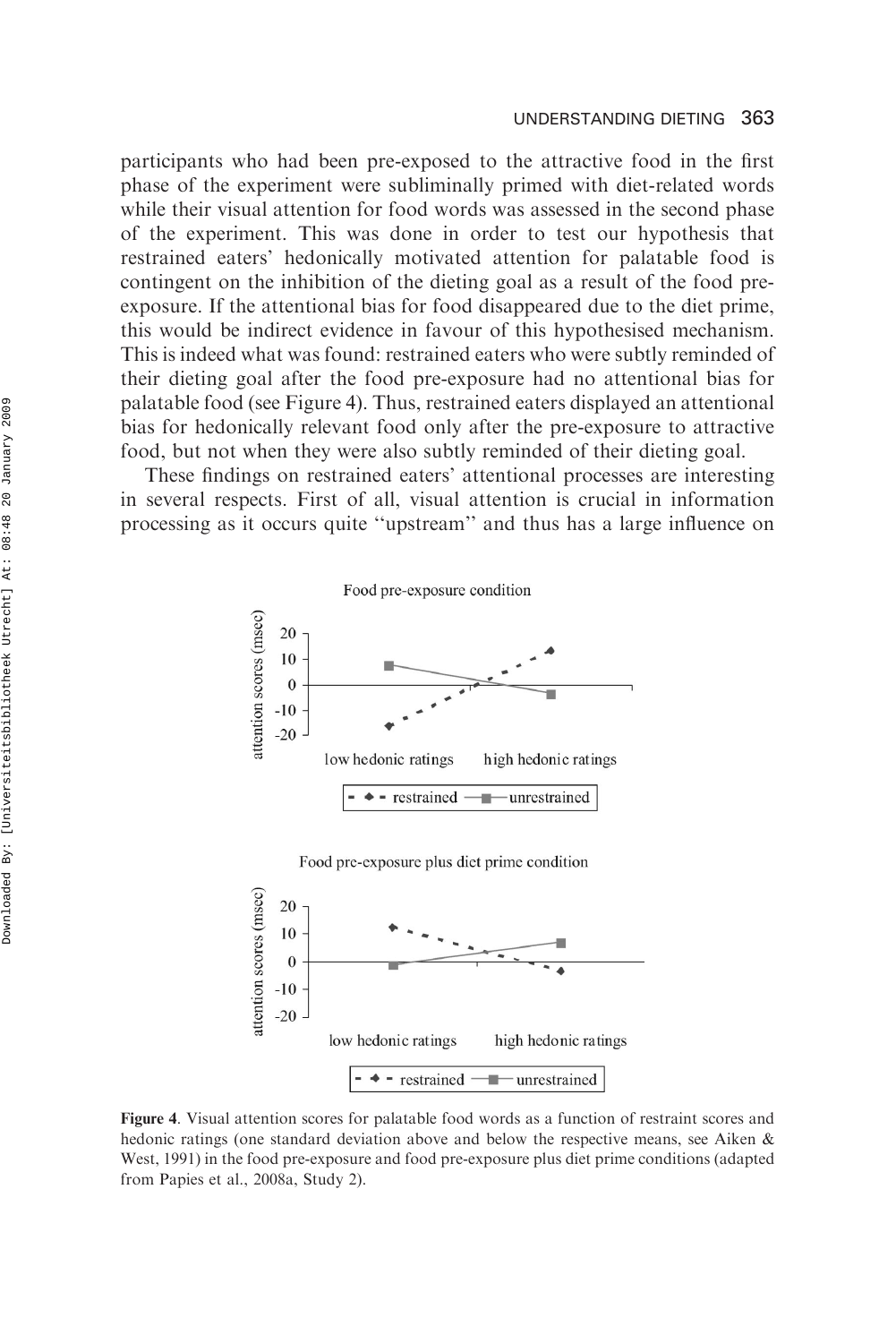participants who had been pre-exposed to the attractive food in the first phase of the experiment were subliminally primed with diet-related words while their visual attention for food words was assessed in the second phase of the experiment. This was done in order to test our hypothesis that restrained eaters' hedonically motivated attention for palatable food is contingent on the inhibition of the dieting goal as a result of the food pre-exposure. If the attentional bias for food disappeared due to the diet prime, this would be indirect evidence in favour of this hypothesised mechanism. This is indeed what was found: restrained eaters who were subtly reminded of their dieting goal after the food pre-exposure had no attentional bias for palatable food (see Figure 4). Thus, restrained eaters displayed an attentional bias for hedonically relevant food only after the pre-exposure to attractive food, but not when they were also subtly reminded of their dieting goal.

These findings on restrained eaters' attentional processes are interesting in several respects. First of all, visual attention is crucial in information processing as it occurs quite "upstream" and thus has a large influence on

**Figure 4**. Visual attention scores for palatable food words as a function of restraint scores and hedonic ratings (one standard deviation above and below the respective means, see Aiken & West, 1991) in the food pre-exposure and food pre-exposure plus diet prime conditions (adapted from Papies et al., 2008a, Study 2).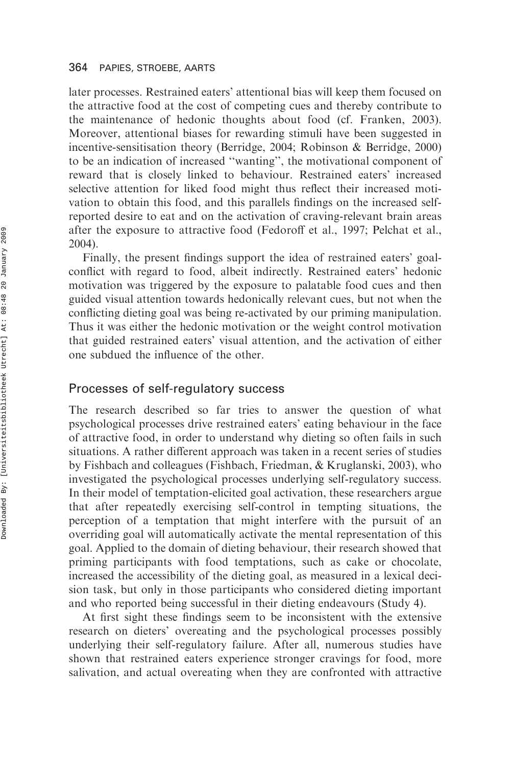later processes. Restrained eaters' attentional bias will keep them focused on the attractive food at the cost of competing cues and thereby contribute to the maintenance of hedonic thoughts about food (cf. Franken, 2003). Moreover, attentional biases for rewarding stimuli have been suggested in incentive-sensitisation theory (Berridge, 2004; Robinson & Berridge, 2000) to be an indication of increased "wanting", the motivational component of reward that is closely linked to behaviour. Restrained eaters' increased selective attention for liked food might thus reflect their increased motivation to obtain this food, and this parallels findings on the increased self-reported desire to eat and on the activation of craving-relevant brain areas after the exposure to attractive food (Fedoroff et al., 1997; Pelchat et al., 2004).

Finally, the present findings support the idea of restrained eaters' goal-conflict with regard to food, albeit indirectly. Restrained eaters' hedonic motivation was triggered by the exposure to palatable food cues and then guided visual attention towards hedonically relevant cues, but not when the conflicting dieting goal was being re-activated by our priming manipulation. Thus it was either the hedonic motivation or the weight control motivation that guided restrained eaters' visual attention, and the activation of either one subdued the influence of the other.

## Processes of self-regulatory success

The research described so far tries to answer the question of what psychological processes drive restrained eaters' eating behaviour in the face of attractive food, in order to understand why dieting so often fails in such situations. A rather different approach was taken in a recent series of studies by Fishbach and colleagues (Fishbach, Friedman, & Kruglanski, 2003), who investigated the psychological processes underlying self-regulatory success. In their model of temptation-elicited goal activation, these researchers argue that after repeatedly exercising self-control in tempting situations, the perception of a temptation that might interfere with the pursuit of an overriding goal will automatically activate the mental representation of this goal. Applied to the domain of dieting behaviour, their research showed that priming participants with food temptations, such as cake or chocolate, increased the accessibility of the dieting goal, as measured in a lexical decision task, but only in those participants who considered dieting important and who reported being successful in their dieting endeavours (Study 4).

At first sight these findings seem to be inconsistent with the extensive research on dieters' overeating and the psychological processes possibly underlying their self-regulatory failure. After all, numerous studies have shown that restrained eaters experience stronger cravings for food, more salivation, and actual overeating when they are confronted with attractive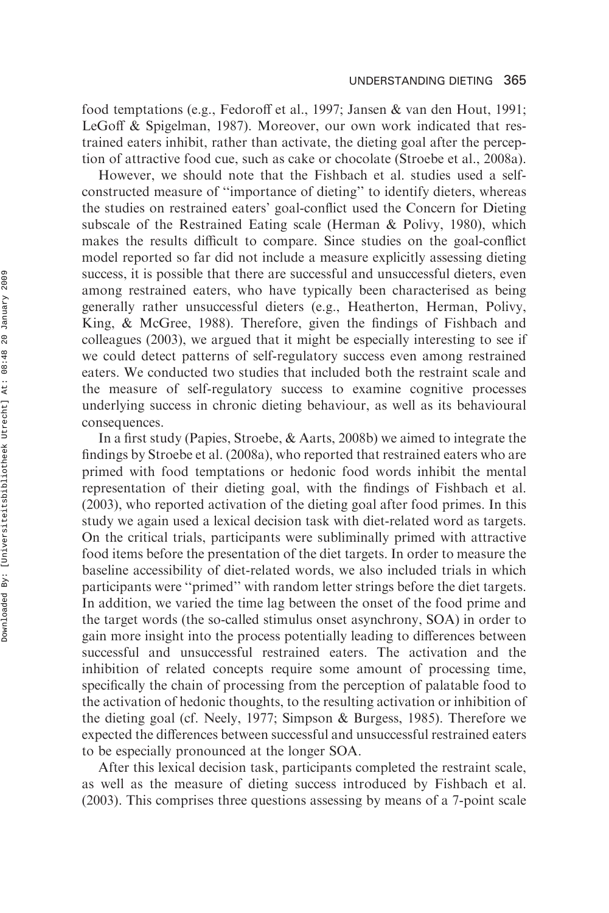food temptations (e.g., Fedoroff et al., 1997; Jansen & van den Hout, 1991; LeGoff & Spigelman, 1987). Moreover, our own work indicated that restrained eaters inhibit, rather than activate, the dieting goal after the perception of attractive food cue, such as cake or chocolate (Stroebe et al., 2008a).

However, we should note that the Fishbach et al. studies used a self-constructed measure of "importance of dieting" to identify dieters, whereas the studies on restrained eaters' goal-conflict used the Concern for Dieting subscale of the Restrained Eating scale (Herman & Polivy, 1980), which makes the results difficult to compare. Since studies on the goal-conflict model reported so far did not include a measure explicitly assessing dieting success, it is possible that there are successful and unsuccessful dieters, even among restrained eaters, who have typically been characterised as being generally rather unsuccessful dieters (e.g., Heatherton, Herman, Polivy, King, & McGree, 1988). Therefore, given the findings of Fishbach and colleagues (2003), we argued that it might be especially interesting to see if we could detect patterns of self-regulatory success even among restrained eaters. We conducted two studies that included both the restraint scale and the measure of self-regulatory success to examine cognitive processes underlying success in chronic dieting behaviour, as well as its behavioural consequences.

In a first study (Papies, Stroebe, & Aarts, 2008b) we aimed to integrate the findings by Stroebe et al. (2008a), who reported that restrained eaters who are primed with food temptations or hedonic food words inhibit the mental representation of their dieting goal, with the findings of Fishbach et al. (2003), who reported activation of the dieting goal after food primes. In this study we again used a lexical decision task with diet-related word as targets. On the critical trials, participants were subliminally primed with attractive food items before the presentation of the diet targets. In order to measure the baseline accessibility of diet-related words, we also included trials in which participants were "primed" with random letter strings before the diet targets. In addition, we varied the time lag between the onset of the food prime and the target words (the so-called stimulus onset asynchrony, SOA) in order to gain more insight into the process potentially leading to differences between successful and unsuccessful restrained eaters. The activation and the inhibition of related concepts require some amount of processing time, specifically the chain of processing from the perception of palatable food to the activation of hedonic thoughts, to the resulting activation or inhibition of the dieting goal (cf. Neely, 1977; Simpson & Burgess, 1985). Therefore we expected the differences between successful and unsuccessful restrained eaters to be especially pronounced at the longer SOA.

After this lexical decision task, participants completed the restraint scale, as well as the measure of dieting success introduced by Fishbach et al. (2003). This comprises three questions assessing by means of a 7-point scale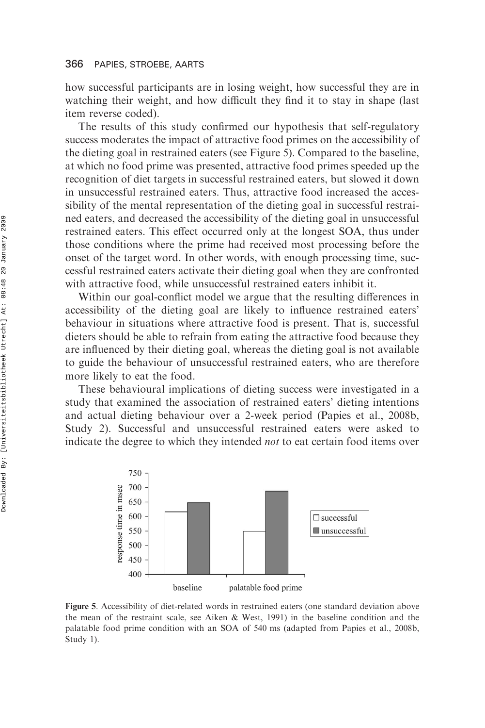how successful participants are in losing weight, how successful they are in watching their weight, and how difficult they find it to stay in shape (last item reverse coded).

The results of this study confirmed our hypothesis that self-regulatory success moderates the impact of attractive food primes on the accessibility of the dieting goal in restrained eaters (see Figure 5). Compared to the baseline, at which no food prime was presented, attractive food primes speeded up the recognition of diet targets in successful restrained eaters, but slowed it down in unsuccessful restrained eaters. Thus, attractive food increased the accessibility of the mental representation of the dieting goal in successful restrained eaters, and decreased the accessibility of the dieting goal in unsuccessful restrained eaters. This effect occurred only at the longest SOA, thus under those conditions where the prime had received most processing before the onset of the target word. In other words, with enough processing time, successful restrained eaters activate their dieting goal when they are confronted with attractive food, while unsuccessful restrained eaters inhibit it.

Within our goal-conflict model we argue that the resulting differences in accessibility of the dieting goal are likely to influence restrained eaters' behaviour in situations where attractive food is present. That is, successful dieters should be able to refrain from eating the attractive food because they are influenced by their dieting goal, whereas the dieting goal is not available to guide the behaviour of unsuccessful restrained eaters, who are therefore more likely to eat the food.

These behavioural implications of dieting success were investigated in a study that examined the association of restrained eaters' dieting intentions and actual dieting behaviour over a 2-week period (Papies et al., 2008b, Study 2). Successful and unsuccessful restrained eaters were asked to indicate the degree to which they intended *not* to eat certain food items over

750
700
650
600
550
500
450
400
response time in msec
baseline
palatable food prime
successful
unsuccessful

**Figure 5**. Accessibility of diet-related words in restrained eaters (one standard deviation above the mean of the restraint scale, see Aiken & West, 1991) in the baseline condition and the palatable food prime condition with an SOA of 540 ms (adapted from Papies et al., 2008b, Study 1).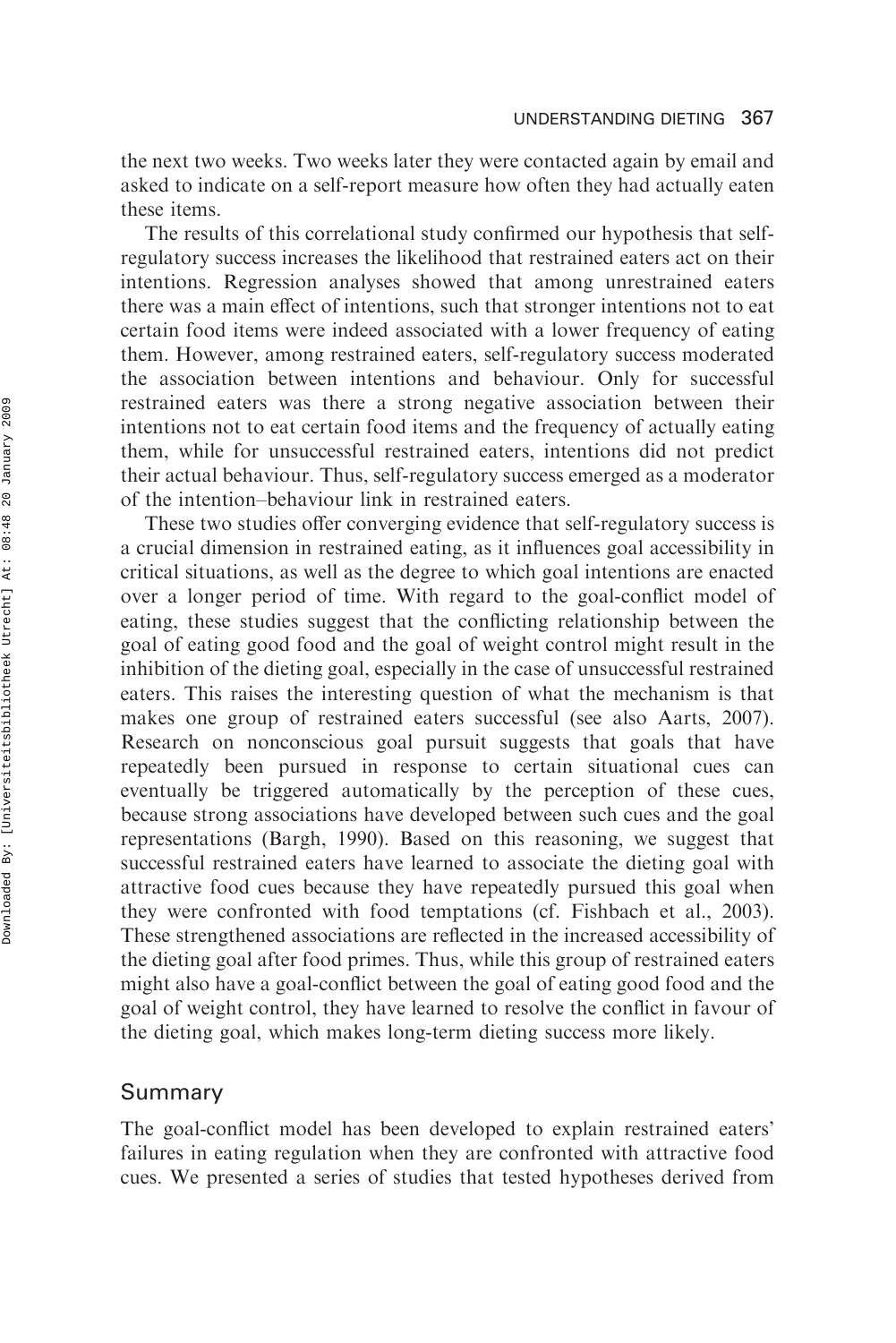the next two weeks. Two weeks later they were contacted again by email and asked to indicate on a self-report measure how often they had actually eaten these items.

The results of this correlational study confirmed our hypothesis that self-regulatory success increases the likelihood that restrained eaters act on their intentions. Regression analyses showed that among unrestrained eaters there was a main effect of intentions, such that stronger intentions not to eat certain food items were indeed associated with a lower frequency of eating them. However, among restrained eaters, self-regulatory success moderated the association between intentions and behaviour. Only for successful restrained eaters was there a strong negative association between their intentions not to eat certain food items and the frequency of actually eating them, while for unsuccessful restrained eaters, intentions did not predict their actual behaviour. Thus, self-regulatory success emerged as a moderator of the intention–behaviour link in restrained eaters.

These two studies offer converging evidence that self-regulatory success is a crucial dimension in restrained eating, as it influences goal accessibility in critical situations, as well as the degree to which goal intentions are enacted over a longer period of time. With regard to the goal-conflict model of eating, these studies suggest that the conflicting relationship between the goal of eating good food and the goal of weight control might result in the inhibition of the dieting goal, especially in the case of unsuccessful restrained eaters. This raises the interesting question of what the mechanism is that makes one group of restrained eaters successful (see also Aarts, 2007). Research on nonconscious goal pursuit suggests that goals that have repeatedly been pursued in response to certain situational cues can eventually be triggered automatically by the perception of these cues, because strong associations have developed between such cues and the goal representations (Bargh, 1990). Based on this reasoning, we suggest that successful restrained eaters have learned to associate the dieting goal with attractive food cues because they have repeatedly pursued this goal when they were confronted with food temptations (cf. Fishbach et al., 2003). These strengthened associations are reflected in the increased accessibility of the dieting goal after food primes. Thus, while this group of restrained eaters might also have a goal-conflict between the goal of eating good food and the goal of weight control, they have learned to resolve the conflict in favour of the dieting goal, which makes long-term dieting success more likely.

## Summary

The goal-conflict model has been developed to explain restrained eaters' failures in eating regulation when they are confronted with attractive food cues. We presented a series of studies that tested hypotheses derived from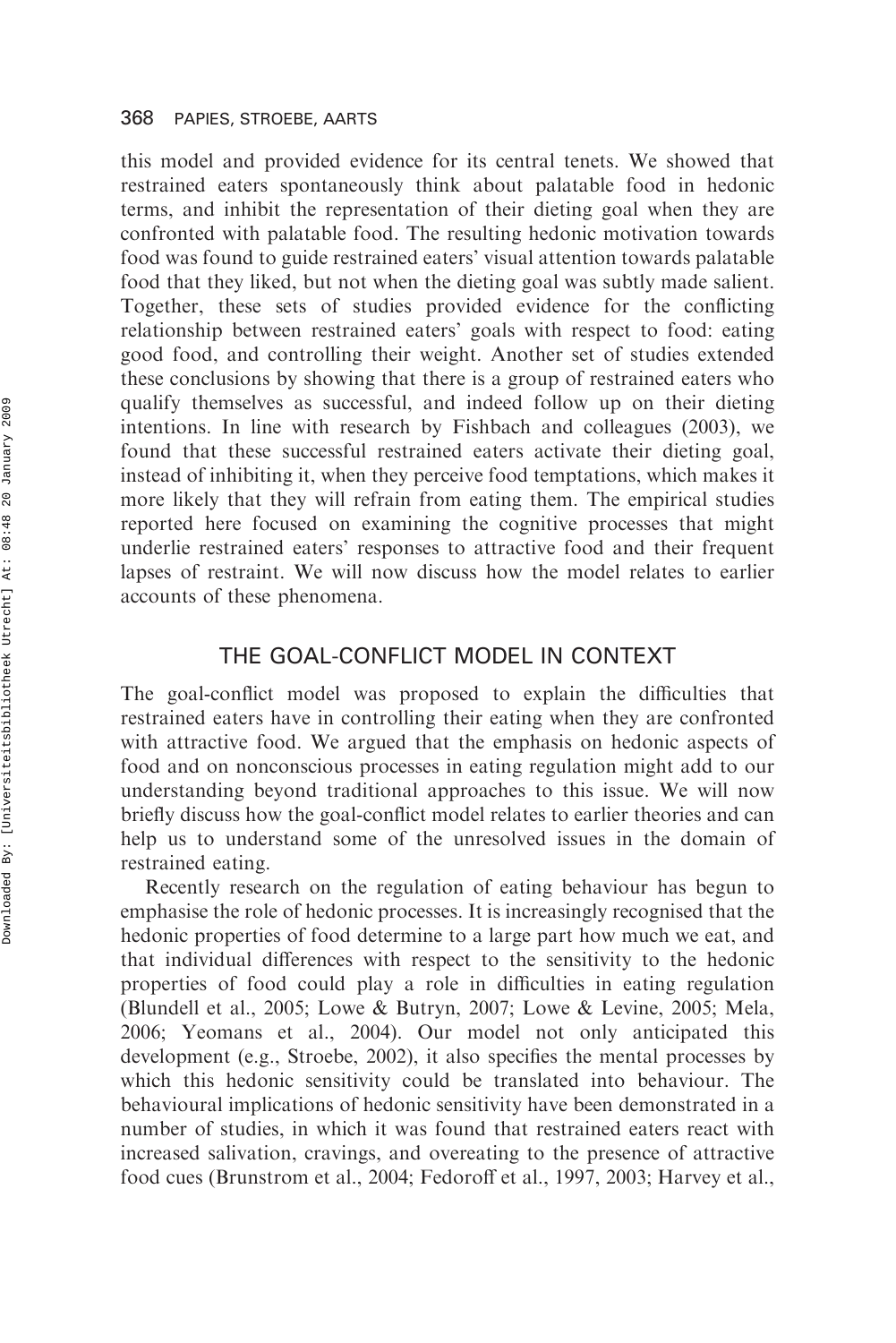this model and provided evidence for its central tenets. We showed that restrained eaters spontaneously think about palatable food in hedonic terms, and inhibit the representation of their dieting goal when they are confronted with palatable food. The resulting hedonic motivation towards food was found to guide restrained eaters' visual attention towards palatable food that they liked, but not when the dieting goal was subtly made salient. Together, these sets of studies provided evidence for the conflicting relationship between restrained eaters' goals with respect to food: eating good food, and controlling their weight. Another set of studies extended these conclusions by showing that there is a group of restrained eaters who qualify themselves as successful, and indeed follow up on their dieting intentions. In line with research by Fishbach and colleagues (2003), we found that these successful restrained eaters activate their dieting goal, instead of inhibiting it, when they perceive food temptations, which makes it more likely that they will refrain from eating them. The empirical studies reported here focused on examining the cognitive processes that might underlie restrained eaters' responses to attractive food and their frequent lapses of restraint. We will now discuss how the model relates to earlier accounts of these phenomena.

## THE GOAL-CONFLICT MODEL IN CONTEXT

The goal-conflict model was proposed to explain the difficulties that restrained eaters have in controlling their eating when they are confronted with attractive food. We argued that the emphasis on hedonic aspects of food and on nonconscious processes in eating regulation might add to our understanding beyond traditional approaches to this issue. We will now briefly discuss how the goal-conflict model relates to earlier theories and can help us to understand some of the unresolved issues in the domain of restrained eating.

Recently research on the regulation of eating behaviour has begun to emphasise the role of hedonic processes. It is increasingly recognised that the hedonic properties of food determine to a large part how much we eat, and that individual differences with respect to the sensitivity to the hedonic properties of food could play a role in difficulties in eating regulation (Blundell et al., 2005; Lowe & Butryn, 2007; Lowe & Levine, 2005; Mela, 2006; Yeomans et al., 2004). Our model not only anticipated this development (e.g., Stroebe, 2002), it also specifies the mental processes by which this hedonic sensitivity could be translated into behaviour. The behavioural implications of hedonic sensitivity have been demonstrated in a number of studies, in which it was found that restrained eaters react with increased salivation, cravings, and overeating to the presence of attractive food cues (Brunstrom et al., 2004; Fedoroff et al., 1997, 2003; Harvey et al.,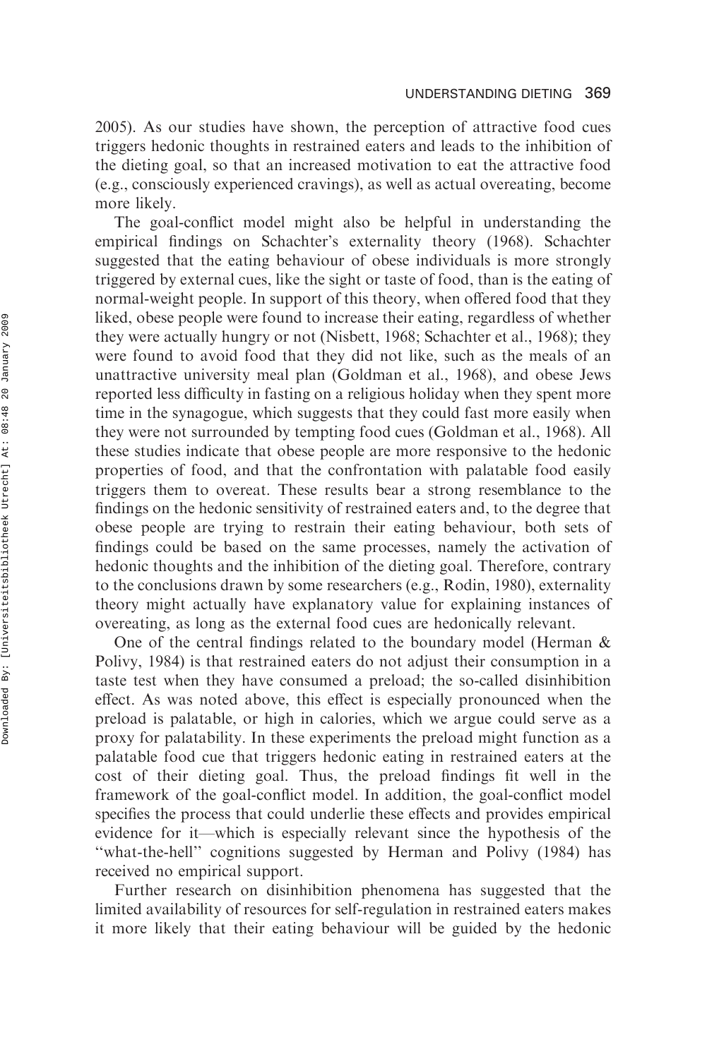2005). As our studies have shown, the perception of attractive food cues triggers hedonic thoughts in restrained eaters and leads to the inhibition of the dieting goal, so that an increased motivation to eat the attractive food (e.g., consciously experienced cravings), as well as actual overeating, become more likely.

The goal-conflict model might also be helpful in understanding the empirical findings on Schachter's externality theory (1968). Schachter suggested that the eating behaviour of obese individuals is more strongly triggered by external cues, like the sight or taste of food, than is the eating of normal-weight people. In support of this theory, when offered food that they liked, obese people were found to increase their eating, regardless of whether they were actually hungry or not (Nisbett, 1968; Schachter et al., 1968); they were found to avoid food that they did not like, such as the meals of an unattractive university meal plan (Goldman et al., 1968), and obese Jews reported less difficulty in fasting on a religious holiday when they spent more time in the synagogue, which suggests that they could fast more easily when they were not surrounded by tempting food cues (Goldman et al., 1968). All these studies indicate that obese people are more responsive to the hedonic properties of food, and that the confrontation with palatable food easily triggers them to overeat. These results bear a strong resemblance to the findings on the hedonic sensitivity of restrained eaters and, to the degree that obese people are trying to restrain their eating behaviour, both sets of findings could be based on the same processes, namely the activation of hedonic thoughts and the inhibition of the dieting goal. Therefore, contrary to the conclusions drawn by some researchers (e.g., Rodin, 1980), externality theory might actually have explanatory value for explaining instances of overeating, as long as the external food cues are hedonically relevant.

One of the central findings related to the boundary model (Herman & Polivy, 1984) is that restrained eaters do not adjust their consumption in a taste test when they have consumed a preload; the so-called disinhibition effect. As was noted above, this effect is especially pronounced when the preload is palatable, or high in calories, which we argue could serve as a proxy for palatability. In these experiments the preload might function as a palatable food cue that triggers hedonic eating in restrained eaters at the cost of their dieting goal. Thus, the preload findings fit well in the framework of the goal-conflict model. In addition, the goal-conflict model specifies the process that could underlie these effects and provides empirical evidence for it—which is especially relevant since the hypothesis of the "what-the-hell" cognitions suggested by Herman and Polivy (1984) has received no empirical support.

Further research on disinhibition phenomena has suggested that the limited availability of resources for self-regulation in restrained eaters makes it more likely that their eating behaviour will be guided by the hedonic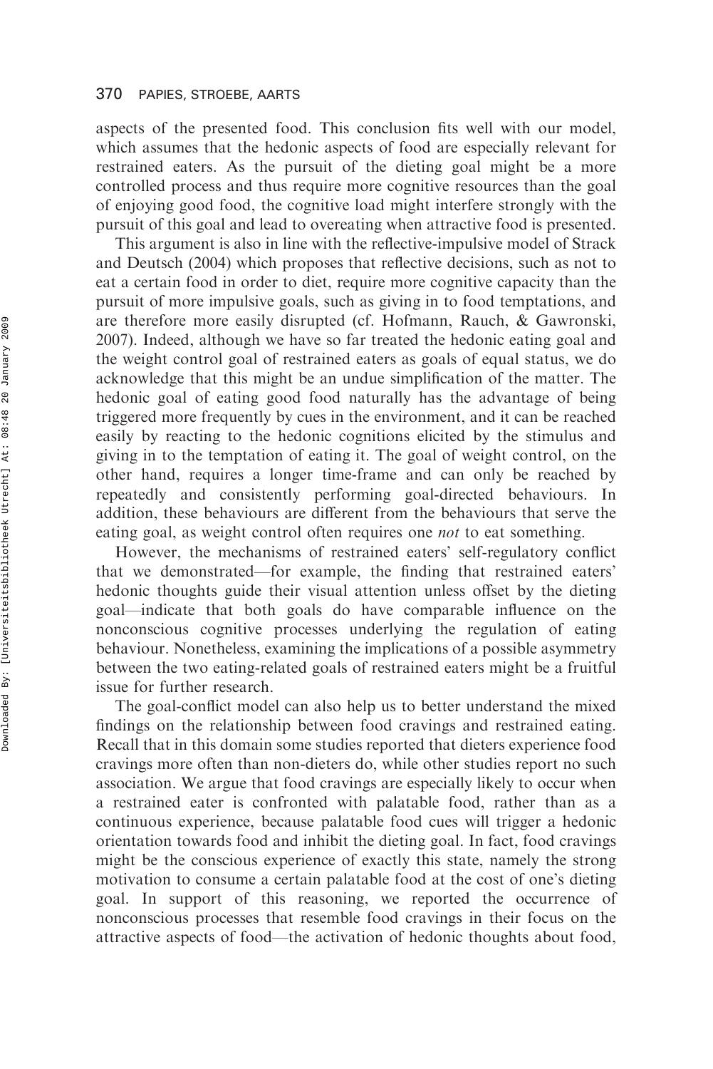aspects of the presented food. This conclusion fits well with our model, which assumes that the hedonic aspects of food are especially relevant for restrained eaters. As the pursuit of the dieting goal might be a more controlled process and thus require more cognitive resources than the goal of enjoying good food, the cognitive load might interfere strongly with the pursuit of this goal and lead to overeating when attractive food is presented.

This argument is also in line with the reflective-impulsive model of Strack and Deutsch (2004) which proposes that reflective decisions, such as not to eat a certain food in order to diet, require more cognitive capacity than the pursuit of more impulsive goals, such as giving in to food temptations, and are therefore more easily disrupted (cf. Hofmann, Rauch, & Gawronski, 2007). Indeed, although we have so far treated the hedonic eating goal and the weight control goal of restrained eaters as goals of equal status, we do acknowledge that this might be an undue simplification of the matter. The hedonic goal of eating good food naturally has the advantage of being triggered more frequently by cues in the environment, and it can be reached easily by reacting to the hedonic cognitions elicited by the stimulus and giving in to the temptation of eating it. The goal of weight control, on the other hand, requires a longer time-frame and can only be reached by repeatedly and consistently performing goal-directed behaviours. In addition, these behaviours are different from the behaviours that serve the eating goal, as weight control often requires one *not* to eat something.

However, the mechanisms of restrained eaters' self-regulatory conflict that we demonstrated—for example, the finding that restrained eaters' hedonic thoughts guide their visual attention unless offset by the dieting goal—indicate that both goals do have comparable influence on the nonconscious cognitive processes underlying the regulation of eating behaviour. Nonetheless, examining the implications of a possible asymmetry between the two eating-related goals of restrained eaters might be a fruitful issue for further research.

The goal-conflict model can also help us to better understand the mixed findings on the relationship between food cravings and restrained eating. Recall that in this domain some studies reported that dieters experience food cravings more often than non-dieters do, while other studies report no such association. We argue that food cravings are especially likely to occur when a restrained eater is confronted with palatable food, rather than as a continuous experience, because palatable food cues will trigger a hedonic orientation towards food and inhibit the dieting goal. In fact, food cravings might be the conscious experience of exactly this state, namely the strong motivation to consume a certain palatable food at the cost of one's dieting goal. In support of this reasoning, we reported the occurrence of nonconscious processes that resemble food cravings in their focus on the attractive aspects of food—the activation of hedonic thoughts about food,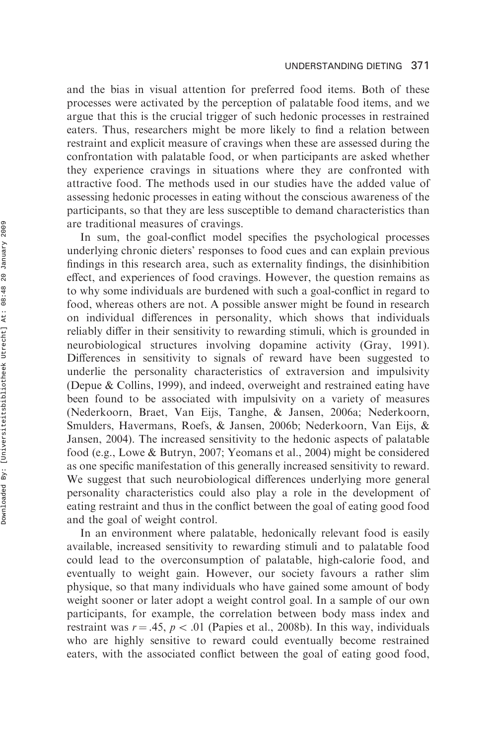and the bias in visual attention for preferred food items. Both of these processes were activated by the perception of palatable food items, and we argue that this is the crucial trigger of such hedonic processes in restrained eaters. Thus, researchers might be more likely to find a relation between restraint and explicit measure of cravings when these are assessed during the confrontation with palatable food, or when participants are asked whether they experience cravings in situations where they are confronted with attractive food. The methods used in our studies have the added value of assessing hedonic processes in eating without the conscious awareness of the participants, so that they are less susceptible to demand characteristics than are traditional measures of cravings.

In sum, the goal-conflict model specifies the psychological processes underlying chronic dieters' responses to food cues and can explain previous findings in this research area, such as externality findings, the disinhibition effect, and experiences of food cravings. However, the question remains as to why some individuals are burdened with such a goal-conflict in regard to food, whereas others are not. A possible answer might be found in research on individual differences in personality, which shows that individuals reliably differ in their sensitivity to rewarding stimuli, which is grounded in neurobiological structures involving dopamine activity (Gray, 1991). Differences in sensitivity to signals of reward have been suggested to underlie the personality characteristics of extraversion and impulsivity (Depue & Collins, 1999), and indeed, overweight and restrained eating have been found to be associated with impulsivity on a variety of measures (Nederkoorn, Braet, Van Eijs, Tanghe, & Jansen, 2006a; Nederkoorn, Smulders, Havermans, Roefs, & Jansen, 2006b; Nederkoorn, Van Eijs, & Jansen, 2004). The increased sensitivity to the hedonic aspects of palatable food (e.g., Lowe & Butryn, 2007; Yeomans et al., 2004) might be considered as one specific manifestation of this generally increased sensitivity to reward. We suggest that such neurobiological differences underlying more general personality characteristics could also play a role in the development of eating restraint and thus in the conflict between the goal of eating good food and the goal of weight control.

In an environment where palatable, hedonically relevant food is easily available, increased sensitivity to rewarding stimuli and to palatable food could lead to the overconsumption of palatable, high-calorie food, and eventually to weight gain. However, our society favours a rather slim physique, so that many individuals who have gained some amount of body weight sooner or later adopt a weight control goal. In a sample of our own participants, for example, the correlation between body mass index and restraint was $r = .45$, $p < .01$ (Papies et al., 2008b). In this way, individuals who are highly sensitive to reward could eventually become restrained eaters, with the associated conflict between the goal of eating good food,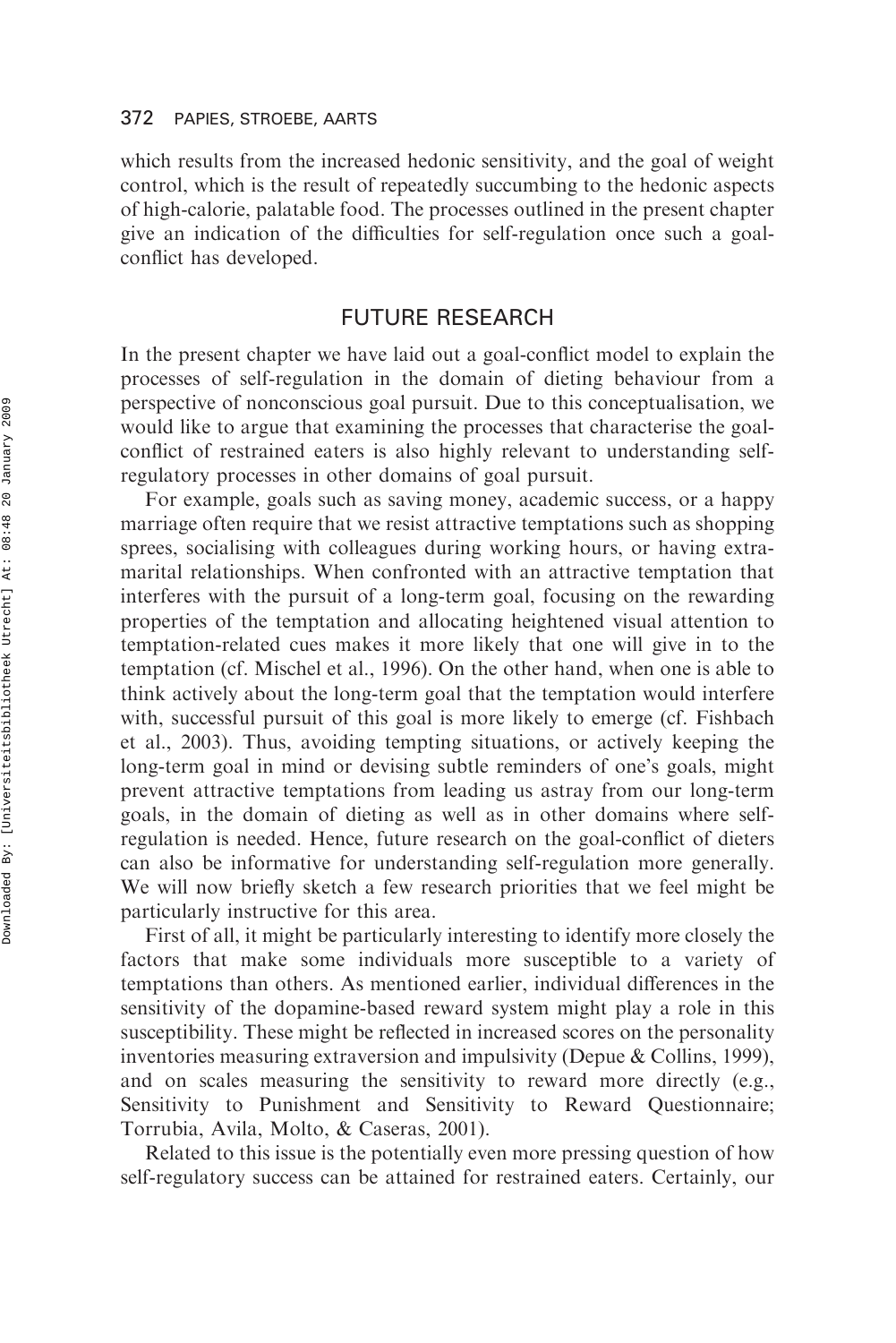which results from the increased hedonic sensitivity, and the goal of weight control, which is the result of repeatedly succumbing to the hedonic aspects of high-calorie, palatable food. The processes outlined in the present chapter give an indication of the difficulties for self-regulation once such a goal-conflict has developed.

## FUTURE RESEARCH

In the present chapter we have laid out a goal-conflict model to explain the processes of self-regulation in the domain of dieting behaviour from a perspective of nonconscious goal pursuit. Due to this conceptualisation, we would like to argue that examining the processes that characterise the goal-conflict of restrained eaters is also highly relevant to understanding self-regulatory processes in other domains of goal pursuit.

For example, goals such as saving money, academic success, or a happy marriage often require that we resist attractive temptations such as shopping sprees, socialising with colleagues during working hours, or having extra-marital relationships. When confronted with an attractive temptation that interferes with the pursuit of a long-term goal, focusing on the rewarding properties of the temptation and allocating heightened visual attention to temptation-related cues makes it more likely that one will give in to the temptation (cf. Mischel et al., 1996). On the other hand, when one is able to think actively about the long-term goal that the temptation would interfere with, successful pursuit of this goal is more likely to emerge (cf. Fishbach et al., 2003). Thus, avoiding tempting situations, or actively keeping the long-term goal in mind or devising subtle reminders of one's goals, might prevent attractive temptations from leading us astray from our long-term goals, in the domain of dieting as well as in other domains where self-regulation is needed. Hence, future research on the goal-conflict of dieters can also be informative for understanding self-regulation more generally. We will now briefly sketch a few research priorities that we feel might be particularly instructive for this area.

First of all, it might be particularly interesting to identify more closely the factors that make some individuals more susceptible to a variety of temptations than others. As mentioned earlier, individual differences in the sensitivity of the dopamine-based reward system might play a role in this susceptibility. These might be reflected in increased scores on the personality inventories measuring extraversion and impulsivity (Depue & Collins, 1999), and on scales measuring the sensitivity to reward more directly (e.g., Sensitivity to Punishment and Sensitivity to Reward Questionnaire; Torrubia, Avila, Molto, & Caseras, 2001).

Related to this issue is the potentially even more pressing question of how self-regulatory success can be attained for restrained eaters. Certainly, our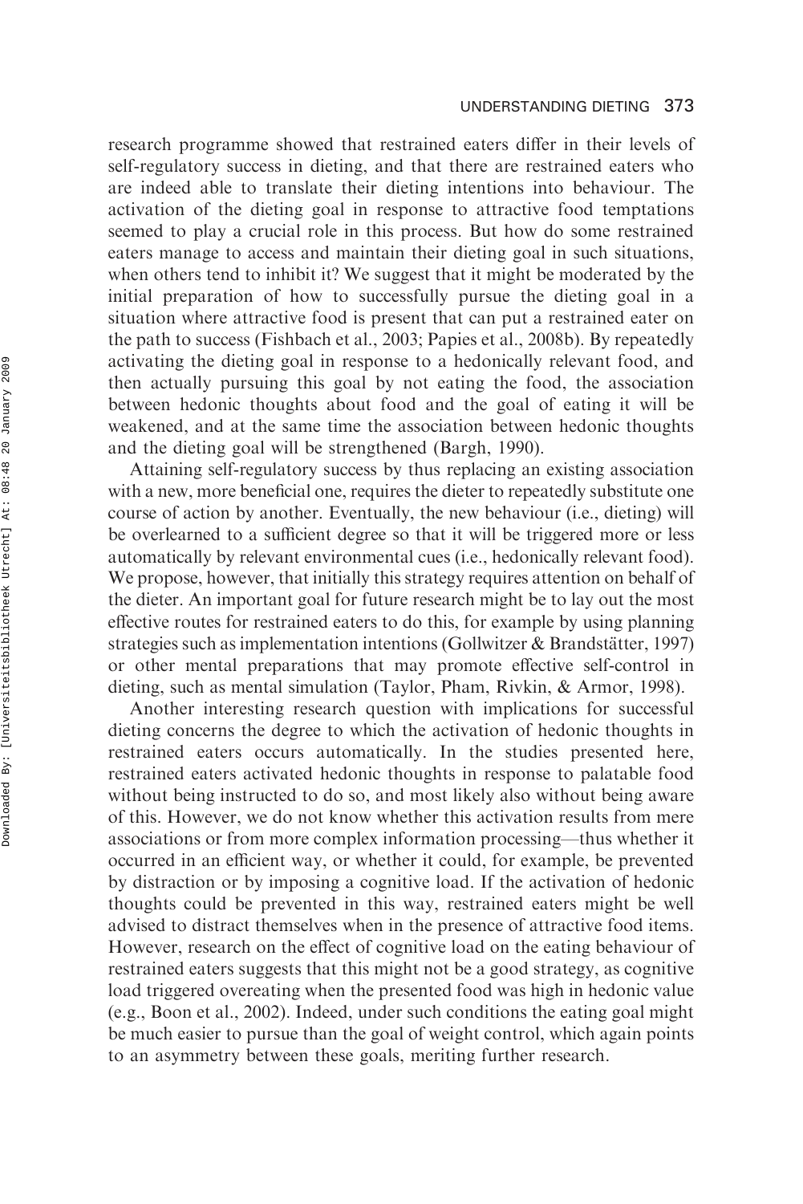research programme showed that restrained eaters differ in their levels of self-regulatory success in dieting, and that there are restrained eaters who are indeed able to translate their dieting intentions into behaviour. The activation of the dieting goal in response to attractive food temptations seemed to play a crucial role in this process. But how do some restrained eaters manage to access and maintain their dieting goal in such situations, when others tend to inhibit it? We suggest that it might be moderated by the initial preparation of how to successfully pursue the dieting goal in a situation where attractive food is present that can put a restrained eater on the path to success (Fishbach et al., 2003; Papies et al., 2008b). By repeatedly activating the dieting goal in response to a hedonically relevant food, and then actually pursuing this goal by not eating the food, the association between hedonic thoughts about food and the goal of eating it will be weakened, and at the same time the association between hedonic thoughts and the dieting goal will be strengthened (Bargh, 1990).

Attaining self-regulatory success by thus replacing an existing association with a new, more beneficial one, requires the dieter to repeatedly substitute one course of action by another. Eventually, the new behaviour (i.e., dieting) will be overlearned to a sufficient degree so that it will be triggered more or less automatically by relevant environmental cues (i.e., hedonically relevant food). We propose, however, that initially this strategy requires attention on behalf of the dieter. An important goal for future research might be to lay out the most effective routes for restrained eaters to do this, for example by using planning strategies such as implementation intentions (Gollwitzer & Brandstätter, 1997) or other mental preparations that may promote effective self-control in dieting, such as mental simulation (Taylor, Pham, Rivkin, & Armor, 1998).

Another interesting research question with implications for successful dieting concerns the degree to which the activation of hedonic thoughts in restrained eaters occurs automatically. In the studies presented here, restrained eaters activated hedonic thoughts in response to palatable food without being instructed to do so, and most likely also without being aware of this. However, we do not know whether this activation results from mere associations or from more complex information processing—thus whether it occurred in an efficient way, or whether it could, for example, be prevented by distraction or by imposing a cognitive load. If the activation of hedonic thoughts could be prevented in this way, restrained eaters might be well advised to distract themselves when in the presence of attractive food items. However, research on the effect of cognitive load on the eating behaviour of restrained eaters suggests that this might not be a good strategy, as cognitive load triggered overeating when the presented food was high in hedonic value (e.g., Boon et al., 2002). Indeed, under such conditions the eating goal might be much easier to pursue than the goal of weight control, which again points to an asymmetry between these goals, meriting further research.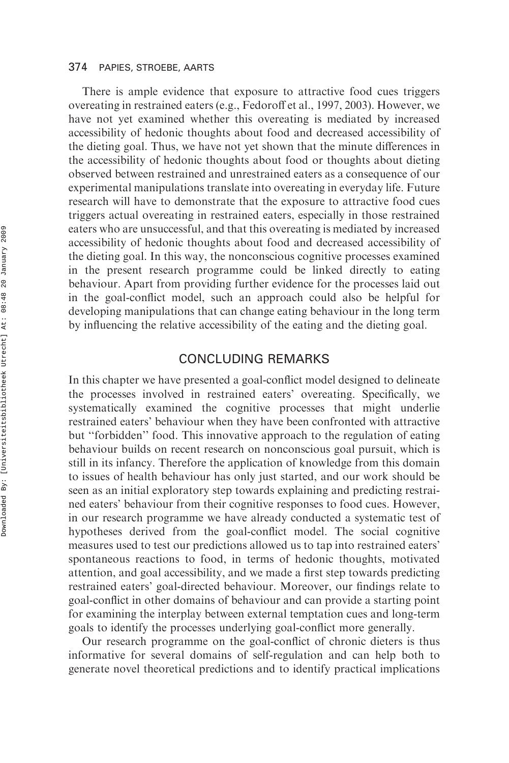There is ample evidence that exposure to attractive food cues triggers overeating in restrained eaters (e.g., Fedoroff et al., 1997, 2003). However, we have not yet examined whether this overeating is mediated by increased accessibility of hedonic thoughts about food and decreased accessibility of the dieting goal. Thus, we have not yet shown that the minute differences in the accessibility of hedonic thoughts about food or thoughts about dieting observed between restrained and unrestrained eaters as a consequence of our experimental manipulations translate into overeating in everyday life. Future research will have to demonstrate that the exposure to attractive food cues triggers actual overeating in restrained eaters, especially in those restrained eaters who are unsuccessful, and that this overeating is mediated by increased accessibility of hedonic thoughts about food and decreased accessibility of the dieting goal. In this way, the nonconscious cognitive processes examined in the present research programme could be linked directly to eating behaviour. Apart from providing further evidence for the processes laid out in the goal-conflict model, such an approach could also be helpful for developing manipulations that can change eating behaviour in the long term by influencing the relative accessibility of the eating and the dieting goal.

## CONCLUDING REMARKS

In this chapter we have presented a goal-conflict model designed to delineate the processes involved in restrained eaters' overeating. Specifically, we systematically examined the cognitive processes that might underlie restrained eaters' behaviour when they have been confronted with attractive but "forbidden" food. This innovative approach to the regulation of eating behaviour builds on recent research on nonconscious goal pursuit, which is still in its infancy. Therefore the application of knowledge from this domain to issues of health behaviour has only just started, and our work should be seen as an initial exploratory step towards explaining and predicting restrained eaters' behaviour from their cognitive responses to food cues. However, in our research programme we have already conducted a systematic test of hypotheses derived from the goal-conflict model. The social cognitive measures used to test our predictions allowed us to tap into restrained eaters' spontaneous reactions to food, in terms of hedonic thoughts, motivated attention, and goal accessibility, and we made a first step towards predicting restrained eaters' goal-directed behaviour. Moreover, our findings relate to goal-conflict in other domains of behaviour and can provide a starting point for examining the interplay between external temptation cues and long-term goals to identify the processes underlying goal-conflict more generally.

Our research programme on the goal-conflict of chronic dieters is thus informative for several domains of self-regulation and can help both to generate novel theoretical predictions and to identify practical implications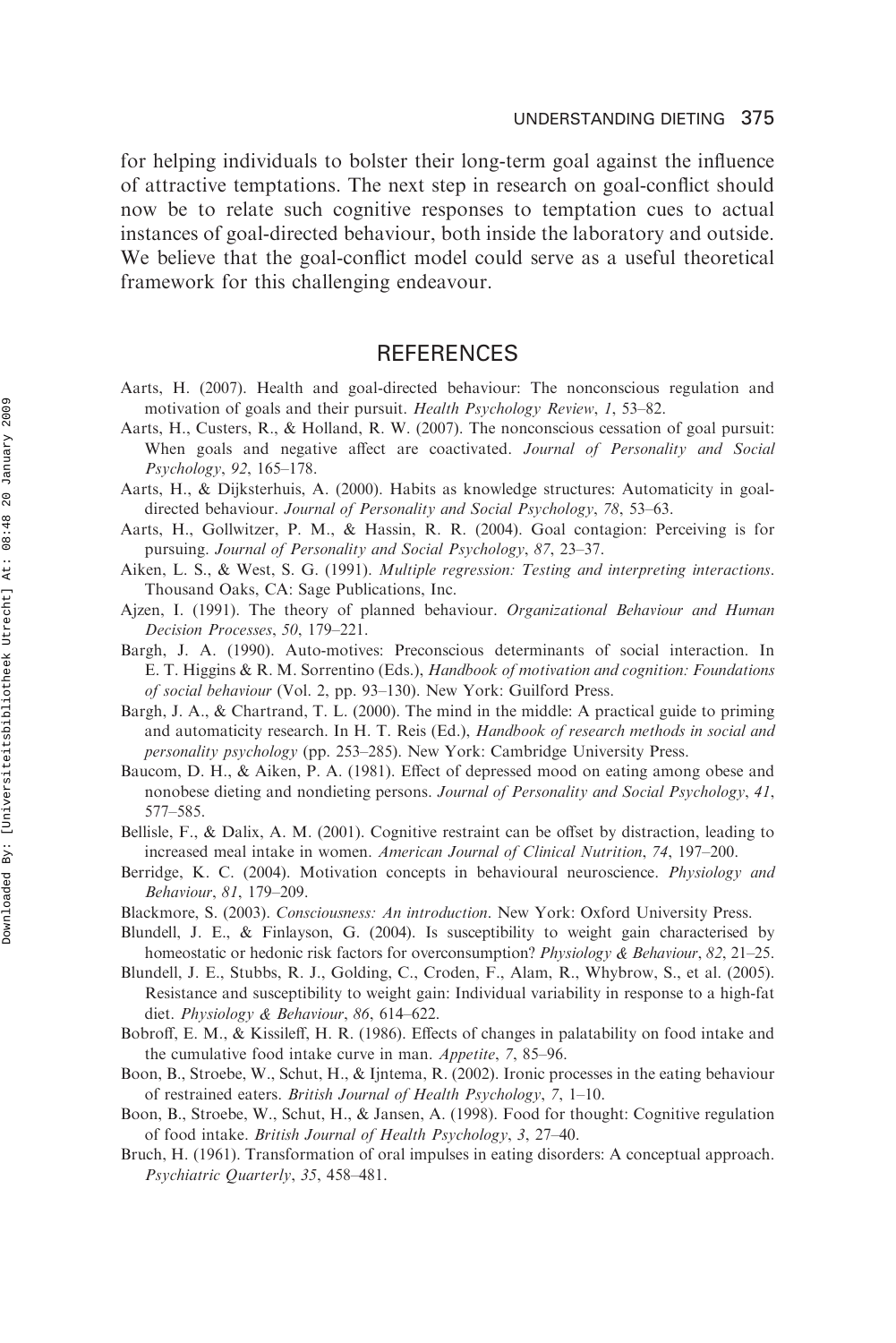for helping individuals to bolster their long-term goal against the influence of attractive temptations. The next step in research on goal-conflict should now be to relate such cognitive responses to temptation cues to actual instances of goal-directed behaviour, both inside the laboratory and outside. We believe that the goal-conflict model could serve as a useful theoretical framework for this challenging endeavour.

## REFERENCES

Aarts, H. (2007). Health and goal-directed behaviour: The nonconscious regulation and motivation of goals and their pursuit. *Health Psychology Review*, *1*, 53–82.

Aarts, H., Custers, R., & Holland, R. W. (2007). The nonconscious cessation of goal pursuit: When goals and negative affect are coactivated. *Journal of Personality and Social Psychology*, *92*, 165–178.

Aarts, H., & Dijksterhuis, A. (2000). Habits as knowledge structures: Automaticity in goal-directed behaviour. *Journal of Personality and Social Psychology*, *78*, 53–63.

Aarts, H., Gollwitzer, P. M., & Hassin, R. R. (2004). Goal contagion: Perceiving is for pursuing. *Journal of Personality and Social Psychology*, *87*, 23–37.

Aiken, L. S., & West, S. G. (1991). *Multiple regression: Testing and interpreting interactions*. Thousand Oaks, CA: Sage Publications, Inc.

Ajzen, I. (1991). The theory of planned behaviour. *Organizational Behaviour and Human Decision Processes*, *50*, 179–221.

Bargh, J. A. (1990). Auto-motives: Preconscious determinants of social interaction. In E. T. Higgins & R. M. Sorrentino (Eds.), *Handbook of motivation and cognition: Foundations of social behaviour* (Vol. 2, pp. 93–130). New York: Guilford Press.

Bargh, J. A., & Chartrand, T. L. (2000). The mind in the middle: A practical guide to priming and automaticity research. In H. T. Reis (Ed.), *Handbook of research methods in social and personality psychology* (pp. 253–285). New York: Cambridge University Press.

Baucom, D. H., & Aiken, P. A. (1981). Effect of depressed mood on eating among obese and nonobese dieting and nondieting persons. *Journal of Personality and Social Psychology*, *41*, 577–585.

Bellisle, F., & Dalix, A. M. (2001). Cognitive restraint can be offset by distraction, leading to increased meal intake in women. *American Journal of Clinical Nutrition*, *74*, 197–200.

Berridge, K. C. (2004). Motivation concepts in behavioural neuroscience. *Physiology and Behaviour*, *81*, 179–209.

Blackmore, S. (2003). *Consciousness: An introduction*. New York: Oxford University Press.

Blundell, J. E., & Finlayson, G. (2004). Is susceptibility to weight gain characterised by homeostatic or hedonic risk factors for overconsumption? *Physiology & Behaviour*, *82*, 21–25.

Blundell, J. E., Stubbs, R. J., Golding, C., Croden, F., Alam, R., Whybrow, S., et al. (2005). Resistance and susceptibility to weight gain: Individual variability in response to a high-fat diet. *Physiology & Behaviour*, *86*, 614–622.

Bobroff, E. M., & Kissileff, H. R. (1986). Effects of changes in palatability on food intake and the cumulative food intake curve in man. *Appetite*, *7*, 85–96.

Boon, B., Stroebe, W., Schut, H., & Ijntema, R. (2002). Ironic processes in the eating behaviour of restrained eaters. *British Journal of Health Psychology*, *7*, 1–10.

Boon, B., Stroebe, W., Schut, H., & Jansen, A. (1998). Food for thought: Cognitive regulation of food intake. *British Journal of Health Psychology*, *3*, 27–40.

Bruch, H. (1961). Transformation of oral impulses in eating disorders: A conceptual approach. *Psychiatric Quarterly*, *35*, 458–481.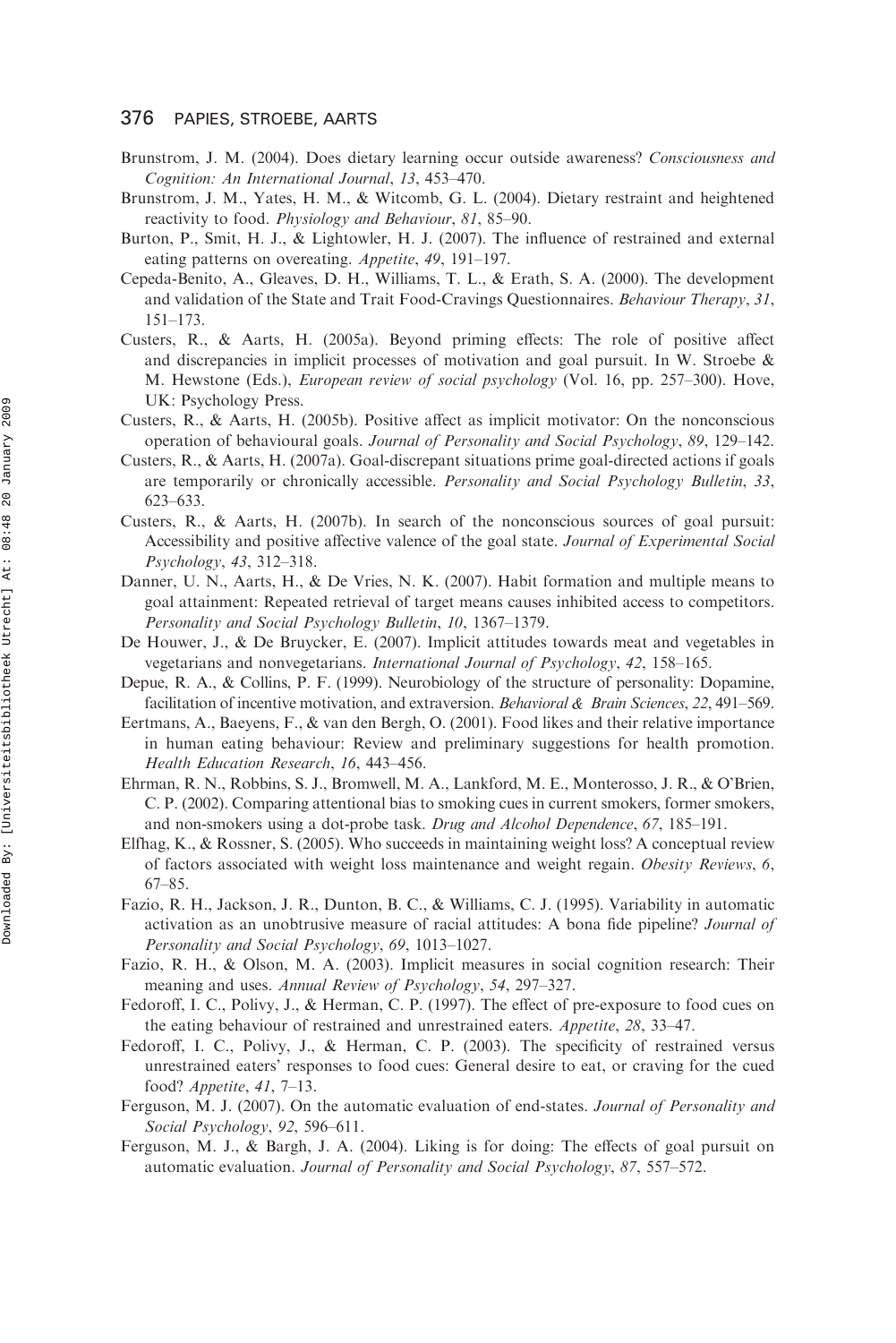Brunstrom, J. M. (2004). Does dietary learning occur outside awareness? *Consciousness and Cognition: An International Journal*, *13*, 453–470.

Brunstrom, J. M., Yates, H. M., & Witcomb, G. L. (2004). Dietary restraint and heightened reactivity to food. *Physiology and Behaviour*, *81*, 85–90.

Burton, P., Smit, H. J., & Lightowler, H. J. (2007). The influence of restrained and external eating patterns on overeating. *Appetite*, *49*, 191–197.

Cepeda-Benito, A., Gleaves, D. H., Williams, T. L., & Erath, S. A. (2000). The development and validation of the State and Trait Food-Cravings Questionnaires. *Behaviour Therapy*, *31*, 151–173.

Custers, R., & Aarts, H. (2005a). Beyond priming effects: The role of positive affect and discrepancies in implicit processes of motivation and goal pursuit. In W. Stroebe & M. Hewstone (Eds.), *European review of social psychology* (Vol. 16, pp. 257–300). Hove, UK: Psychology Press.

Custers, R., & Aarts, H. (2005b). Positive affect as implicit motivator: On the nonconscious operation of behavioural goals. *Journal of Personality and Social Psychology*, *89*, 129–142.

Custers, R., & Aarts, H. (2007a). Goal-discrepant situations prime goal-directed actions if goals are temporarily or chronically accessible. *Personality and Social Psychology Bulletin*, *33*, 623–633.

Custers, R., & Aarts, H. (2007b). In search of the nonconscious sources of goal pursuit: Accessibility and positive affective valence of the goal state. *Journal of Experimental Social Psychology*, *43*, 312–318.

Danner, U. N., Aarts, H., & De Vries, N. K. (2007). Habit formation and multiple means to goal attainment: Repeated retrieval of target means causes inhibited access to competitors. *Personality and Social Psychology Bulletin*, *10*, 1367–1379.

De Houwer, J., & De Bruycker, E. (2007). Implicit attitudes towards meat and vegetables in vegetarians and nonvegetarians. *International Journal of Psychology*, *42*, 158–165.

Depue, R. A., & Collins, P. F. (1999). Neurobiology of the structure of personality: Dopamine, facilitation of incentive motivation, and extraversion. *Behavioral & Brain Sciences*, *22*, 491–569.

Eertmans, A., Baeyens, F., & van den Bergh, O. (2001). Food likes and their relative importance in human eating behaviour: Review and preliminary suggestions for health promotion. *Health Education Research*, *16*, 443–456.

Ehrman, R. N., Robbins, S. J., Bromwell, M. A., Lankford, M. E., Monterosso, J. R., & O'Brien, C. P. (2002). Comparing attentional bias to smoking cues in current smokers, former smokers, and non-smokers using a dot-probe task. *Drug and Alcohol Dependence*, *67*, 185–191.

Elfhag, K., & Rossner, S. (2005). Who succeeds in maintaining weight loss? A conceptual review of factors associated with weight loss maintenance and weight regain. *Obesity Reviews*, *6*, 67–85.

Fazio, R. H., Jackson, J. R., Dunton, B. C., & Williams, C. J. (1995). Variability in automatic activation as an unobtrusive measure of racial attitudes: A bona fide pipeline? *Journal of Personality and Social Psychology*, *69*, 1013–1027.

Fazio, R. H., & Olson, M. A. (2003). Implicit measures in social cognition research: Their meaning and uses. *Annual Review of Psychology*, *54*, 297–327.

Fedoroff, I. C., Polivy, J., & Herman, C. P. (1997). The effect of pre-exposure to food cues on the eating behaviour of restrained and unrestrained eaters. *Appetite*, *28*, 33–47.

Fedoroff, I. C., Polivy, J., & Herman, C. P. (2003). The specificity of restrained versus unrestrained eaters' responses to food cues: General desire to eat, or craving for the cued food? *Appetite*, *41*, 7–13.

Ferguson, M. J. (2007). On the automatic evaluation of end-states. *Journal of Personality and Social Psychology*, *92*, 596–611.

Ferguson, M. J., & Bargh, J. A. (2004). Liking is for doing: The effects of goal pursuit on automatic evaluation. *Journal of Personality and Social Psychology*, *87*, 557–572.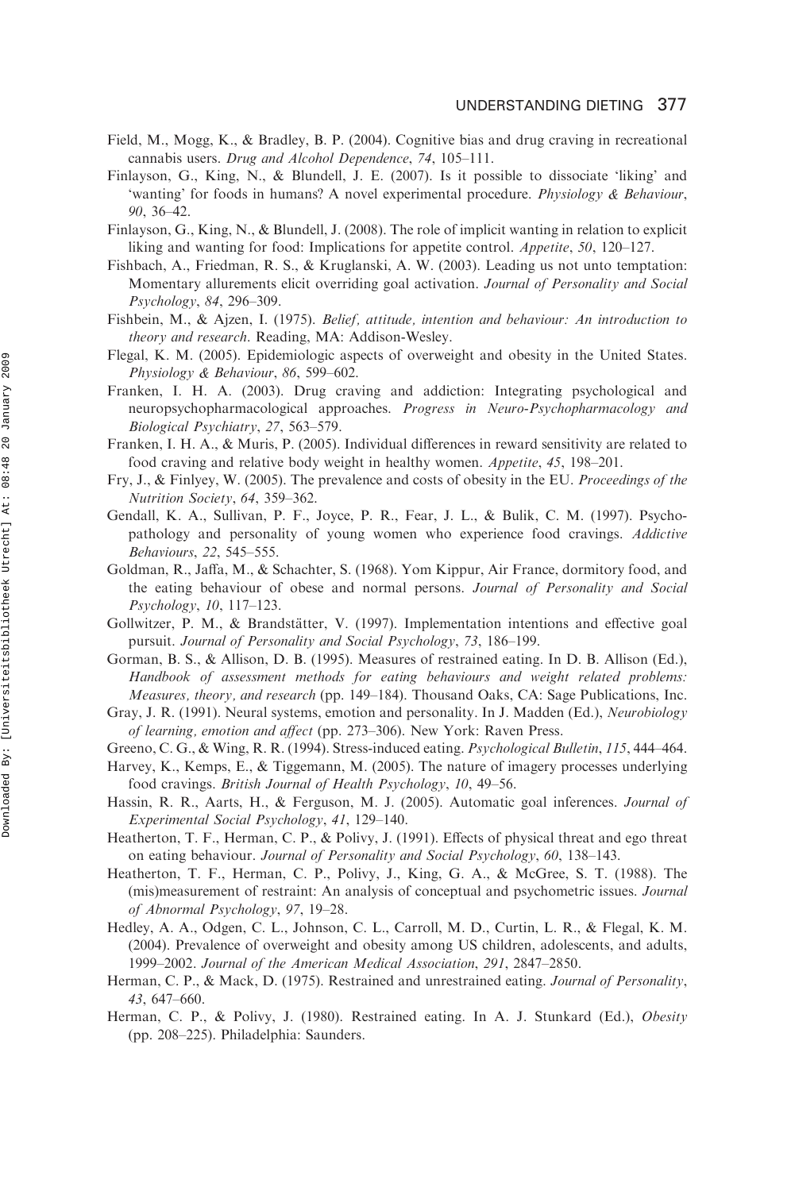Field, M., Mogg, K., & Bradley, B. P. (2004). Cognitive bias and drug craving in recreational cannabis users. *Drug and Alcohol Dependence*, *74*, 105–111.

Finlayson, G., King, N., & Blundell, J. E. (2007). Is it possible to dissociate 'liking' and 'wanting' for foods in humans? A novel experimental procedure. *Physiology & Behaviour*, *90*, 36–42.

Finlayson, G., King, N., & Blundell, J. (2008). The role of implicit wanting in relation to explicit liking and wanting for food: Implications for appetite control. *Appetite*, *50*, 120–127.

Fishbach, A., Friedman, R. S., & Kruglanski, A. W. (2003). Leading us not unto temptation: Momentary allurements elicit overriding goal activation. *Journal of Personality and Social Psychology*, *84*, 296–309.

Fishbein, M., & Ajzen, I. (1975). *Belief, attitude, intention and behaviour: An introduction to theory and research*. Reading, MA: Addison-Wesley.

Flegal, K. M. (2005). Epidemiologic aspects of overweight and obesity in the United States. *Physiology & Behaviour*, *86*, 599–602.

Franken, I. H. A. (2003). Drug craving and addiction: Integrating psychological and neuropsychopharmacological approaches. *Progress in Neuro-Psychopharmacology and Biological Psychiatry*, *27*, 563–579.

Franken, I. H. A., & Muris, P. (2005). Individual differences in reward sensitivity are related to food craving and relative body weight in healthy women. *Appetite*, *45*, 198–201.

Fry, J., & Finlyey, W. (2005). The prevalence and costs of obesity in the EU. *Proceedings of the Nutrition Society*, *64*, 359–362.

Gendall, K. A., Sullivan, P. F., Joyce, P. R., Fear, J. L., & Bulik, C. M. (1997). Psychopathology and personality of young women who experience food cravings. *Addictive Behaviours*, *22*, 545–555.

Goldman, R., Jaffa, M., & Schachter, S. (1968). Yom Kippur, Air France, dormitory food, and the eating behaviour of obese and normal persons. *Journal of Personality and Social Psychology*, *10*, 117–123.

Gollwitzer, P. M., & Brandstätter, V. (1997). Implementation intentions and effective goal pursuit. *Journal of Personality and Social Psychology*, *73*, 186–199.

Gorman, B. S., & Allison, D. B. (1995). Measures of restrained eating. In D. B. Allison (Ed.), *Handbook of assessment methods for eating behaviours and weight related problems: Measures, theory, and research* (pp. 149–184). Thousand Oaks, CA: Sage Publications, Inc.

Gray, J. R. (1991). Neural systems, emotion and personality. In J. Madden (Ed.), *Neurobiology of learning, emotion and affect* (pp. 273–306). New York: Raven Press.

Greeno, C. G., & Wing, R. R. (1994). Stress-induced eating. *Psychological Bulletin*, *115*, 444–464.

Harvey, K., Kemps, E., & Tiggemann, M. (2005). The nature of imagery processes underlying food cravings. *British Journal of Health Psychology*, *10*, 49–56.

Hassin, R. R., Aarts, H., & Ferguson, M. J. (2005). Automatic goal inferences. *Journal of Experimental Social Psychology*, *41*, 129–140.

Heatherton, T. F., Herman, C. P., & Polivy, J. (1991). Effects of physical threat and ego threat on eating behaviour. *Journal of Personality and Social Psychology*, *60*, 138–143.

Heatherton, T. F., Herman, C. P., Polivy, J., King, G. A., & McGree, S. T. (1988). The (mis)measurement of restraint: An analysis of conceptual and psychometric issues. *Journal of Abnormal Psychology*, *97*, 19–28.

Hedley, A. A., Odgen, C. L., Johnson, C. L., Carroll, M. D., Curtin, L. R., & Flegal, K. M. (2004). Prevalence of overweight and obesity among US children, adolescents, and adults, 1999–2002. *Journal of the American Medical Association*, *291*, 2847–2850.

Herman, C. P., & Mack, D. (1975). Restrained and unrestrained eating. *Journal of Personality*, *43*, 647–660.

Herman, C. P., & Polivy, J. (1980). Restrained eating. In A. J. Stunkard (Ed.), *Obesity* (pp. 208–225). Philadelphia: Saunders.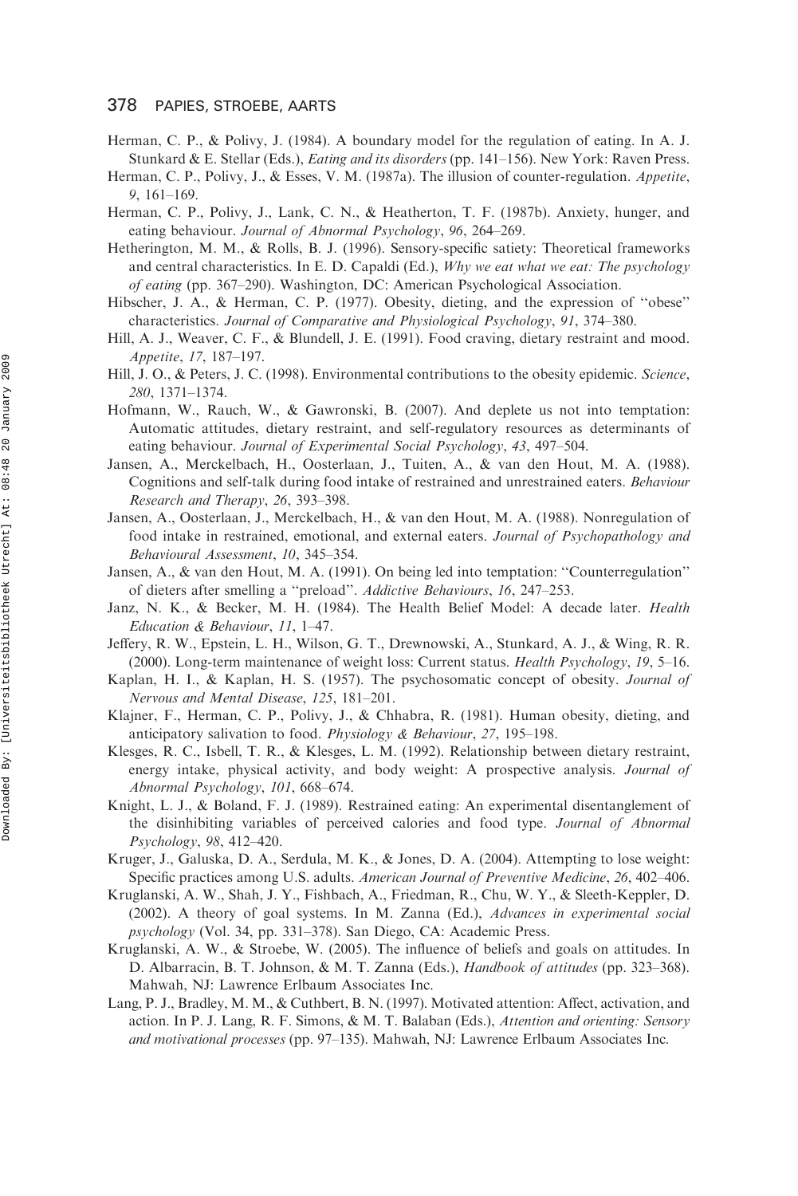Herman, C. P., & Polivy, J. (1984). A boundary model for the regulation of eating. In A. J. Stunkard & E. Stellar (Eds.), *Eating and its disorders* (pp. 141–156). New York: Raven Press.

Herman, C. P., Polivy, J., & Esses, V. M. (1987a). The illusion of counter-regulation. *Appetite*, *9*, 161–169.

Herman, C. P., Polivy, J., Lank, C. N., & Heatherton, T. F. (1987b). Anxiety, hunger, and eating behaviour. *Journal of Abnormal Psychology*, *96*, 264–269.

Hetherington, M. M., & Rolls, B. J. (1996). Sensory-specific satiety: Theoretical frameworks and central characteristics. In E. D. Capaldi (Ed.), *Why we eat what we eat: The psychology of eating* (pp. 367–290). Washington, DC: American Psychological Association.

Hibscher, J. A., & Herman, C. P. (1977). Obesity, dieting, and the expression of ''obese'' characteristics. *Journal of Comparative and Physiological Psychology*, *91*, 374–380.

Hill, A. J., Weaver, C. F., & Blundell, J. E. (1991). Food craving, dietary restraint and mood. *Appetite*, *17*, 187–197.

Hill, J. O., & Peters, J. C. (1998). Environmental contributions to the obesity epidemic. *Science*, *280*, 1371–1374.

Hofmann, W., Rauch, W., & Gawronski, B. (2007). And deplete us not into temptation: Automatic attitudes, dietary restraint, and self-regulatory resources as determinants of eating behaviour. *Journal of Experimental Social Psychology*, *43*, 497–504.

Jansen, A., Merckelbach, H., Oosterlaan, J., Tuiten, A., & van den Hout, M. A. (1988). Cognitions and self-talk during food intake of restrained and unrestrained eaters. *Behaviour Research and Therapy*, *26*, 393–398.

Jansen, A., Oosterlaan, J., Merckelbach, H., & van den Hout, M. A. (1988). Nonregulation of food intake in restrained, emotional, and external eaters. *Journal of Psychopathology and Behavioural Assessment*, *10*, 345–354.

Jansen, A., & van den Hout, M. A. (1991). On being led into temptation: ''Counterregulation'' of dieters after smelling a ''preload''. *Addictive Behaviours*, *16*, 247–253.

Janz, N. K., & Becker, M. H. (1984). The Health Belief Model: A decade later. *Health Education & Behaviour*, *11*, 1–47.

Jeffery, R. W., Epstein, L. H., Wilson, G. T., Drewnowski, A., Stunkard, A. J., & Wing, R. R. (2000). Long-term maintenance of weight loss: Current status. *Health Psychology*, *19*, 5–16.

Kaplan, H. I., & Kaplan, H. S. (1957). The psychosomatic concept of obesity. *Journal of Nervous and Mental Disease*, *125*, 181–201.

Klajner, F., Herman, C. P., Polivy, J., & Chhabra, R. (1981). Human obesity, dieting, and anticipatory salivation to food. *Physiology & Behaviour*, *27*, 195–198.

Klesges, R. C., Isbell, T. R., & Klesges, L. M. (1992). Relationship between dietary restraint, energy intake, physical activity, and body weight: A prospective analysis. *Journal of Abnormal Psychology*, *101*, 668–674.

Knight, L. J., & Boland, F. J. (1989). Restrained eating: An experimental disentanglement of the disinhibiting variables of perceived calories and food type. *Journal of Abnormal Psychology*, *98*, 412–420.

Kruger, J., Galuska, D. A., Serdula, M. K., & Jones, D. A. (2004). Attempting to lose weight: Specific practices among U.S. adults. *American Journal of Preventive Medicine*, *26*, 402–406.

Kruglanski, A. W., Shah, J. Y., Fishbach, A., Friedman, R., Chu, W. Y., & Sleeth-Keppler, D. (2002). A theory of goal systems. In M. Zanna (Ed.), *Advances in experimental social psychology* (Vol. 34, pp. 331–378). San Diego, CA: Academic Press.

Kruglanski, A. W., & Stroebe, W. (2005). The influence of beliefs and goals on attitudes. In D. Albarracin, B. T. Johnson, & M. T. Zanna (Eds.), *Handbook of attitudes* (pp. 323–368). Mahwah, NJ: Lawrence Erlbaum Associates Inc.

Lang, P. J., Bradley, M. M., & Cuthbert, B. N. (1997). Motivated attention: Affect, activation, and action. In P. J. Lang, R. F. Simons, & M. T. Balaban (Eds.), *Attention and orienting: Sensory and motivational processes* (pp. 97–135). Mahwah, NJ: Lawrence Erlbaum Associates Inc.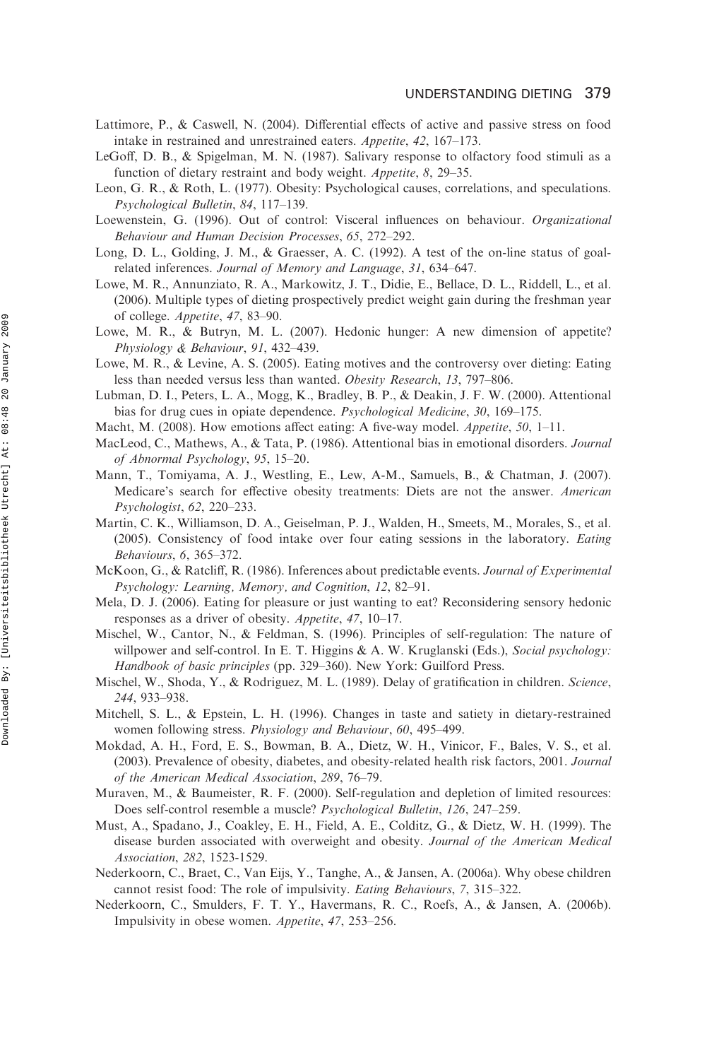Lattimore, P., & Caswell, N. (2004). Differential effects of active and passive stress on food intake in restrained and unrestrained eaters. *Appetite*, *42*, 167–173.

LeGoff, D. B., & Spigelman, M. N. (1987). Salivary response to olfactory food stimuli as a function of dietary restraint and body weight. *Appetite*, *8*, 29–35.

Leon, G. R., & Roth, L. (1977). Obesity: Psychological causes, correlations, and speculations. *Psychological Bulletin*, *84*, 117–139.

Loewenstein, G. (1996). Out of control: Visceral influences on behaviour. *Organizational Behaviour and Human Decision Processes*, *65*, 272–292.

Long, D. L., Golding, J. M., & Graesser, A. C. (1992). A test of the on-line status of goal-related inferences. *Journal of Memory and Language*, *31*, 634–647.

Lowe, M. R., Annunziato, R. A., Markowitz, J. T., Didie, E., Bellace, D. L., Riddell, L., et al. (2006). Multiple types of dieting prospectively predict weight gain during the freshman year of college. *Appetite*, *47*, 83–90.

Lowe, M. R., & Butryn, M. L. (2007). Hedonic hunger: A new dimension of appetite? *Physiology & Behaviour*, *91*, 432–439.

Lowe, M. R., & Levine, A. S. (2005). Eating motives and the controversy over dieting: Eating less than needed versus less than wanted. *Obesity Research*, *13*, 797–806.

Lubman, D. I., Peters, L. A., Mogg, K., Bradley, B. P., & Deakin, J. F. W. (2000). Attentional bias for drug cues in opiate dependence. *Psychological Medicine*, *30*, 169–175.

Macht, M. (2008). How emotions affect eating: A five-way model. *Appetite*, *50*, 1–11.

MacLeod, C., Mathews, A., & Tata, P. (1986). Attentional bias in emotional disorders. *Journal of Abnormal Psychology*, *95*, 15–20.

Mann, T., Tomiyama, A. J., Westling, E., Lew, A-M., Samuels, B., & Chatman, J. (2007). Medicare's search for effective obesity treatments: Diets are not the answer. *American Psychologist*, *62*, 220–233.

Martin, C. K., Williamson, D. A., Geiselman, P. J., Walden, H., Smeets, M., Morales, S., et al. (2005). Consistency of food intake over four eating sessions in the laboratory. *Eating Behaviours*, *6*, 365–372.

McKoon, G., & Ratcliff, R. (1986). Inferences about predictable events. *Journal of Experimental Psychology: Learning, Memory, and Cognition*, *12*, 82–91.

Mela, D. J. (2006). Eating for pleasure or just wanting to eat? Reconsidering sensory hedonic responses as a driver of obesity. *Appetite*, *47*, 10–17.

Mischel, W., Cantor, N., & Feldman, S. (1996). Principles of self-regulation: The nature of willpower and self-control. In E. T. Higgins & A. W. Kruglanski (Eds.), *Social psychology: Handbook of basic principles* (pp. 329–360). New York: Guilford Press.

Mischel, W., Shoda, Y., & Rodriguez, M. L. (1989). Delay of gratification in children. *Science*, *244*, 933–938.

Mitchell, S. L., & Epstein, L. H. (1996). Changes in taste and satiety in dietary-restrained women following stress. *Physiology and Behaviour*, *60*, 495–499.

Mokdad, A. H., Ford, E. S., Bowman, B. A., Dietz, W. H., Vinicor, F., Bales, V. S., et al. (2003). Prevalence of obesity, diabetes, and obesity-related health risk factors, 2001. *Journal of the American Medical Association*, *289*, 76–79.

Muraven, M., & Baumeister, R. F. (2000). Self-regulation and depletion of limited resources: Does self-control resemble a muscle? *Psychological Bulletin*, *126*, 247–259.

Must, A., Spadano, J., Coakley, E. H., Field, A. E., Colditz, G., & Dietz, W. H. (1999). The disease burden associated with overweight and obesity. *Journal of the American Medical Association*, *282*, 1523-1529.

Nederkoorn, C., Braet, C., Van Eijs, Y., Tanghe, A., & Jansen, A. (2006a). Why obese children cannot resist food: The role of impulsivity. *Eating Behaviours*, *7*, 315–322.

Nederkoorn, C., Smulders, F. T. Y., Havermans, R. C., Roefs, A., & Jansen, A. (2006b). Impulsivity in obese women. *Appetite*, *47*, 253–256.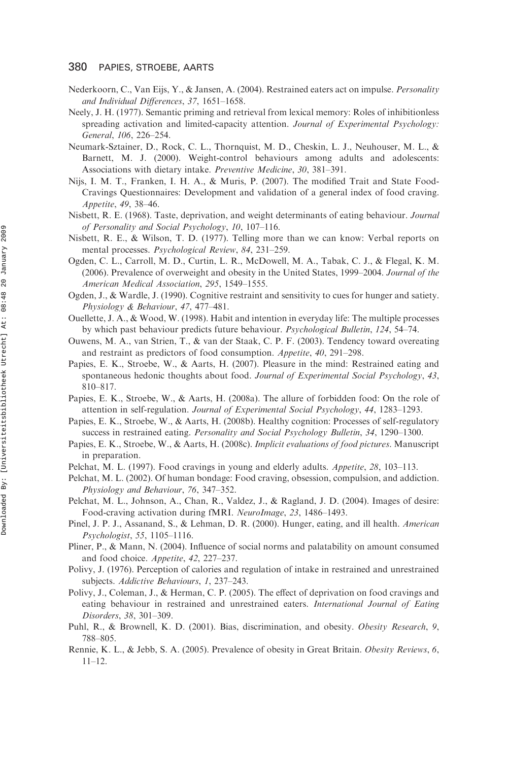Nederkoorn, C., Van Eijs, Y., & Jansen, A. (2004). Restrained eaters act on impulse. *Personality and Individual Differences*, *37*, 1651–1658.

Neely, J. H. (1977). Semantic priming and retrieval from lexical memory: Roles of inhibitionless spreading activation and limited-capacity attention. *Journal of Experimental Psychology: General*, *106*, 226–254.

Neumark-Sztainer, D., Rock, C. L., Thornquist, M. D., Cheskin, L. J., Neuhouser, M. L., & Barnett, M. J. (2000). Weight-control behaviours among adults and adolescents: Associations with dietary intake. *Preventive Medicine*, *30*, 381–391.

Nijs, I. M. T., Franken, I. H. A., & Muris, P. (2007). The modified Trait and State Food-Cravings Questionnaires: Development and validation of a general index of food craving. *Appetite*, *49*, 38–46.

Nisbett, R. E. (1968). Taste, deprivation, and weight determinants of eating behaviour. *Journal of Personality and Social Psychology*, *10*, 107–116.

Nisbett, R. E., & Wilson, T. D. (1977). Telling more than we can know: Verbal reports on mental processes. *Psychological Review*, *84*, 231–259.

Ogden, C. L., Carroll, M. D., Curtin, L. R., McDowell, M. A., Tabak, C. J., & Flegal, K. M. (2006). Prevalence of overweight and obesity in the United States, 1999–2004. *Journal of the American Medical Association*, *295*, 1549–1555.

Ogden, J., & Wardle, J. (1990). Cognitive restraint and sensitivity to cues for hunger and satiety. *Physiology & Behaviour*, *47*, 477–481.

Ouellette, J. A., & Wood, W. (1998). Habit and intention in everyday life: The multiple processes by which past behaviour predicts future behaviour. *Psychological Bulletin*, *124*, 54–74.

Ouwens, M. A., van Strien, T., & van der Staak, C. P. F. (2003). Tendency toward overeating and restraint as predictors of food consumption. *Appetite*, *40*, 291–298.

Papies, E. K., Stroebe, W., & Aarts, H. (2007). Pleasure in the mind: Restrained eating and spontaneous hedonic thoughts about food. *Journal of Experimental Social Psychology*, *43*, 810–817.

Papies, E. K., Stroebe, W., & Aarts, H. (2008a). The allure of forbidden food: On the role of attention in self-regulation. *Journal of Experimental Social Psychology*, *44*, 1283–1293.

Papies, E. K., Stroebe, W., & Aarts, H. (2008b). Healthy cognition: Processes of self-regulatory success in restrained eating. *Personality and Social Psychology Bulletin*, *34*, 1290–1300.

Papies, E. K., Stroebe, W., & Aarts, H. (2008c). *Implicit evaluations of food pictures*. Manuscript in preparation.

Pelchat, M. L. (1997). Food cravings in young and elderly adults. *Appetite*, *28*, 103–113.

Pelchat, M. L. (2002). Of human bondage: Food craving, obsession, compulsion, and addiction. *Physiology and Behaviour*, *76*, 347–352.

Pelchat, M. L., Johnson, A., Chan, R., Valdez, J., & Ragland, J. D. (2004). Images of desire: Food-craving activation during fMRI. *NeuroImage*, *23*, 1486–1493.

Pinel, J. P. J., Assanand, S., & Lehman, D. R. (2000). Hunger, eating, and ill health. *American Psychologist*, *55*, 1105–1116.

Pliner, P., & Mann, N. (2004). Influence of social norms and palatability on amount consumed and food choice. *Appetite*, *42*, 227–237.

Polivy, J. (1976). Perception of calories and regulation of intake in restrained and unrestrained subjects. *Addictive Behaviours*, *1*, 237–243.

Polivy, J., Coleman, J., & Herman, C. P. (2005). The effect of deprivation on food cravings and eating behaviour in restrained and unrestrained eaters. *International Journal of Eating Disorders*, *38*, 301–309.

Puhl, R., & Brownell, K. D. (2001). Bias, discrimination, and obesity. *Obesity Research*, *9*, 788–805.

Rennie, K. L., & Jebb, S. A. (2005). Prevalence of obesity in Great Britain. *Obesity Reviews*, *6*, 11–12.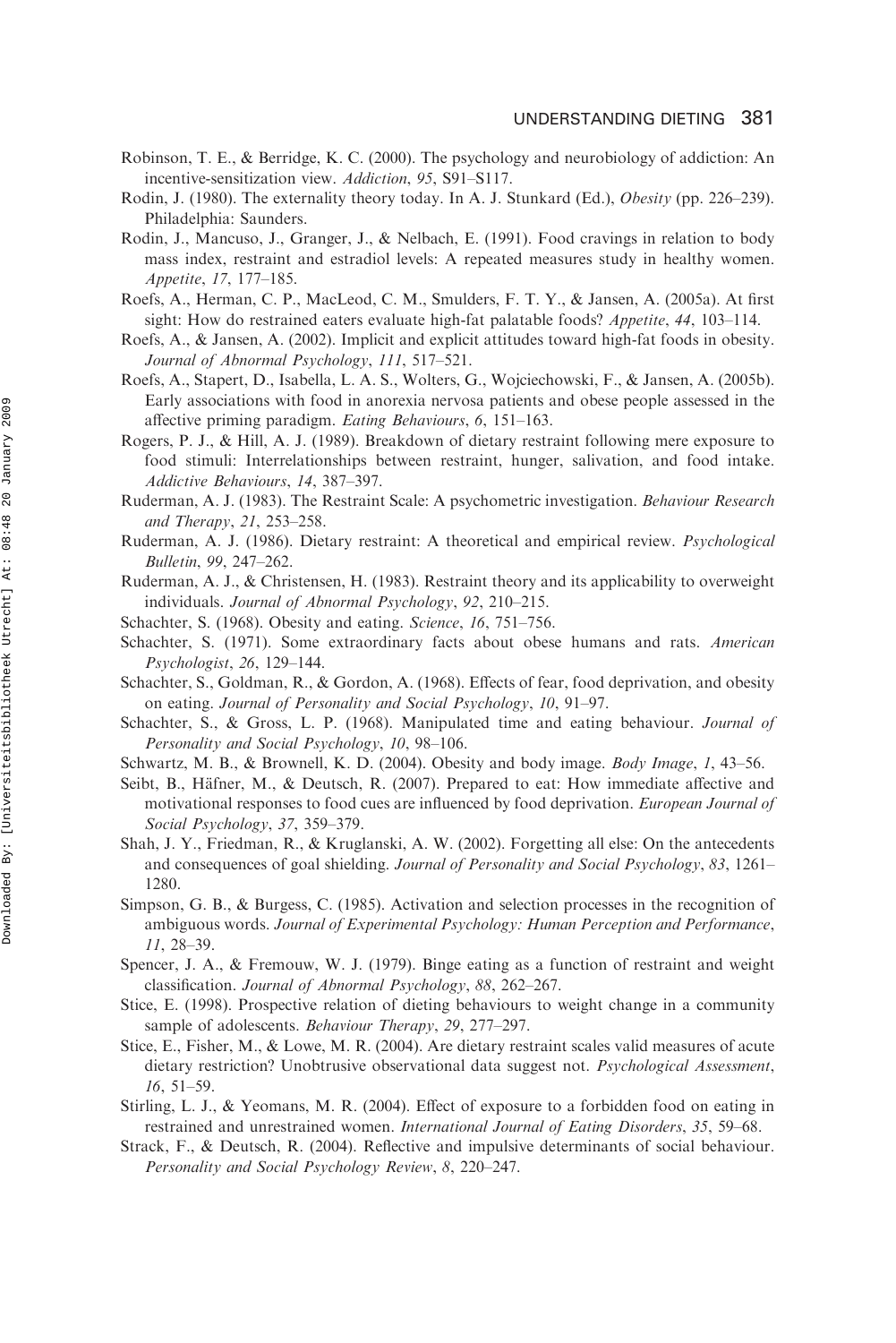Robinson, T. E., & Berridge, K. C. (2000). The psychology and neurobiology of addiction: An incentive-sensitization view. *Addiction*, *95*, S91–S117.

Rodin, J. (1980). The externality theory today. In A. J. Stunkard (Ed.), *Obesity* (pp. 226–239). Philadelphia: Saunders.

Rodin, J., Mancuso, J., Granger, J., & Nelbach, E. (1991). Food cravings in relation to body mass index, restraint and estradiol levels: A repeated measures study in healthy women. *Appetite*, *17*, 177–185.

Roefs, A., Herman, C. P., MacLeod, C. M., Smulders, F. T. Y., & Jansen, A. (2005a). At first sight: How do restrained eaters evaluate high-fat palatable foods? *Appetite*, *44*, 103–114.

Roefs, A., & Jansen, A. (2002). Implicit and explicit attitudes toward high-fat foods in obesity. *Journal of Abnormal Psychology*, *111*, 517–521.

Roefs, A., Stapert, D., Isabella, L. A. S., Wolters, G., Wojciechowski, F., & Jansen, A. (2005b). Early associations with food in anorexia nervosa patients and obese people assessed in the affective priming paradigm. *Eating Behaviours*, *6*, 151–163.

Rogers, P. J., & Hill, A. J. (1989). Breakdown of dietary restraint following mere exposure to food stimuli: Interrelationships between restraint, hunger, salivation, and food intake. *Addictive Behaviours*, *14*, 387–397.

Ruderman, A. J. (1983). The Restraint Scale: A psychometric investigation. *Behaviour Research and Therapy*, *21*, 253–258.

Ruderman, A. J. (1986). Dietary restraint: A theoretical and empirical review. *Psychological Bulletin*, *99*, 247–262.

Ruderman, A. J., & Christensen, H. (1983). Restraint theory and its applicability to overweight individuals. *Journal of Abnormal Psychology*, *92*, 210–215.

Schachter, S. (1968). Obesity and eating. *Science*, *16*, 751–756.

Schachter, S. (1971). Some extraordinary facts about obese humans and rats. *American Psychologist*, *26*, 129–144.

Schachter, S., Goldman, R., & Gordon, A. (1968). Effects of fear, food deprivation, and obesity on eating. *Journal of Personality and Social Psychology*, *10*, 91–97.

Schachter, S., & Gross, L. P. (1968). Manipulated time and eating behaviour. *Journal of Personality and Social Psychology*, *10*, 98–106.

Schwartz, M. B., & Brownell, K. D. (2004). Obesity and body image. *Body Image*, *1*, 43–56.

Seibt, B., Häfner, M., & Deutsch, R. (2007). Prepared to eat: How immediate affective and motivational responses to food cues are influenced by food deprivation. *European Journal of Social Psychology*, *37*, 359–379.

Shah, J. Y., Friedman, R., & Kruglanski, A. W. (2002). Forgetting all else: On the antecedents and consequences of goal shielding. *Journal of Personality and Social Psychology*, *83*, 1261–1280.

Simpson, G. B., & Burgess, C. (1985). Activation and selection processes in the recognition of ambiguous words. *Journal of Experimental Psychology: Human Perception and Performance*, *11*, 28–39.

Spencer, J. A., & Fremouw, W. J. (1979). Binge eating as a function of restraint and weight classification. *Journal of Abnormal Psychology*, *88*, 262–267.

Stice, E. (1998). Prospective relation of dieting behaviours to weight change in a community sample of adolescents. *Behaviour Therapy*, *29*, 277–297.

Stice, E., Fisher, M., & Lowe, M. R. (2004). Are dietary restraint scales valid measures of acute dietary restriction? Unobtrusive observational data suggest not. *Psychological Assessment*, *16*, 51–59.

Stirling, L. J., & Yeomans, M. R. (2004). Effect of exposure to a forbidden food on eating in restrained and unrestrained women. *International Journal of Eating Disorders*, *35*, 59–68.

Strack, F., & Deutsch, R. (2004). Reflective and impulsive determinants of social behaviour. *Personality and Social Psychology Review*, *8*, 220–247.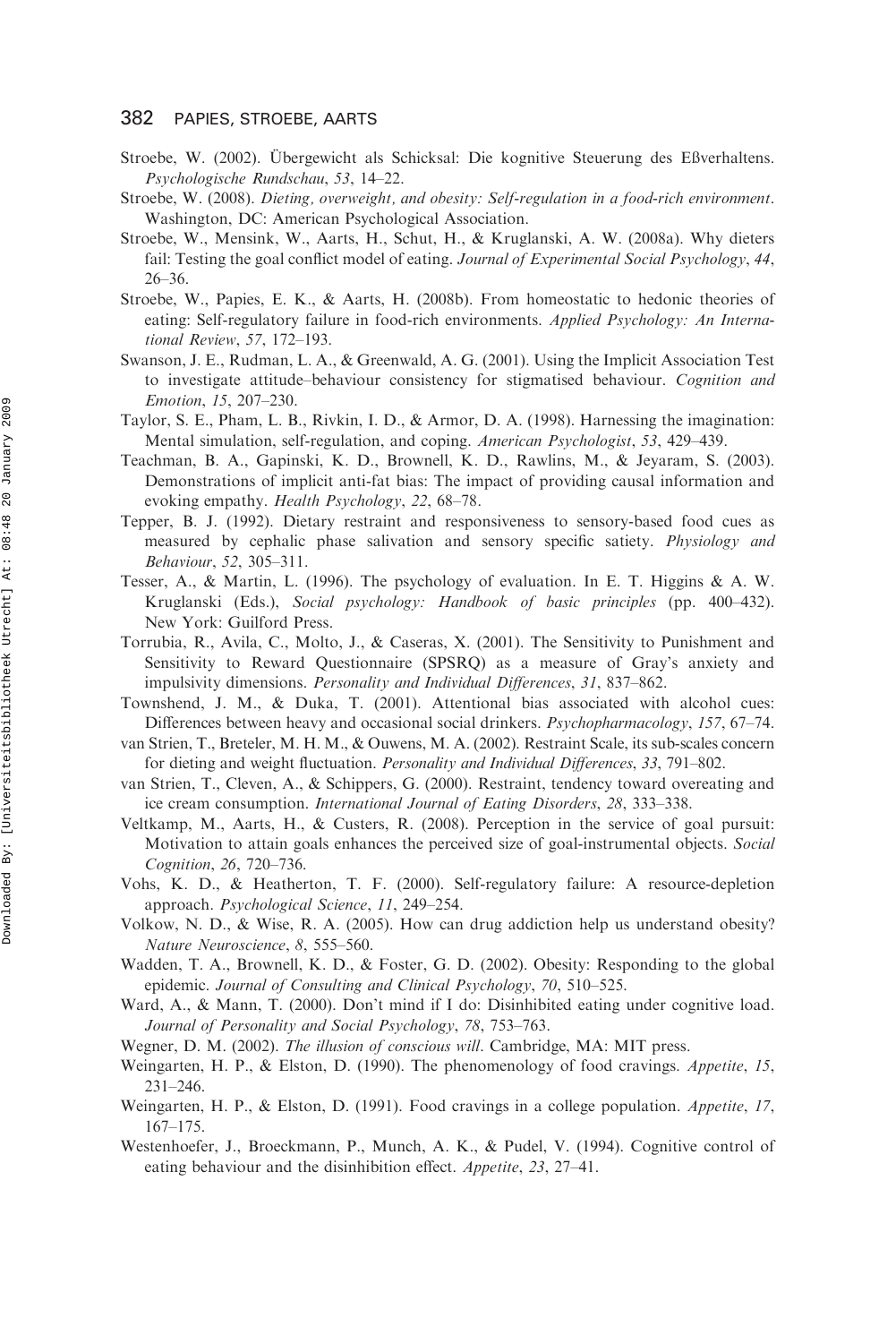Stroebe, W. (2002). Übergewicht als Schicksal: Die kognitive Steuerung des Eßverhaltens. *Psychologische Rundschau*, *53*, 14–22.

Stroebe, W. (2008). *Dieting, overweight, and obesity: Self-regulation in a food-rich environment*. Washington, DC: American Psychological Association.

Stroebe, W., Mensink, W., Aarts, H., Schut, H., & Kruglanski, A. W. (2008a). Why dieters fail: Testing the goal conflict model of eating. *Journal of Experimental Social Psychology*, *44*, 26–36.

Stroebe, W., Papies, E. K., & Aarts, H. (2008b). From homeostatic to hedonic theories of eating: Self-regulatory failure in food-rich environments. *Applied Psychology: An International Review*, *57*, 172–193.

Swanson, J. E., Rudman, L. A., & Greenwald, A. G. (2001). Using the Implicit Association Test to investigate attitude–behaviour consistency for stigmatised behaviour. *Cognition and Emotion*, *15*, 207–230.

Taylor, S. E., Pham, L. B., Rivkin, I. D., & Armor, D. A. (1998). Harnessing the imagination: Mental simulation, self-regulation, and coping. *American Psychologist*, *53*, 429–439.

Teachman, B. A., Gapinski, K. D., Brownell, K. D., Rawlins, M., & Jeyaram, S. (2003). Demonstrations of implicit anti-fat bias: The impact of providing causal information and evoking empathy. *Health Psychology*, *22*, 68–78.

Tepper, B. J. (1992). Dietary restraint and responsiveness to sensory-based food cues as measured by cephalic phase salivation and sensory specific satiety. *Physiology and Behaviour*, *52*, 305–311.

Tesser, A., & Martin, L. (1996). The psychology of evaluation. In E. T. Higgins & A. W. Kruglanski (Eds.), *Social psychology: Handbook of basic principles* (pp. 400–432). New York: Guilford Press.

Torrubia, R., Avila, C., Molto, J., & Caseras, X. (2001). The Sensitivity to Punishment and Sensitivity to Reward Questionnaire (SPSRQ) as a measure of Gray's anxiety and impulsivity dimensions. *Personality and Individual Differences*, *31*, 837–862.

Townshend, J. M., & Duka, T. (2001). Attentional bias associated with alcohol cues: Differences between heavy and occasional social drinkers. *Psychopharmacology*, *157*, 67–74.

van Strien, T., Breteler, M. H. M., & Ouwens, M. A. (2002). Restraint Scale, its sub-scales concern for dieting and weight fluctuation. *Personality and Individual Differences*, *33*, 791–802.

van Strien, T., Cleven, A., & Schippers, G. (2000). Restraint, tendency toward overeating and ice cream consumption. *International Journal of Eating Disorders*, *28*, 333–338.

Veltkamp, M., Aarts, H., & Custers, R. (2008). Perception in the service of goal pursuit: Motivation to attain goals enhances the perceived size of goal-instrumental objects. *Social Cognition*, *26*, 720–736.

Vohs, K. D., & Heatherton, T. F. (2000). Self-regulatory failure: A resource-depletion approach. *Psychological Science*, *11*, 249–254.

Volkow, N. D., & Wise, R. A. (2005). How can drug addiction help us understand obesity? *Nature Neuroscience*, *8*, 555–560.

Wadden, T. A., Brownell, K. D., & Foster, G. D. (2002). Obesity: Responding to the global epidemic. *Journal of Consulting and Clinical Psychology*, *70*, 510–525.

Ward, A., & Mann, T. (2000). Don't mind if I do: Disinhibited eating under cognitive load. *Journal of Personality and Social Psychology*, *78*, 753–763.

Wegner, D. M. (2002). *The illusion of conscious will*. Cambridge, MA: MIT press.

Weingarten, H. P., & Elston, D. (1990). The phenomenology of food cravings. *Appetite*, *15*, 231–246.

Weingarten, H. P., & Elston, D. (1991). Food cravings in a college population. *Appetite*, *17*, 167–175.

Westenhoefer, J., Broeckmann, P., Munch, A. K., & Pudel, V. (1994). Cognitive control of eating behaviour and the disinhibition effect. *Appetite*, *23*, 27–41.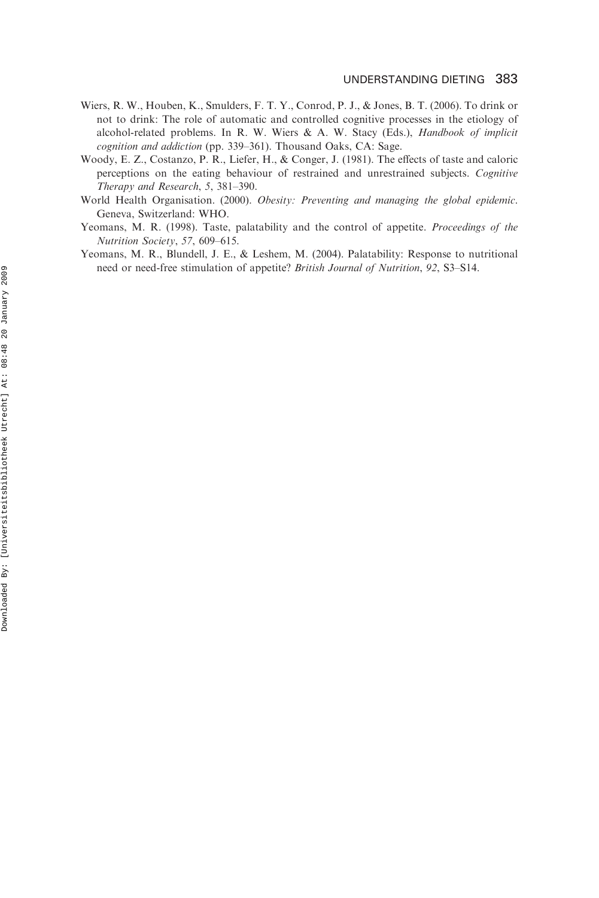Wiers, R. W., Houben, K., Smulders, F. T. Y., Conrod, P. J., & Jones, B. T. (2006). To drink or not to drink: The role of automatic and controlled cognitive processes in the etiology of alcohol-related problems. In R. W. Wiers & A. W. Stacy (Eds.), *Handbook of implicit cognition and addiction* (pp. 339–361). Thousand Oaks, CA: Sage.

Woody, E. Z., Costanzo, P. R., Liefer, H., & Conger, J. (1981). The effects of taste and caloric perceptions on the eating behaviour of restrained and unrestrained subjects. *Cognitive Therapy and Research*, *5*, 381–390.

World Health Organisation. (2000). *Obesity: Preventing and managing the global epidemic*. Geneva, Switzerland: WHO.

Yeomans, M. R. (1998). Taste, palatability and the control of appetite. *Proceedings of the Nutrition Society*, *57*, 609–615.

Yeomans, M. R., Blundell, J. E., & Leshem, M. (2004). Palatability: Response to nutritional need or need-free stimulation of appetite? *British Journal of Nutrition*, *92*, S3–S14.